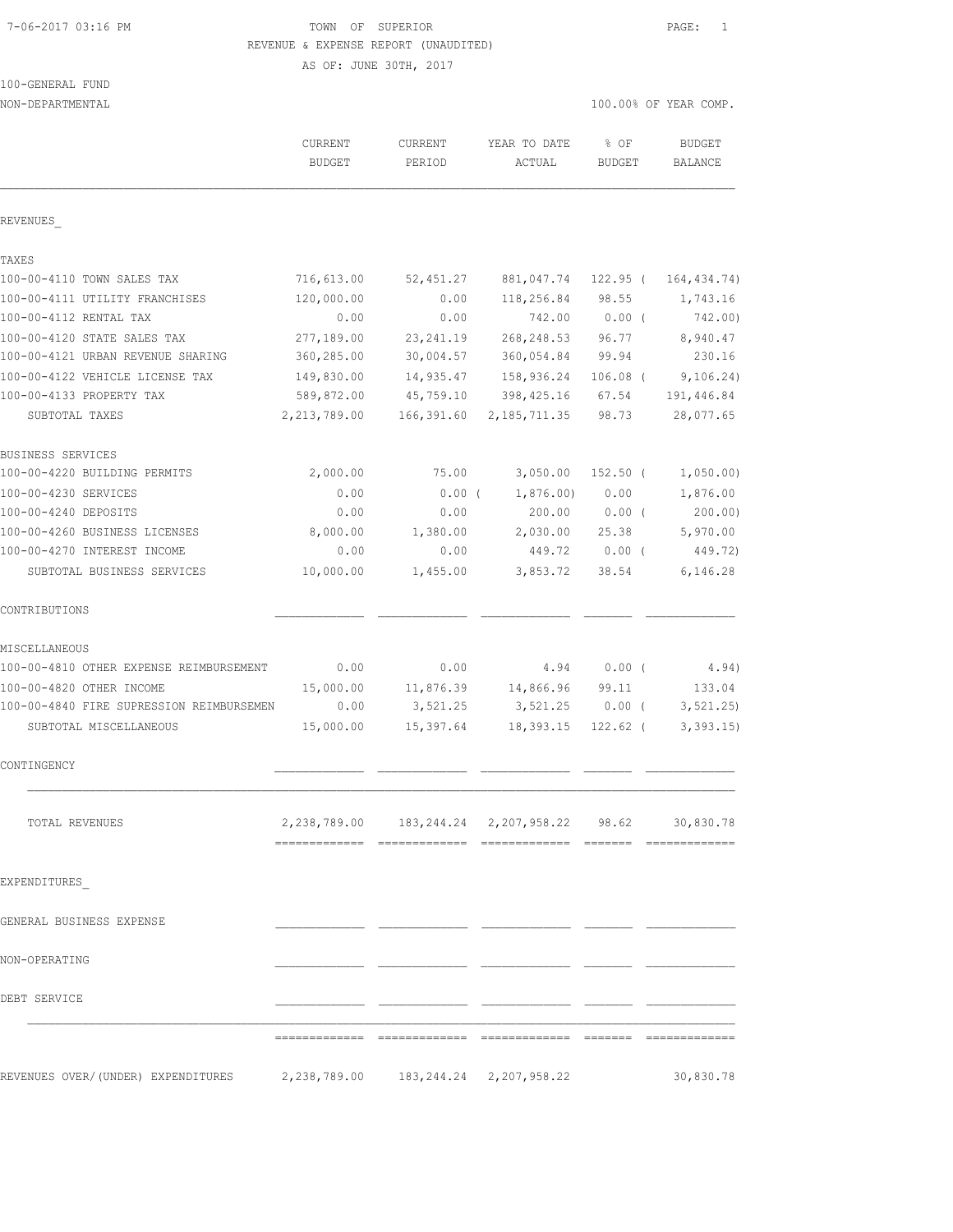7-06-2017 03:16 PM

TOWN OF SUPERIOR

REVENUE & EXPENSE REPORT (UNAUDITED)

AS OF: JUNE 30TH, 2017

100-GENERAL FUND

NON-DEPARTMENTAL

100.00% OF YEAR COMP.

| | CURRENT BUDGET | CURRENT PERIOD | YEAR TO DATE ACTUAL | % OF BUDGET | BUDGET BALANCE |
|---|---|---|---|---|---|
| **REVENUES** | | | | | |
| **TAXES** | | | | | |
| 100-00-4110 TOWN SALES TAX | 716,613.00 | 52,451.27 | 881,047.74 | 122.95 | ( 164,434.74) |
| 100-00-4111 UTILITY FRANCHISES | 120,000.00 | 0.00 | 118,256.84 | 98.55 | 1,743.16 |
| 100-00-4112 RENTAL TAX | 0.00 | 0.00 | 742.00 | 0.00 | ( 742.00) |
| 100-00-4120 STATE SALES TAX | 277,189.00 | 23,241.19 | 268,248.53 | 96.77 | 8,940.47 |
| 100-00-4121 URBAN REVENUE SHARING | 360,285.00 | 30,004.57 | 360,054.84 | 99.94 | 230.16 |
| 100-00-4122 VEHICLE LICENSE TAX | 149,830.00 | 14,935.47 | 158,936.24 | 106.08 | ( 9,106.24) |
| 100-00-4133 PROPERTY TAX | 589,872.00 | 45,759.10 | 398,425.16 | 67.54 | 191,446.84 |
| SUBTOTAL TAXES | 2,213,789.00 | 166,391.60 | 2,185,711.35 | 98.73 | 28,077.65 |
| **BUSINESS SERVICES** | | | | | |
| 100-00-4220 BUILDING PERMITS | 2,000.00 | 75.00 | 3,050.00 | 152.50 | ( 1,050.00) |
| 100-00-4230 SERVICES | 0.00 | 0.00 | ( 1,876.00) | 0.00 | 1,876.00 |
| 100-00-4240 DEPOSITS | 0.00 | 0.00 | 200.00 | 0.00 | ( 200.00) |
| 100-00-4260 BUSINESS LICENSES | 8,000.00 | 1,380.00 | 2,030.00 | 25.38 | 5,970.00 |
| 100-00-4270 INTEREST INCOME | 0.00 | 0.00 | 449.72 | 0.00 | ( 449.72) |
| SUBTOTAL BUSINESS SERVICES | 10,000.00 | 1,455.00 | 3,853.72 | 38.54 | 6,146.28 |
| **CONTRIBUTIONS** | | | | | |
| **MISCELLANEOUS** | | | | | |
| 100-00-4810 OTHER EXPENSE REIMBURSEMENT | 0.00 | 0.00 | 4.94 | 0.00 | ( 4.94) |
| 100-00-4820 OTHER INCOME | 15,000.00 | 11,876.39 | 14,866.96 | 99.11 | 133.04 |
| 100-00-4840 FIRE SUPRESSION REIMBURSEMEN | 0.00 | 3,521.25 | 3,521.25 | 0.00 | ( 3,521.25) |
| SUBTOTAL MISCELLANEOUS | 15,000.00 | 15,397.64 | 18,393.15 | 122.62 | ( 3,393.15) |
| **CONTINGENCY** | | | | | |
| TOTAL REVENUES | 2,238,789.00 | 183,244.24 | 2,207,958.22 | 98.62 | 30,830.78 |
| **EXPENDITURES** | | | | | |
| GENERAL BUSINESS EXPENSE | | | | | |
| NON-OPERATING | | | | | |
| DEBT SERVICE | | | | | |
| REVENUES OVER/(UNDER) EXPENDITURES | 2,238,789.00 | 183,244.24 | 2,207,958.22 | | 30,830.78 |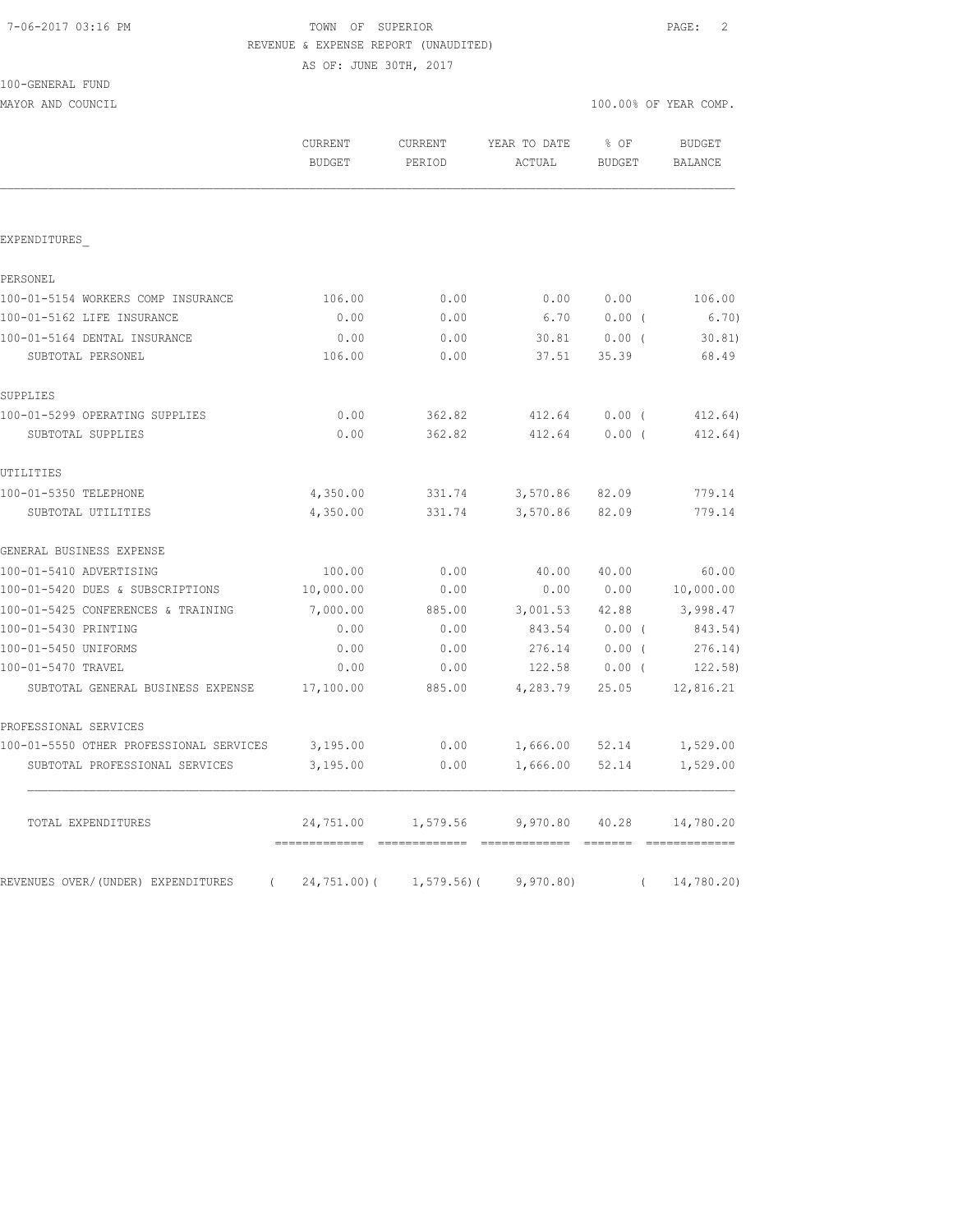TOWN OF SUPERIOR
REVENUE & EXPENSE REPORT (UNAUDITED)
AS OF: JUNE 30TH, 2017

100-GENERAL FUND
MAYOR AND COUNCIL — 100.00% OF YEAR COMP.

| | CURRENT BUDGET | CURRENT PERIOD | YEAR TO DATE ACTUAL | % OF BUDGET | BUDGET BALANCE |
|---|---|---|---|---|---|
| **EXPENDITURES** | | | | | |
| **PERSONEL** | | | | | |
| 100-01-5154 WORKERS COMP INSURANCE | 106.00 | 0.00 | 0.00 | 0.00 | 106.00 |
| 100-01-5162 LIFE INSURANCE | 0.00 | 0.00 | 6.70 | 0.00 | ( 6.70) |
| 100-01-5164 DENTAL INSURANCE | 0.00 | 0.00 | 30.81 | 0.00 | ( 30.81) |
| SUBTOTAL PERSONEL | 106.00 | 0.00 | 37.51 | 35.39 | 68.49 |
| **SUPPLIES** | | | | | |
| 100-01-5299 OPERATING SUPPLIES | 0.00 | 362.82 | 412.64 | 0.00 | ( 412.64) |
| SUBTOTAL SUPPLIES | 0.00 | 362.82 | 412.64 | 0.00 | ( 412.64) |
| **UTILITIES** | | | | | |
| 100-01-5350 TELEPHONE | 4,350.00 | 331.74 | 3,570.86 | 82.09 | 779.14 |
| SUBTOTAL UTILITIES | 4,350.00 | 331.74 | 3,570.86 | 82.09 | 779.14 |
| **GENERAL BUSINESS EXPENSE** | | | | | |
| 100-01-5410 ADVERTISING | 100.00 | 0.00 | 40.00 | 40.00 | 60.00 |
| 100-01-5420 DUES & SUBSCRIPTIONS | 10,000.00 | 0.00 | 0.00 | 0.00 | 10,000.00 |
| 100-01-5425 CONFERENCES & TRAINING | 7,000.00 | 885.00 | 3,001.53 | 42.88 | 3,998.47 |
| 100-01-5430 PRINTING | 0.00 | 0.00 | 843.54 | 0.00 | ( 843.54) |
| 100-01-5450 UNIFORMS | 0.00 | 0.00 | 276.14 | 0.00 | ( 276.14) |
| 100-01-5470 TRAVEL | 0.00 | 0.00 | 122.58 | 0.00 | ( 122.58) |
| SUBTOTAL GENERAL BUSINESS EXPENSE | 17,100.00 | 885.00 | 4,283.79 | 25.05 | 12,816.21 |
| **PROFESSIONAL SERVICES** | | | | | |
| 100-01-5550 OTHER PROFESSIONAL SERVICES | 3,195.00 | 0.00 | 1,666.00 | 52.14 | 1,529.00 |
| SUBTOTAL PROFESSIONAL SERVICES | 3,195.00 | 0.00 | 1,666.00 | 52.14 | 1,529.00 |
| TOTAL EXPENDITURES | 24,751.00 | 1,579.56 | 9,970.80 | 40.28 | 14,780.20 |
| REVENUES OVER/(UNDER) EXPENDITURES | ( 24,751.00) | ( 1,579.56) | ( 9,970.80) | | ( 14,780.20) |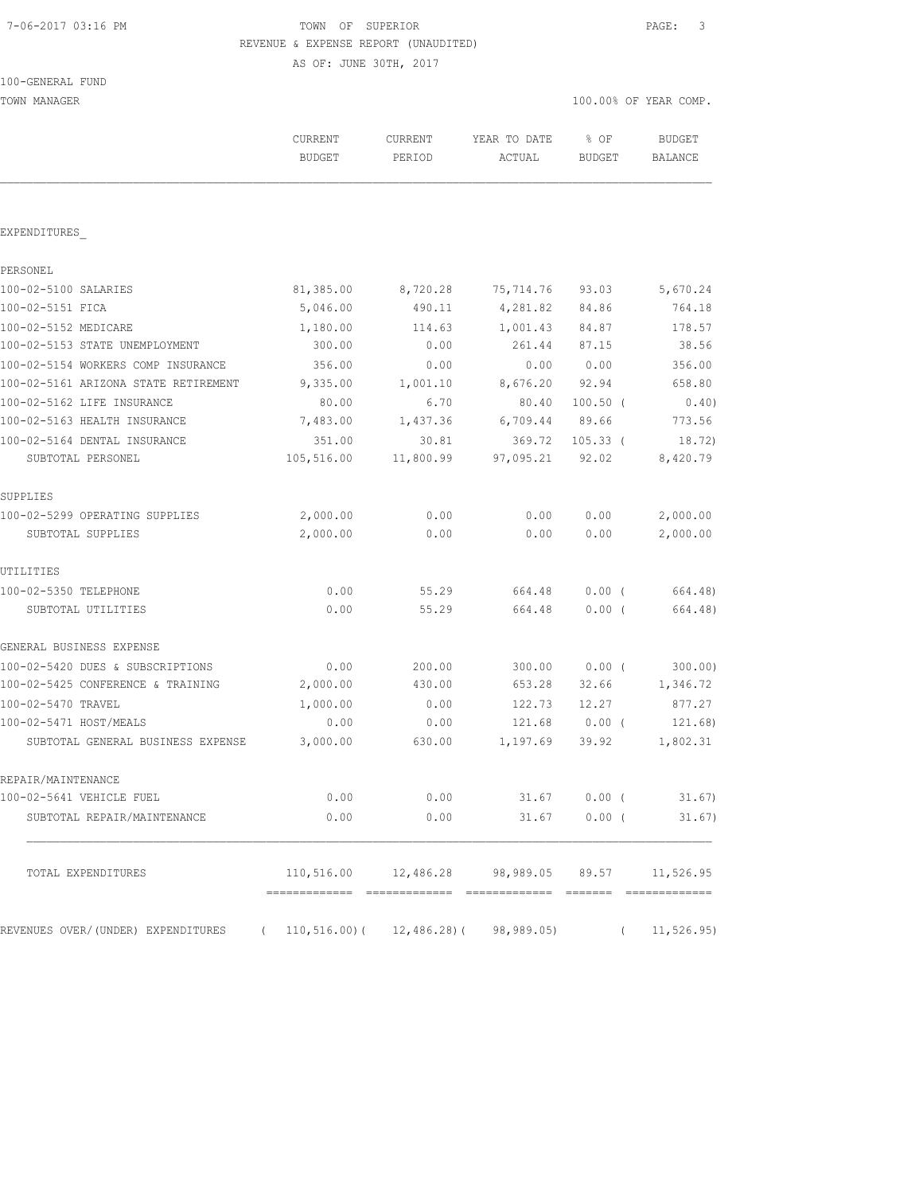TOWN OF SUPERIOR
REVENUE & EXPENSE REPORT (UNAUDITED)
AS OF: JUNE 30TH, 2017

100-GENERAL FUND
TOWN MANAGER — 100.00% OF YEAR COMP.

| | CURRENT BUDGET | CURRENT PERIOD | YEAR TO DATE ACTUAL | % OF BUDGET | BUDGET BALANCE |
|---|---|---|---|---|---|
| **EXPENDITURES** | | | | | |
| PERSONEL | | | | | |
| 100-02-5100 SALARIES | 81,385.00 | 8,720.28 | 75,714.76 | 93.03 | 5,670.24 |
| 100-02-5151 FICA | 5,046.00 | 490.11 | 4,281.82 | 84.86 | 764.18 |
| 100-02-5152 MEDICARE | 1,180.00 | 114.63 | 1,001.43 | 84.87 | 178.57 |
| 100-02-5153 STATE UNEMPLOYMENT | 300.00 | 0.00 | 261.44 | 87.15 | 38.56 |
| 100-02-5154 WORKERS COMP INSURANCE | 356.00 | 0.00 | 0.00 | 0.00 | 356.00 |
| 100-02-5161 ARIZONA STATE RETIREMENT | 9,335.00 | 1,001.10 | 8,676.20 | 92.94 | 658.80 |
| 100-02-5162 LIFE INSURANCE | 80.00 | 6.70 | 80.40 | 100.50 | (0.40) |
| 100-02-5163 HEALTH INSURANCE | 7,483.00 | 1,437.36 | 6,709.44 | 89.66 | 773.56 |
| 100-02-5164 DENTAL INSURANCE | 351.00 | 30.81 | 369.72 | 105.33 | (18.72) |
| SUBTOTAL PERSONEL | 105,516.00 | 11,800.99 | 97,095.21 | 92.02 | 8,420.79 |
| SUPPLIES | | | | | |
| 100-02-5299 OPERATING SUPPLIES | 2,000.00 | 0.00 | 0.00 | 0.00 | 2,000.00 |
| SUBTOTAL SUPPLIES | 2,000.00 | 0.00 | 0.00 | 0.00 | 2,000.00 |
| UTILITIES | | | | | |
| 100-02-5350 TELEPHONE | 0.00 | 55.29 | 664.48 | 0.00 | (664.48) |
| SUBTOTAL UTILITIES | 0.00 | 55.29 | 664.48 | 0.00 | (664.48) |
| GENERAL BUSINESS EXPENSE | | | | | |
| 100-02-5420 DUES & SUBSCRIPTIONS | 0.00 | 200.00 | 300.00 | 0.00 | (300.00) |
| 100-02-5425 CONFERENCE & TRAINING | 2,000.00 | 430.00 | 653.28 | 32.66 | 1,346.72 |
| 100-02-5470 TRAVEL | 1,000.00 | 0.00 | 122.73 | 12.27 | 877.27 |
| 100-02-5471 HOST/MEALS | 0.00 | 0.00 | 121.68 | 0.00 | (121.68) |
| SUBTOTAL GENERAL BUSINESS EXPENSE | 3,000.00 | 630.00 | 1,197.69 | 39.92 | 1,802.31 |
| REPAIR/MAINTENANCE | | | | | |
| 100-02-5641 VEHICLE FUEL | 0.00 | 0.00 | 31.67 | 0.00 | (31.67) |
| SUBTOTAL REPAIR/MAINTENANCE | 0.00 | 0.00 | 31.67 | 0.00 | (31.67) |
| TOTAL EXPENDITURES | 110,516.00 | 12,486.28 | 98,989.05 | 89.57 | 11,526.95 |
| REVENUES OVER/(UNDER) EXPENDITURES | (110,516.00) | (12,486.28) | (98,989.05) | | (11,526.95) |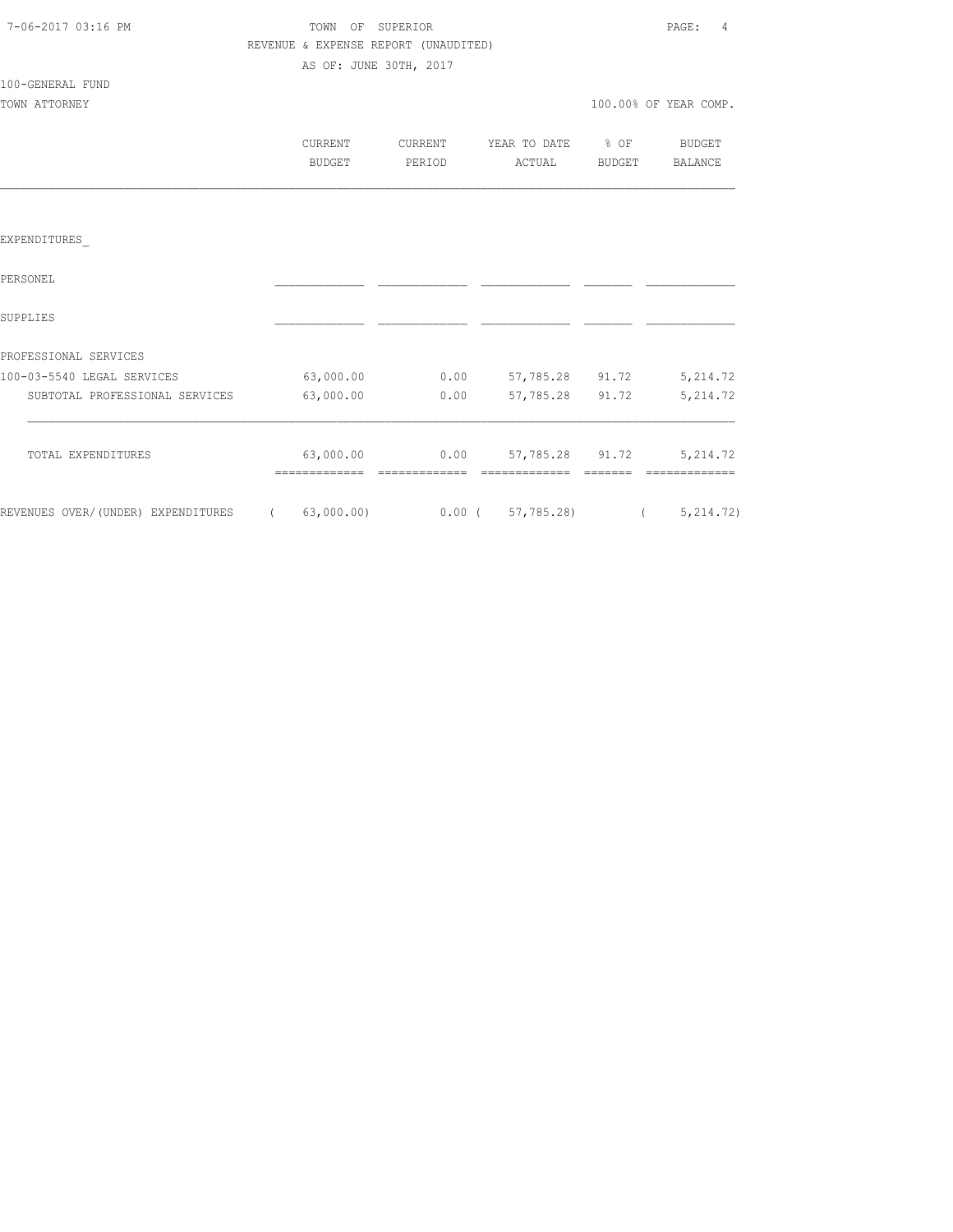TOWN OF SUPERIOR

REVENUE & EXPENSE REPORT (UNAUDITED)

AS OF: JUNE 30TH, 2017

100-GENERAL FUND

TOWN ATTORNEY — 100.00% OF YEAR COMP.

| | CURRENT BUDGET | CURRENT PERIOD | YEAR TO DATE ACTUAL | % OF BUDGET | BUDGET BALANCE |
|---|---|---|---|---|---|
| EXPENDITURES_ | | | | | |
| PERSONEL | | | | | |
| SUPPLIES | | | | | |
| PROFESSIONAL SERVICES | | | | | |
| 100-03-5540 LEGAL SERVICES | 63,000.00 | 0.00 | 57,785.28 | 91.72 | 5,214.72 |
| SUBTOTAL PROFESSIONAL SERVICES | 63,000.00 | 0.00 | 57,785.28 | 91.72 | 5,214.72 |
| TOTAL EXPENDITURES | 63,000.00 | 0.00 | 57,785.28 | 91.72 | 5,214.72 |
| REVENUES OVER/(UNDER) EXPENDITURES | ( 63,000.00) | 0.00 | ( 57,785.28) | | ( 5,214.72) |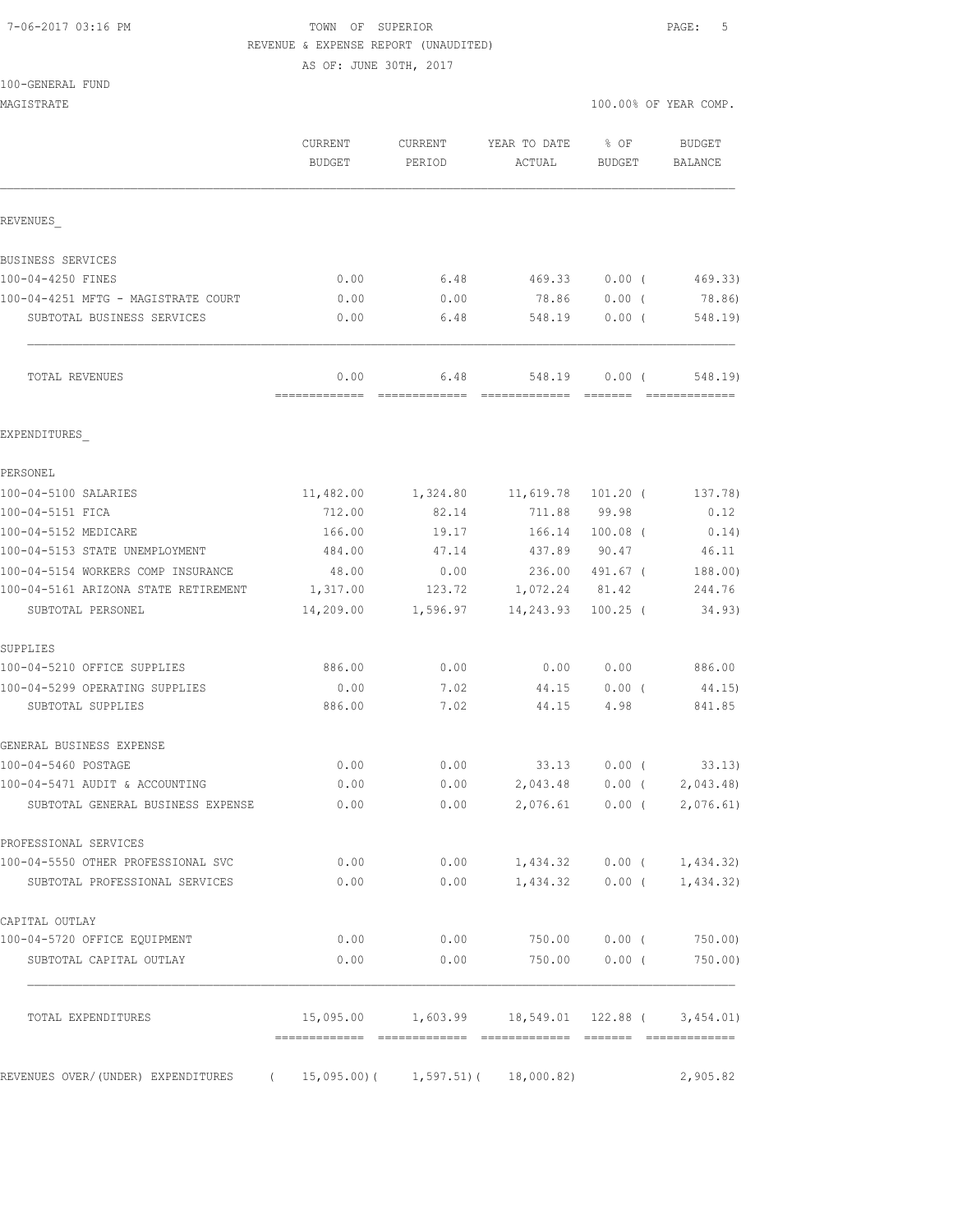7-06-2017 03:16 PM TOWN OF SUPERIOR

REVENUE & EXPENSE REPORT (UNAUDITED)

AS OF: JUNE 30TH, 2017

100-GENERAL FUND

MAGISTRATE — 100.00% OF YEAR COMP.

| | CURRENT BUDGET | CURRENT PERIOD | YEAR TO DATE ACTUAL | % OF BUDGET | BUDGET BALANCE |
|---|---|---|---|---|---|
| **REVENUES** | | | | | |
| BUSINESS SERVICES | | | | | |
| 100-04-4250 FINES | 0.00 | 6.48 | 469.33 | 0.00 ( | 469.33) |
| 100-04-4251 MFTG - MAGISTRATE COURT | 0.00 | 0.00 | 78.86 | 0.00 ( | 78.86) |
| SUBTOTAL BUSINESS SERVICES | 0.00 | 6.48 | 548.19 | 0.00 ( | 548.19) |
| TOTAL REVENUES | 0.00 | 6.48 | 548.19 | 0.00 ( | 548.19) |
| **EXPENDITURES** | | | | | |
| PERSONEL | | | | | |
| 100-04-5100 SALARIES | 11,482.00 | 1,324.80 | 11,619.78 | 101.20 ( | 137.78) |
| 100-04-5151 FICA | 712.00 | 82.14 | 711.88 | 99.98 | 0.12 |
| 100-04-5152 MEDICARE | 166.00 | 19.17 | 166.14 | 100.08 ( | 0.14) |
| 100-04-5153 STATE UNEMPLOYMENT | 484.00 | 47.14 | 437.89 | 90.47 | 46.11 |
| 100-04-5154 WORKERS COMP INSURANCE | 48.00 | 0.00 | 236.00 | 491.67 ( | 188.00) |
| 100-04-5161 ARIZONA STATE RETIREMENT | 1,317.00 | 123.72 | 1,072.24 | 81.42 | 244.76 |
| SUBTOTAL PERSONEL | 14,209.00 | 1,596.97 | 14,243.93 | 100.25 ( | 34.93) |
| SUPPLIES | | | | | |
| 100-04-5210 OFFICE SUPPLIES | 886.00 | 0.00 | 0.00 | 0.00 | 886.00 |
| 100-04-5299 OPERATING SUPPLIES | 0.00 | 7.02 | 44.15 | 0.00 ( | 44.15) |
| SUBTOTAL SUPPLIES | 886.00 | 7.02 | 44.15 | 4.98 | 841.85 |
| GENERAL BUSINESS EXPENSE | | | | | |
| 100-04-5460 POSTAGE | 0.00 | 0.00 | 33.13 | 0.00 ( | 33.13) |
| 100-04-5471 AUDIT & ACCOUNTING | 0.00 | 0.00 | 2,043.48 | 0.00 ( | 2,043.48) |
| SUBTOTAL GENERAL BUSINESS EXPENSE | 0.00 | 0.00 | 2,076.61 | 0.00 ( | 2,076.61) |
| PROFESSIONAL SERVICES | | | | | |
| 100-04-5550 OTHER PROFESSIONAL SVC | 0.00 | 0.00 | 1,434.32 | 0.00 ( | 1,434.32) |
| SUBTOTAL PROFESSIONAL SERVICES | 0.00 | 0.00 | 1,434.32 | 0.00 ( | 1,434.32) |
| CAPITAL OUTLAY | | | | | |
| 100-04-5720 OFFICE EQUIPMENT | 0.00 | 0.00 | 750.00 | 0.00 ( | 750.00) |
| SUBTOTAL CAPITAL OUTLAY | 0.00 | 0.00 | 750.00 | 0.00 ( | 750.00) |
| TOTAL EXPENDITURES | 15,095.00 | 1,603.99 | 18,549.01 | 122.88 ( | 3,454.01) |
| REVENUES OVER/(UNDER) EXPENDITURES | ( 15,095.00)( | 1,597.51)( | 18,000.82) | | 2,905.82 |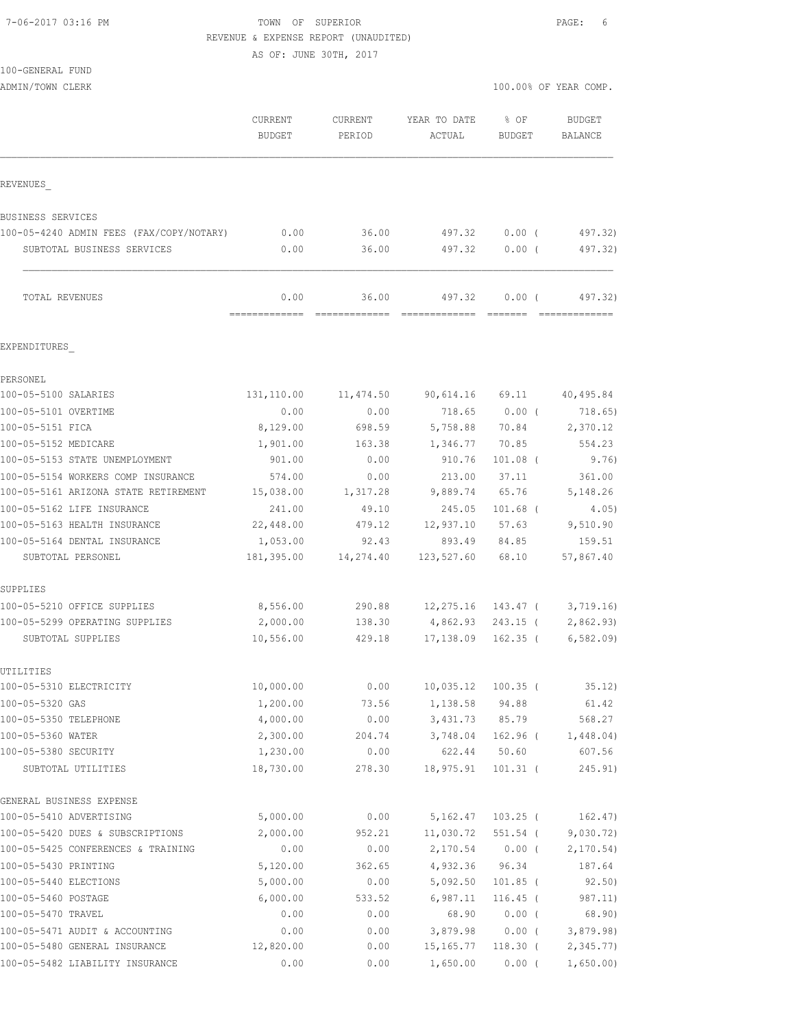TOWN OF SUPERIOR
REVENUE & EXPENSE REPORT (UNAUDITED)
AS OF: JUNE 30TH, 2017

100-GENERAL FUND
ADMIN/TOWN CLERK

100.00% OF YEAR COMP.

| | CURRENT BUDGET | CURRENT PERIOD | YEAR TO DATE ACTUAL | % OF BUDGET | BUDGET BALANCE |
|---|---|---|---|---|---|
| REVENUES_ | | | | | |
| BUSINESS SERVICES | | | | | |
| 100-05-4240 ADMIN FEES (FAX/COPY/NOTARY) | 0.00 | 36.00 | 497.32 | 0.00 ( | 497.32) |
| SUBTOTAL BUSINESS SERVICES | 0.00 | 36.00 | 497.32 | 0.00 ( | 497.32) |
| TOTAL REVENUES | 0.00 | 36.00 | 497.32 | 0.00 ( | 497.32) |
| EXPENDITURES_ | | | | | |
| PERSONEL | | | | | |
| 100-05-5100 SALARIES | 131,110.00 | 11,474.50 | 90,614.16 | 69.11 | 40,495.84 |
| 100-05-5101 OVERTIME | 0.00 | 0.00 | 718.65 | 0.00 ( | 718.65) |
| 100-05-5151 FICA | 8,129.00 | 698.59 | 5,758.88 | 70.84 | 2,370.12 |
| 100-05-5152 MEDICARE | 1,901.00 | 163.38 | 1,346.77 | 70.85 | 554.23 |
| 100-05-5153 STATE UNEMPLOYMENT | 901.00 | 0.00 | 910.76 | 101.08 ( | 9.76) |
| 100-05-5154 WORKERS COMP INSURANCE | 574.00 | 0.00 | 213.00 | 37.11 | 361.00 |
| 100-05-5161 ARIZONA STATE RETIREMENT | 15,038.00 | 1,317.28 | 9,889.74 | 65.76 | 5,148.26 |
| 100-05-5162 LIFE INSURANCE | 241.00 | 49.10 | 245.05 | 101.68 ( | 4.05) |
| 100-05-5163 HEALTH INSURANCE | 22,448.00 | 479.12 | 12,937.10 | 57.63 | 9,510.90 |
| 100-05-5164 DENTAL INSURANCE | 1,053.00 | 92.43 | 893.49 | 84.85 | 159.51 |
| SUBTOTAL PERSONEL | 181,395.00 | 14,274.40 | 123,527.60 | 68.10 | 57,867.40 |
| SUPPLIES | | | | | |
| 100-05-5210 OFFICE SUPPLIES | 8,556.00 | 290.88 | 12,275.16 | 143.47 ( | 3,719.16) |
| 100-05-5299 OPERATING SUPPLIES | 2,000.00 | 138.30 | 4,862.93 | 243.15 ( | 2,862.93) |
| SUBTOTAL SUPPLIES | 10,556.00 | 429.18 | 17,138.09 | 162.35 ( | 6,582.09) |
| UTILITIES | | | | | |
| 100-05-5310 ELECTRICITY | 10,000.00 | 0.00 | 10,035.12 | 100.35 ( | 35.12) |
| 100-05-5320 GAS | 1,200.00 | 73.56 | 1,138.58 | 94.88 | 61.42 |
| 100-05-5350 TELEPHONE | 4,000.00 | 0.00 | 3,431.73 | 85.79 | 568.27 |
| 100-05-5360 WATER | 2,300.00 | 204.74 | 3,748.04 | 162.96 ( | 1,448.04) |
| 100-05-5380 SECURITY | 1,230.00 | 0.00 | 622.44 | 50.60 | 607.56 |
| SUBTOTAL UTILITIES | 18,730.00 | 278.30 | 18,975.91 | 101.31 ( | 245.91) |
| GENERAL BUSINESS EXPENSE | | | | | |
| 100-05-5410 ADVERTISING | 5,000.00 | 0.00 | 5,162.47 | 103.25 ( | 162.47) |
| 100-05-5420 DUES & SUBSCRIPTIONS | 2,000.00 | 952.21 | 11,030.72 | 551.54 ( | 9,030.72) |
| 100-05-5425 CONFERENCES & TRAINING | 0.00 | 0.00 | 2,170.54 | 0.00 ( | 2,170.54) |
| 100-05-5430 PRINTING | 5,120.00 | 362.65 | 4,932.36 | 96.34 | 187.64 |
| 100-05-5440 ELECTIONS | 5,000.00 | 0.00 | 5,092.50 | 101.85 ( | 92.50) |
| 100-05-5460 POSTAGE | 6,000.00 | 533.52 | 6,987.11 | 116.45 ( | 987.11) |
| 100-05-5470 TRAVEL | 0.00 | 0.00 | 68.90 | 0.00 ( | 68.90) |
| 100-05-5471 AUDIT & ACCOUNTING | 0.00 | 0.00 | 3,879.98 | 0.00 ( | 3,879.98) |
| 100-05-5480 GENERAL INSURANCE | 12,820.00 | 0.00 | 15,165.77 | 118.30 ( | 2,345.77) |
| 100-05-5482 LIABILITY INSURANCE | 0.00 | 0.00 | 1,650.00 | 0.00 ( | 1,650.00) |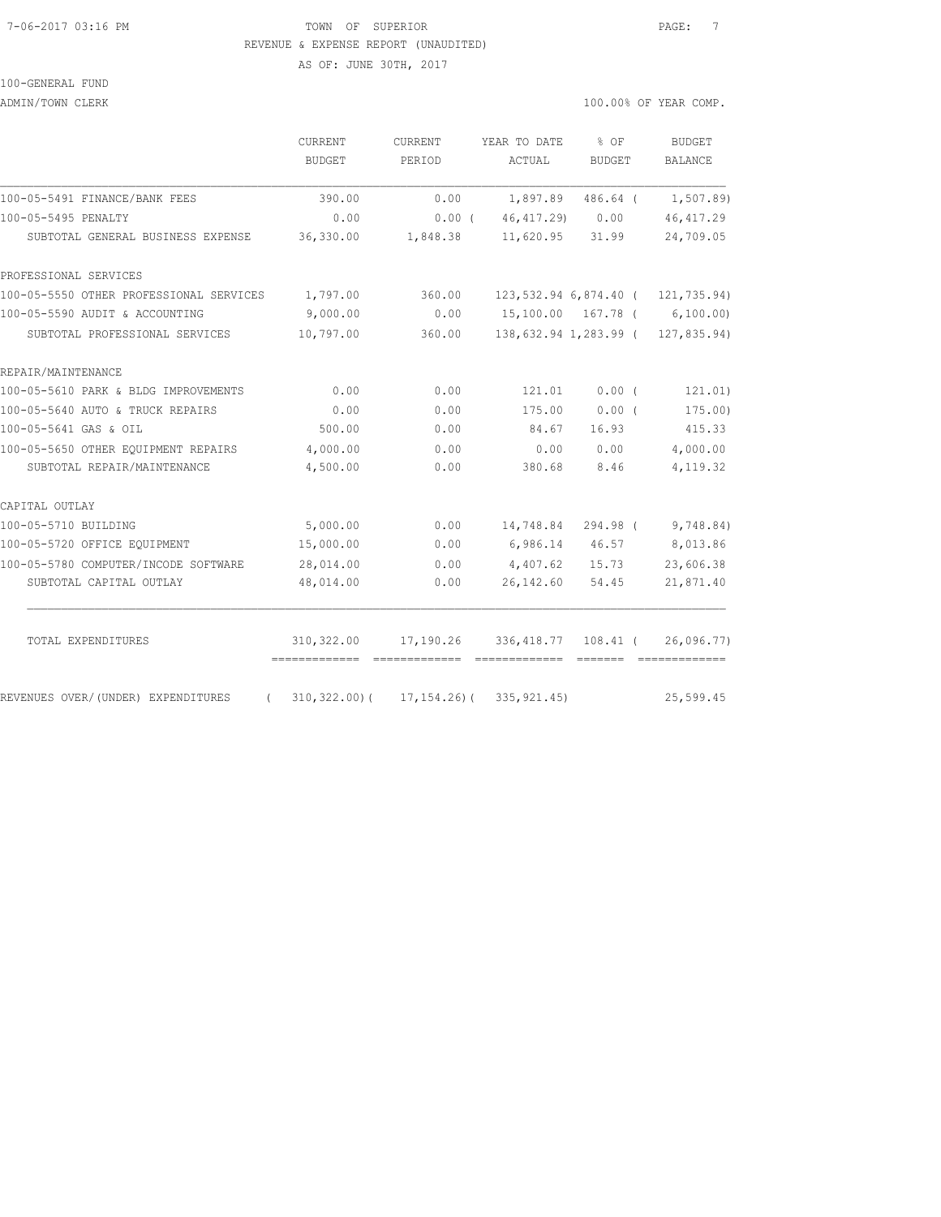TOWN OF SUPERIOR

REVENUE & EXPENSE REPORT (UNAUDITED)

AS OF: JUNE 30TH, 2017

100-GENERAL FUND

ADMIN/TOWN CLERK

100.00% OF YEAR COMP.

| | CURRENT BUDGET | CURRENT PERIOD | YEAR TO DATE ACTUAL | % OF BUDGET | BUDGET BALANCE |
|---|---|---|---|---|---|
| 100-05-5491 FINANCE/BANK FEES | 390.00 | 0.00 | 1,897.89 | 486.64 ( | 1,507.89) |
| 100-05-5495 PENALTY | 0.00 | 0.00 ( | 46,417.29) | 0.00 | 46,417.29 |
| SUBTOTAL GENERAL BUSINESS EXPENSE | 36,330.00 | 1,848.38 | 11,620.95 | 31.99 | 24,709.05 |
| PROFESSIONAL SERVICES | | | | | |
| 100-05-5550 OTHER PROFESSIONAL SERVICES | 1,797.00 | 360.00 | 123,532.94 | 6,874.40 ( | 121,735.94) |
| 100-05-5590 AUDIT & ACCOUNTING | 9,000.00 | 0.00 | 15,100.00 | 167.78 ( | 6,100.00) |
| SUBTOTAL PROFESSIONAL SERVICES | 10,797.00 | 360.00 | 138,632.94 | 1,283.99 ( | 127,835.94) |
| REPAIR/MAINTENANCE | | | | | |
| 100-05-5610 PARK & BLDG IMPROVEMENTS | 0.00 | 0.00 | 121.01 | 0.00 ( | 121.01) |
| 100-05-5640 AUTO & TRUCK REPAIRS | 0.00 | 0.00 | 175.00 | 0.00 ( | 175.00) |
| 100-05-5641 GAS & OIL | 500.00 | 0.00 | 84.67 | 16.93 | 415.33 |
| 100-05-5650 OTHER EQUIPMENT REPAIRS | 4,000.00 | 0.00 | 0.00 | 0.00 | 4,000.00 |
| SUBTOTAL REPAIR/MAINTENANCE | 4,500.00 | 0.00 | 380.68 | 8.46 | 4,119.32 |
| CAPITAL OUTLAY | | | | | |
| 100-05-5710 BUILDING | 5,000.00 | 0.00 | 14,748.84 | 294.98 ( | 9,748.84) |
| 100-05-5720 OFFICE EQUIPMENT | 15,000.00 | 0.00 | 6,986.14 | 46.57 | 8,013.86 |
| 100-05-5780 COMPUTER/INCODE SOFTWARE | 28,014.00 | 0.00 | 4,407.62 | 15.73 | 23,606.38 |
| SUBTOTAL CAPITAL OUTLAY | 48,014.00 | 0.00 | 26,142.60 | 54.45 | 21,871.40 |
| TOTAL EXPENDITURES | 310,322.00 | 17,190.26 | 336,418.77 | 108.41 ( | 26,096.77) |
| REVENUES OVER/(UNDER) EXPENDITURES | ( 310,322.00)( | 17,154.26)( | 335,921.45) | | 25,599.45 |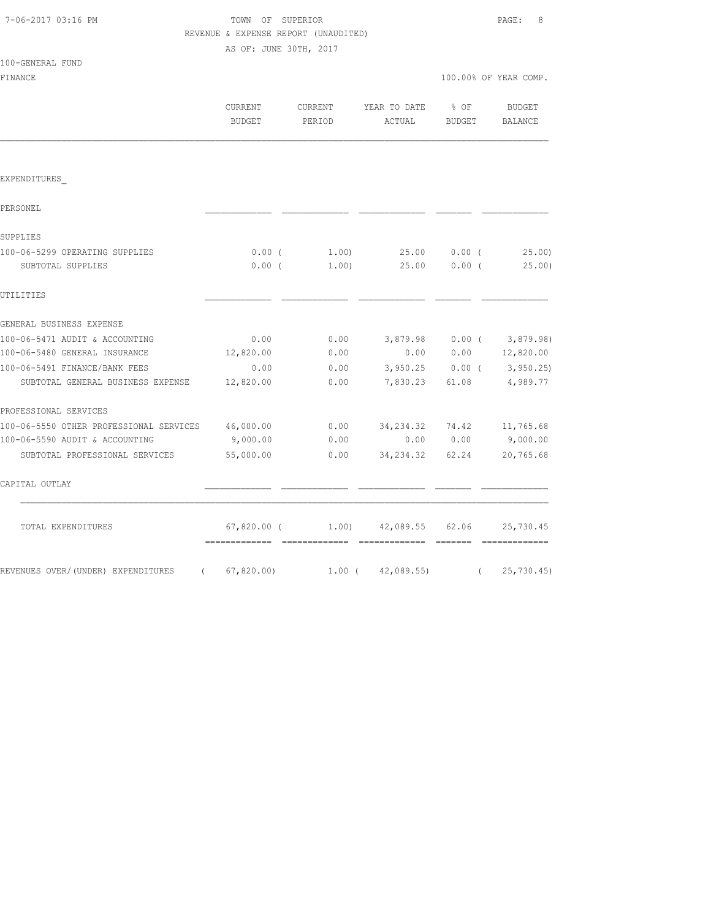7-06-2017 03:16 PM

TOWN OF SUPERIOR

REVENUE & EXPENSE REPORT (UNAUDITED)

AS OF: JUNE 30TH, 2017

100-GENERAL FUND

FINANCE — 100.00% OF YEAR COMP.

| | CURRENT BUDGET | CURRENT PERIOD | YEAR TO DATE ACTUAL | % OF BUDGET | BUDGET BALANCE |
|---|---|---|---|---|---|
| EXPENDITURES_ | | | | | |
| PERSONEL | | | | | |
| SUPPLIES | | | | | |
| 100-06-5299 OPERATING SUPPLIES | 0.00 | ( 1.00) | 25.00 | 0.00 | ( 25.00) |
| SUBTOTAL SUPPLIES | 0.00 | ( 1.00) | 25.00 | 0.00 | ( 25.00) |
| UTILITIES | | | | | |
| GENERAL BUSINESS EXPENSE | | | | | |
| 100-06-5471 AUDIT & ACCOUNTING | 0.00 | 0.00 | 3,879.98 | 0.00 | ( 3,879.98) |
| 100-06-5480 GENERAL INSURANCE | 12,820.00 | 0.00 | 0.00 | 0.00 | 12,820.00 |
| 100-06-5491 FINANCE/BANK FEES | 0.00 | 0.00 | 3,950.25 | 0.00 | ( 3,950.25) |
| SUBTOTAL GENERAL BUSINESS EXPENSE | 12,820.00 | 0.00 | 7,830.23 | 61.08 | 4,989.77 |
| PROFESSIONAL SERVICES | | | | | |
| 100-06-5550 OTHER PROFESSIONAL SERVICES | 46,000.00 | 0.00 | 34,234.32 | 74.42 | 11,765.68 |
| 100-06-5590 AUDIT & ACCOUNTING | 9,000.00 | 0.00 | 0.00 | 0.00 | 9,000.00 |
| SUBTOTAL PROFESSIONAL SERVICES | 55,000.00 | 0.00 | 34,234.32 | 62.24 | 20,765.68 |
| CAPITAL OUTLAY | | | | | |
| TOTAL EXPENDITURES | 67,820.00 | ( 1.00) | 42,089.55 | 62.06 | 25,730.45 |
| REVENUES OVER/(UNDER) EXPENDITURES | ( 67,820.00) | 1.00 | ( 42,089.55) | | ( 25,730.45) |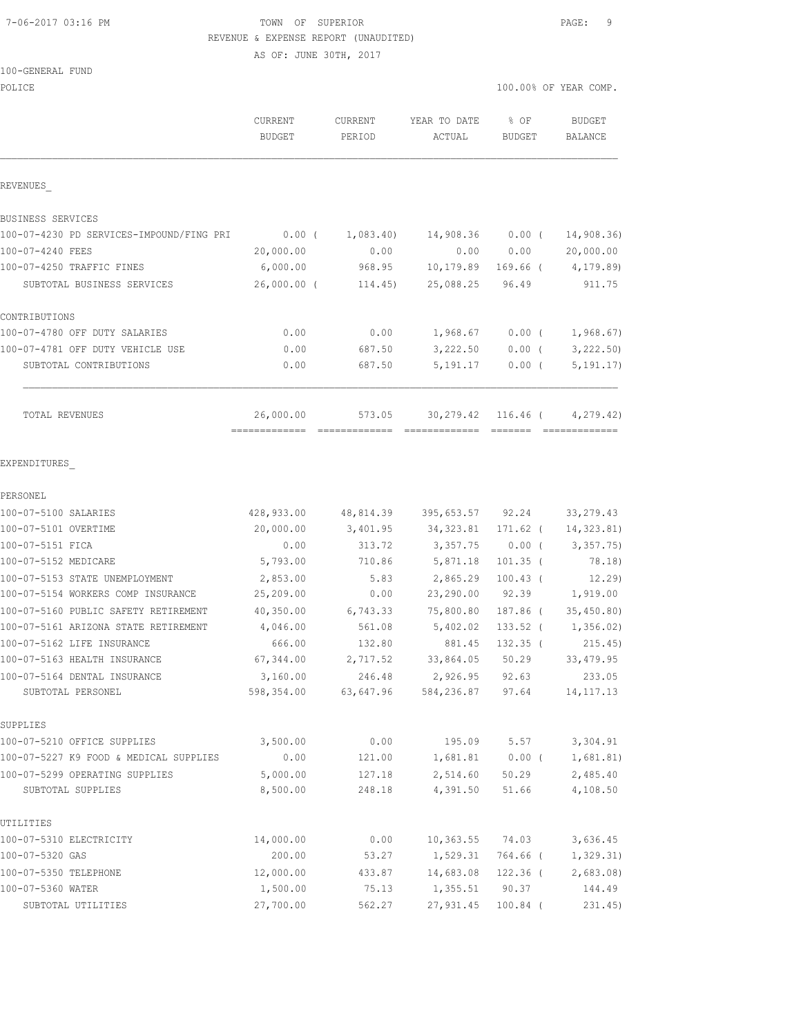7-06-2017 03:16 PM

TOWN OF SUPERIOR

REVENUE & EXPENSE REPORT (UNAUDITED)

AS OF: JUNE 30TH, 2017

100-GENERAL FUND

POLICE

100.00% OF YEAR COMP.

| | CURRENT BUDGET | CURRENT PERIOD | YEAR TO DATE ACTUAL | % OF BUDGET | BUDGET BALANCE |
|---|---|---|---|---|---|
| **REVENUES** | | | | | |
| BUSINESS SERVICES | | | | | |
| 100-07-4230 PD SERVICES-IMPOUND/FING PRI | 0.00 ( | 1,083.40) | 14,908.36 | 0.00 ( | 14,908.36) |
| 100-07-4240 FEES | 20,000.00 | 0.00 | 0.00 | 0.00 | 20,000.00 |
| 100-07-4250 TRAFFIC FINES | 6,000.00 | 968.95 | 10,179.89 | 169.66 ( | 4,179.89) |
| SUBTOTAL BUSINESS SERVICES | 26,000.00 ( | 114.45) | 25,088.25 | 96.49 | 911.75 |
| CONTRIBUTIONS | | | | | |
| 100-07-4780 OFF DUTY SALARIES | 0.00 | 0.00 | 1,968.67 | 0.00 ( | 1,968.67) |
| 100-07-4781 OFF DUTY VEHICLE USE | 0.00 | 687.50 | 3,222.50 | 0.00 ( | 3,222.50) |
| SUBTOTAL CONTRIBUTIONS | 0.00 | 687.50 | 5,191.17 | 0.00 ( | 5,191.17) |
| TOTAL REVENUES | 26,000.00 | 573.05 | 30,279.42 | 116.46 ( | 4,279.42) |
| **EXPENDITURES** | | | | | |
| PERSONEL | | | | | |
| 100-07-5100 SALARIES | 428,933.00 | 48,814.39 | 395,653.57 | 92.24 | 33,279.43 |
| 100-07-5101 OVERTIME | 20,000.00 | 3,401.95 | 34,323.81 | 171.62 ( | 14,323.81) |
| 100-07-5151 FICA | 0.00 | 313.72 | 3,357.75 | 0.00 ( | 3,357.75) |
| 100-07-5152 MEDICARE | 5,793.00 | 710.86 | 5,871.18 | 101.35 ( | 78.18) |
| 100-07-5153 STATE UNEMPLOYMENT | 2,853.00 | 5.83 | 2,865.29 | 100.43 ( | 12.29) |
| 100-07-5154 WORKERS COMP INSURANCE | 25,209.00 | 0.00 | 23,290.00 | 92.39 | 1,919.00 |
| 100-07-5160 PUBLIC SAFETY RETIREMENT | 40,350.00 | 6,743.33 | 75,800.80 | 187.86 ( | 35,450.80) |
| 100-07-5161 ARIZONA STATE RETIREMENT | 4,046.00 | 561.08 | 5,402.02 | 133.52 ( | 1,356.02) |
| 100-07-5162 LIFE INSURANCE | 666.00 | 132.80 | 881.45 | 132.35 ( | 215.45) |
| 100-07-5163 HEALTH INSURANCE | 67,344.00 | 2,717.52 | 33,864.05 | 50.29 | 33,479.95 |
| 100-07-5164 DENTAL INSURANCE | 3,160.00 | 246.48 | 2,926.95 | 92.63 | 233.05 |
| SUBTOTAL PERSONEL | 598,354.00 | 63,647.96 | 584,236.87 | 97.64 | 14,117.13 |
| SUPPLIES | | | | | |
| 100-07-5210 OFFICE SUPPLIES | 3,500.00 | 0.00 | 195.09 | 5.57 | 3,304.91 |
| 100-07-5227 K9 FOOD & MEDICAL SUPPLIES | 0.00 | 121.00 | 1,681.81 | 0.00 ( | 1,681.81) |
| 100-07-5299 OPERATING SUPPLIES | 5,000.00 | 127.18 | 2,514.60 | 50.29 | 2,485.40 |
| SUBTOTAL SUPPLIES | 8,500.00 | 248.18 | 4,391.50 | 51.66 | 4,108.50 |
| UTILITIES | | | | | |
| 100-07-5310 ELECTRICITY | 14,000.00 | 0.00 | 10,363.55 | 74.03 | 3,636.45 |
| 100-07-5320 GAS | 200.00 | 53.27 | 1,529.31 | 764.66 ( | 1,329.31) |
| 100-07-5350 TELEPHONE | 12,000.00 | 433.87 | 14,683.08 | 122.36 ( | 2,683.08) |
| 100-07-5360 WATER | 1,500.00 | 75.13 | 1,355.51 | 90.37 | 144.49 |
| SUBTOTAL UTILITIES | 27,700.00 | 562.27 | 27,931.45 | 100.84 ( | 231.45) |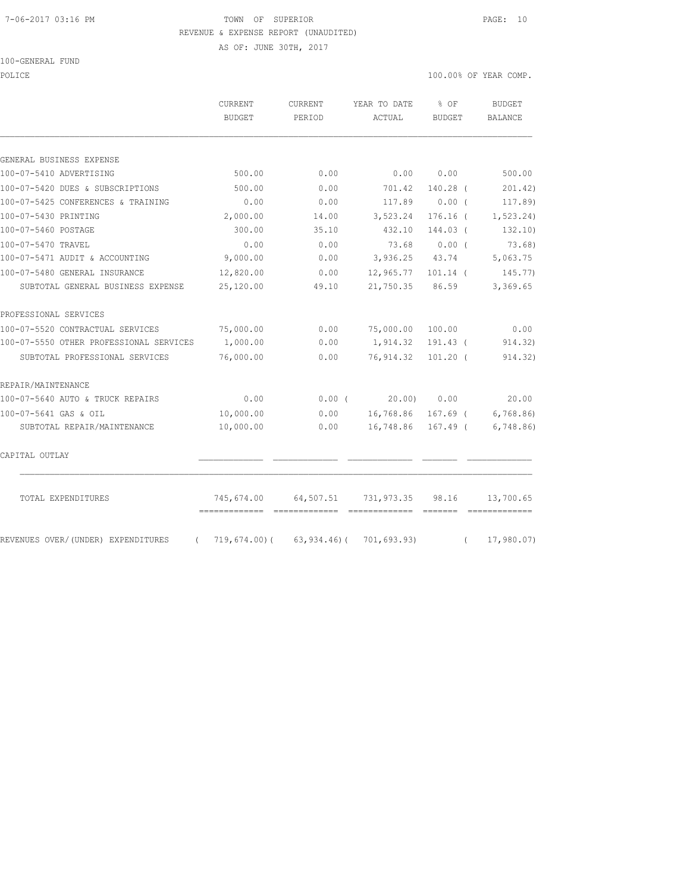TOWN OF SUPERIOR
REVENUE & EXPENSE REPORT (UNAUDITED)
AS OF: JUNE 30TH, 2017

100-GENERAL FUND

POLICE — 100.00% OF YEAR COMP.

| | CURRENT BUDGET | CURRENT PERIOD | YEAR TO DATE ACTUAL | % OF BUDGET | BUDGET BALANCE |
|---|---|---|---|---|---|
| **GENERAL BUSINESS EXPENSE** | | | | | |
| 100-07-5410 ADVERTISING | 500.00 | 0.00 | 0.00 | 0.00 | 500.00 |
| 100-07-5420 DUES & SUBSCRIPTIONS | 500.00 | 0.00 | 701.42 | 140.28 | ( 201.42) |
| 100-07-5425 CONFERENCES & TRAINING | 0.00 | 0.00 | 117.89 | 0.00 | ( 117.89) |
| 100-07-5430 PRINTING | 2,000.00 | 14.00 | 3,523.24 | 176.16 | ( 1,523.24) |
| 100-07-5460 POSTAGE | 300.00 | 35.10 | 432.10 | 144.03 | ( 132.10) |
| 100-07-5470 TRAVEL | 0.00 | 0.00 | 73.68 | 0.00 | ( 73.68) |
| 100-07-5471 AUDIT & ACCOUNTING | 9,000.00 | 0.00 | 3,936.25 | 43.74 | 5,063.75 |
| 100-07-5480 GENERAL INSURANCE | 12,820.00 | 0.00 | 12,965.77 | 101.14 | ( 145.77) |
| SUBTOTAL GENERAL BUSINESS EXPENSE | 25,120.00 | 49.10 | 21,750.35 | 86.59 | 3,369.65 |
| **PROFESSIONAL SERVICES** | | | | | |
| 100-07-5520 CONTRACTUAL SERVICES | 75,000.00 | 0.00 | 75,000.00 | 100.00 | 0.00 |
| 100-07-5550 OTHER PROFESSIONAL SERVICES | 1,000.00 | 0.00 | 1,914.32 | 191.43 | ( 914.32) |
| SUBTOTAL PROFESSIONAL SERVICES | 76,000.00 | 0.00 | 76,914.32 | 101.20 | ( 914.32) |
| **REPAIR/MAINTENANCE** | | | | | |
| 100-07-5640 AUTO & TRUCK REPAIRS | 0.00 | 0.00 | ( 20.00) | 0.00 | 20.00 |
| 100-07-5641 GAS & OIL | 10,000.00 | 0.00 | 16,768.86 | 167.69 | ( 6,768.86) |
| SUBTOTAL REPAIR/MAINTENANCE | 10,000.00 | 0.00 | 16,748.86 | 167.49 | ( 6,748.86) |
| **CAPITAL OUTLAY** | | | | | |
| TOTAL EXPENDITURES | 745,674.00 | 64,507.51 | 731,973.35 | 98.16 | 13,700.65 |
| REVENUES OVER/(UNDER) EXPENDITURES | ( 719,674.00) | ( 63,934.46) | ( 701,693.93) | | ( 17,980.07) |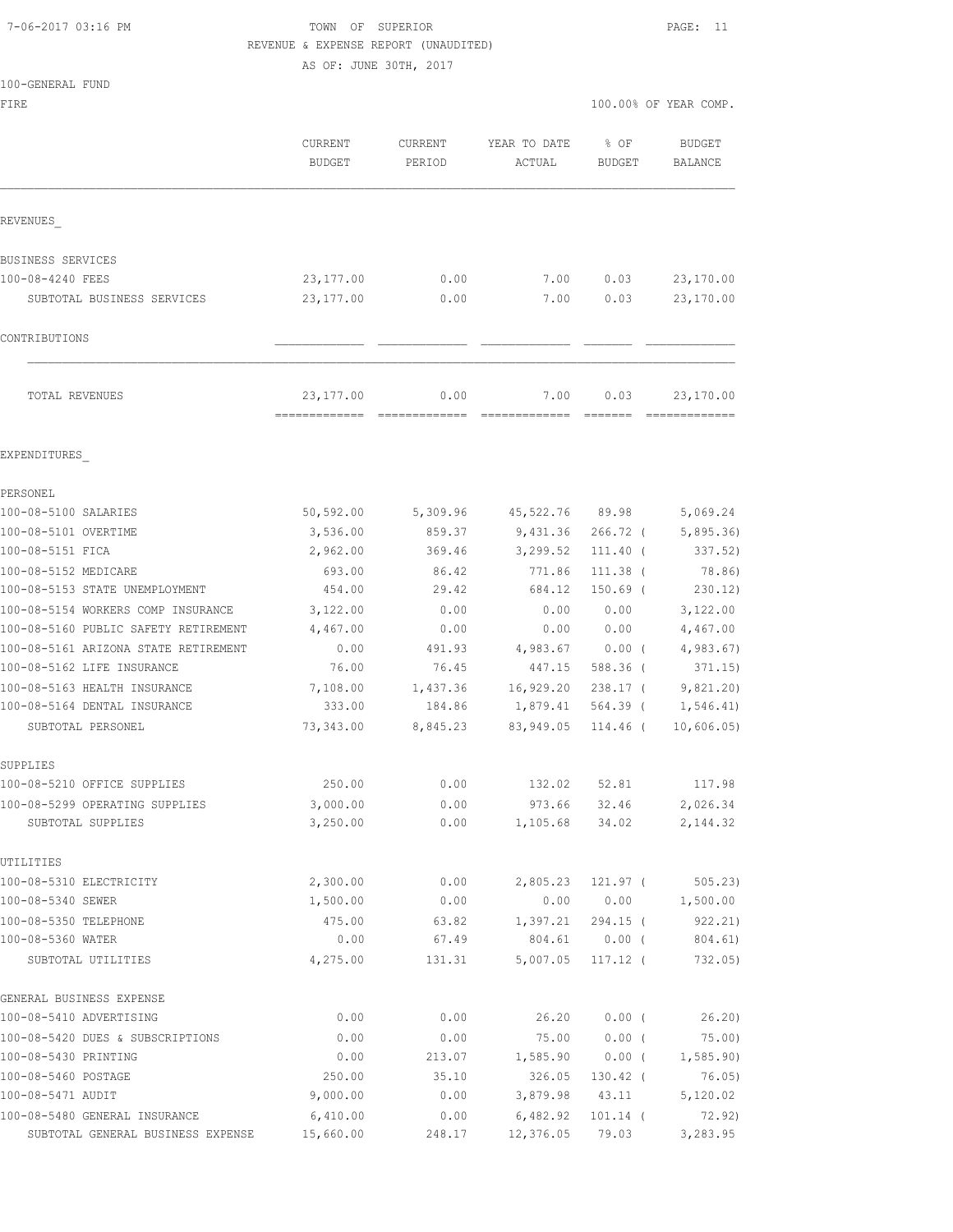TOWN OF SUPERIOR
REVENUE & EXPENSE REPORT (UNAUDITED)
AS OF: JUNE 30TH, 2017

100-GENERAL FUND
FIRE — 100.00% OF YEAR COMP.

| | CURRENT BUDGET | CURRENT PERIOD | YEAR TO DATE ACTUAL | % OF BUDGET | BUDGET BALANCE |
|---|---|---|---|---|---|
| **REVENUES** | | | | | |
| BUSINESS SERVICES | | | | | |
| 100-08-4240 FEES | 23,177.00 | 0.00 | 7.00 | 0.03 | 23,170.00 |
| SUBTOTAL BUSINESS SERVICES | 23,177.00 | 0.00 | 7.00 | 0.03 | 23,170.00 |
| CONTRIBUTIONS | | | | | |
| TOTAL REVENUES | 23,177.00 | 0.00 | 7.00 | 0.03 | 23,170.00 |
| **EXPENDITURES** | | | | | |
| PERSONEL | | | | | |
| 100-08-5100 SALARIES | 50,592.00 | 5,309.96 | 45,522.76 | 89.98 | 5,069.24 |
| 100-08-5101 OVERTIME | 3,536.00 | 859.37 | 9,431.36 | 266.72 ( | 5,895.36) |
| 100-08-5151 FICA | 2,962.00 | 369.46 | 3,299.52 | 111.40 ( | 337.52) |
| 100-08-5152 MEDICARE | 693.00 | 86.42 | 771.86 | 111.38 ( | 78.86) |
| 100-08-5153 STATE UNEMPLOYMENT | 454.00 | 29.42 | 684.12 | 150.69 ( | 230.12) |
| 100-08-5154 WORKERS COMP INSURANCE | 3,122.00 | 0.00 | 0.00 | 0.00 | 3,122.00 |
| 100-08-5160 PUBLIC SAFETY RETIREMENT | 4,467.00 | 0.00 | 0.00 | 0.00 | 4,467.00 |
| 100-08-5161 ARIZONA STATE RETIREMENT | 0.00 | 491.93 | 4,983.67 | 0.00 ( | 4,983.67) |
| 100-08-5162 LIFE INSURANCE | 76.00 | 76.45 | 447.15 | 588.36 ( | 371.15) |
| 100-08-5163 HEALTH INSURANCE | 7,108.00 | 1,437.36 | 16,929.20 | 238.17 ( | 9,821.20) |
| 100-08-5164 DENTAL INSURANCE | 333.00 | 184.86 | 1,879.41 | 564.39 ( | 1,546.41) |
| SUBTOTAL PERSONEL | 73,343.00 | 8,845.23 | 83,949.05 | 114.46 ( | 10,606.05) |
| SUPPLIES | | | | | |
| 100-08-5210 OFFICE SUPPLIES | 250.00 | 0.00 | 132.02 | 52.81 | 117.98 |
| 100-08-5299 OPERATING SUPPLIES | 3,000.00 | 0.00 | 973.66 | 32.46 | 2,026.34 |
| SUBTOTAL SUPPLIES | 3,250.00 | 0.00 | 1,105.68 | 34.02 | 2,144.32 |
| UTILITIES | | | | | |
| 100-08-5310 ELECTRICITY | 2,300.00 | 0.00 | 2,805.23 | 121.97 ( | 505.23) |
| 100-08-5340 SEWER | 1,500.00 | 0.00 | 0.00 | 0.00 | 1,500.00 |
| 100-08-5350 TELEPHONE | 475.00 | 63.82 | 1,397.21 | 294.15 ( | 922.21) |
| 100-08-5360 WATER | 0.00 | 67.49 | 804.61 | 0.00 ( | 804.61) |
| SUBTOTAL UTILITIES | 4,275.00 | 131.31 | 5,007.05 | 117.12 ( | 732.05) |
| GENERAL BUSINESS EXPENSE | | | | | |
| 100-08-5410 ADVERTISING | 0.00 | 0.00 | 26.20 | 0.00 ( | 26.20) |
| 100-08-5420 DUES & SUBSCRIPTIONS | 0.00 | 0.00 | 75.00 | 0.00 ( | 75.00) |
| 100-08-5430 PRINTING | 0.00 | 213.07 | 1,585.90 | 0.00 ( | 1,585.90) |
| 100-08-5460 POSTAGE | 250.00 | 35.10 | 326.05 | 130.42 ( | 76.05) |
| 100-08-5471 AUDIT | 9,000.00 | 0.00 | 3,879.98 | 43.11 | 5,120.02 |
| 100-08-5480 GENERAL INSURANCE | 6,410.00 | 0.00 | 6,482.92 | 101.14 ( | 72.92) |
| SUBTOTAL GENERAL BUSINESS EXPENSE | 15,660.00 | 248.17 | 12,376.05 | 79.03 | 3,283.95 |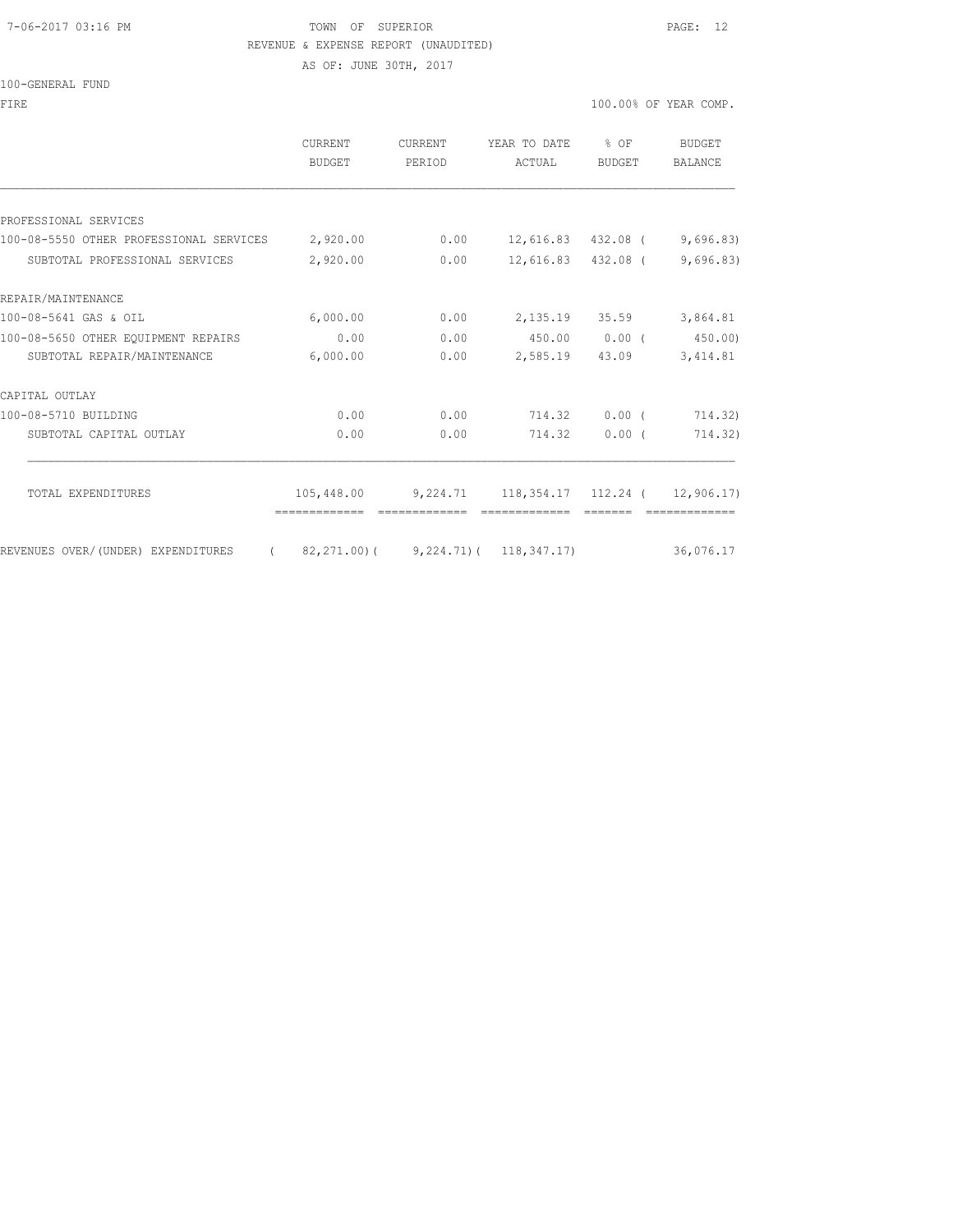TOWN OF SUPERIOR

REVENUE & EXPENSE REPORT (UNAUDITED)

AS OF: JUNE 30TH, 2017

100-GENERAL FUND

FIRE — 100.00% OF YEAR COMP.

| | CURRENT BUDGET | CURRENT PERIOD | YEAR TO DATE ACTUAL | % OF BUDGET | BUDGET BALANCE |
|---|---|---|---|---|---|
| PROFESSIONAL SERVICES | | | | | |
| 100-08-5550 OTHER PROFESSIONAL SERVICES | 2,920.00 | 0.00 | 12,616.83 | 432.08 | ( 9,696.83) |
| SUBTOTAL PROFESSIONAL SERVICES | 2,920.00 | 0.00 | 12,616.83 | 432.08 | ( 9,696.83) |
| REPAIR/MAINTENANCE | | | | | |
| 100-08-5641 GAS & OIL | 6,000.00 | 0.00 | 2,135.19 | 35.59 | 3,864.81 |
| 100-08-5650 OTHER EQUIPMENT REPAIRS | 0.00 | 0.00 | 450.00 | 0.00 | ( 450.00) |
| SUBTOTAL REPAIR/MAINTENANCE | 6,000.00 | 0.00 | 2,585.19 | 43.09 | 3,414.81 |
| CAPITAL OUTLAY | | | | | |
| 100-08-5710 BUILDING | 0.00 | 0.00 | 714.32 | 0.00 | ( 714.32) |
| SUBTOTAL CAPITAL OUTLAY | 0.00 | 0.00 | 714.32 | 0.00 | ( 714.32) |
| TOTAL EXPENDITURES | 105,448.00 | 9,224.71 | 118,354.17 | 112.24 | ( 12,906.17) |
| REVENUES OVER/(UNDER) EXPENDITURES | ( 82,271.00) | ( 9,224.71) | ( 118,347.17) | | 36,076.17 |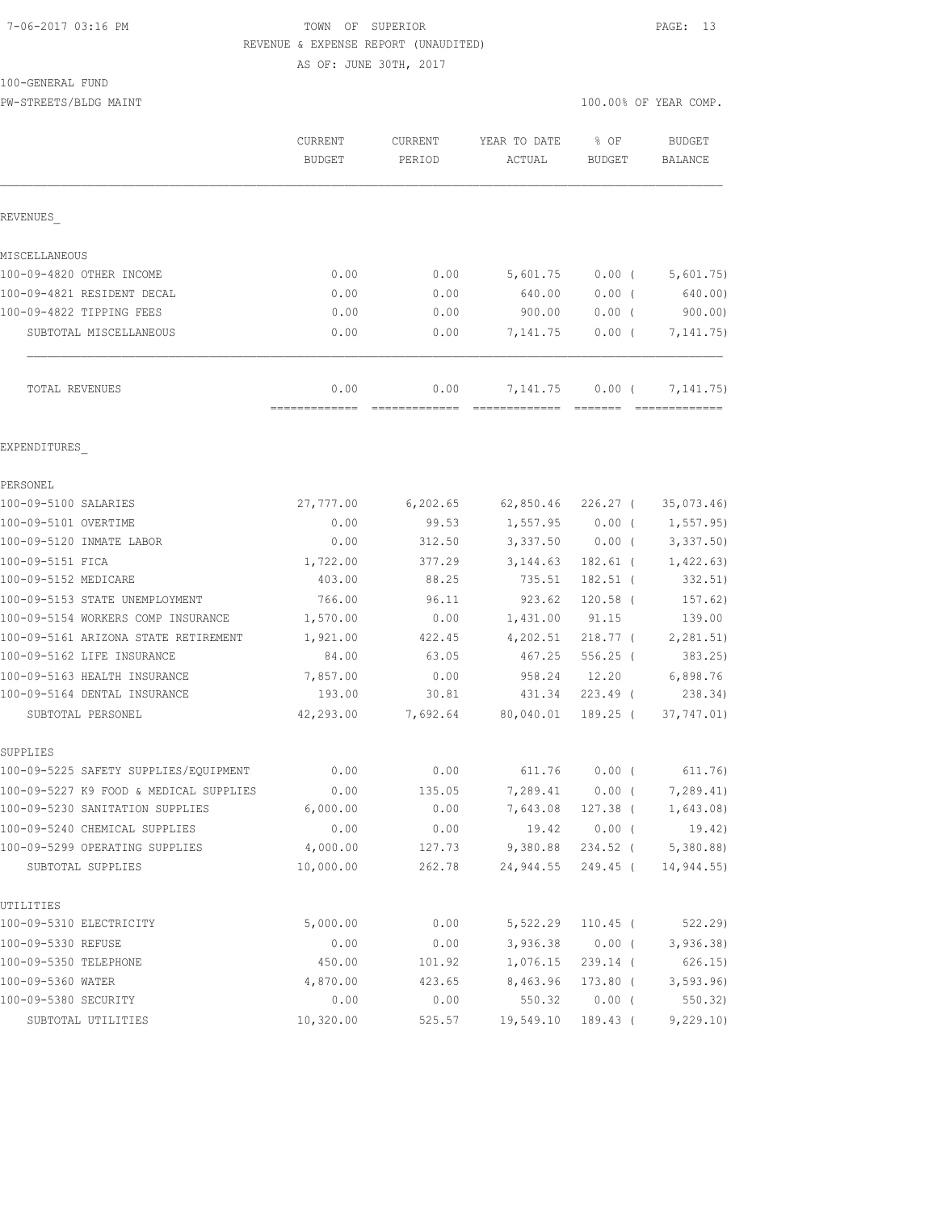7-06-2017 03:16 PM — TOWN OF SUPERIOR

REVENUE & EXPENSE REPORT (UNAUDITED)

AS OF: JUNE 30TH, 2017

100-GENERAL FUND

PW-STREETS/BLDG MAINT — 100.00% OF YEAR COMP.

| | CURRENT BUDGET | CURRENT PERIOD | YEAR TO DATE ACTUAL | % OF BUDGET | BUDGET BALANCE |
|---|---|---|---|---|---|
| **REVENUES** | | | | | |
| MISCELLANEOUS | | | | | |
| 100-09-4820 OTHER INCOME | 0.00 | 0.00 | 5,601.75 | 0.00 ( | 5,601.75) |
| 100-09-4821 RESIDENT DECAL | 0.00 | 0.00 | 640.00 | 0.00 ( | 640.00) |
| 100-09-4822 TIPPING FEES | 0.00 | 0.00 | 900.00 | 0.00 ( | 900.00) |
| SUBTOTAL MISCELLANEOUS | 0.00 | 0.00 | 7,141.75 | 0.00 ( | 7,141.75) |
| TOTAL REVENUES | 0.00 | 0.00 | 7,141.75 | 0.00 ( | 7,141.75) |
| **EXPENDITURES** | | | | | |
| PERSONEL | | | | | |
| 100-09-5100 SALARIES | 27,777.00 | 6,202.65 | 62,850.46 | 226.27 ( | 35,073.46) |
| 100-09-5101 OVERTIME | 0.00 | 99.53 | 1,557.95 | 0.00 ( | 1,557.95) |
| 100-09-5120 INMATE LABOR | 0.00 | 312.50 | 3,337.50 | 0.00 ( | 3,337.50) |
| 100-09-5151 FICA | 1,722.00 | 377.29 | 3,144.63 | 182.61 ( | 1,422.63) |
| 100-09-5152 MEDICARE | 403.00 | 88.25 | 735.51 | 182.51 ( | 332.51) |
| 100-09-5153 STATE UNEMPLOYMENT | 766.00 | 96.11 | 923.62 | 120.58 ( | 157.62) |
| 100-09-5154 WORKERS COMP INSURANCE | 1,570.00 | 0.00 | 1,431.00 | 91.15 | 139.00 |
| 100-09-5161 ARIZONA STATE RETIREMENT | 1,921.00 | 422.45 | 4,202.51 | 218.77 ( | 2,281.51) |
| 100-09-5162 LIFE INSURANCE | 84.00 | 63.05 | 467.25 | 556.25 ( | 383.25) |
| 100-09-5163 HEALTH INSURANCE | 7,857.00 | 0.00 | 958.24 | 12.20 | 6,898.76 |
| 100-09-5164 DENTAL INSURANCE | 193.00 | 30.81 | 431.34 | 223.49 ( | 238.34) |
| SUBTOTAL PERSONEL | 42,293.00 | 7,692.64 | 80,040.01 | 189.25 ( | 37,747.01) |
| SUPPLIES | | | | | |
| 100-09-5225 SAFETY SUPPLIES/EQUIPMENT | 0.00 | 0.00 | 611.76 | 0.00 ( | 611.76) |
| 100-09-5227 K9 FOOD & MEDICAL SUPPLIES | 0.00 | 135.05 | 7,289.41 | 0.00 ( | 7,289.41) |
| 100-09-5230 SANITATION SUPPLIES | 6,000.00 | 0.00 | 7,643.08 | 127.38 ( | 1,643.08) |
| 100-09-5240 CHEMICAL SUPPLIES | 0.00 | 0.00 | 19.42 | 0.00 ( | 19.42) |
| 100-09-5299 OPERATING SUPPLIES | 4,000.00 | 127.73 | 9,380.88 | 234.52 ( | 5,380.88) |
| SUBTOTAL SUPPLIES | 10,000.00 | 262.78 | 24,944.55 | 249.45 ( | 14,944.55) |
| UTILITIES | | | | | |
| 100-09-5310 ELECTRICITY | 5,000.00 | 0.00 | 5,522.29 | 110.45 ( | 522.29) |
| 100-09-5330 REFUSE | 0.00 | 0.00 | 3,936.38 | 0.00 ( | 3,936.38) |
| 100-09-5350 TELEPHONE | 450.00 | 101.92 | 1,076.15 | 239.14 ( | 626.15) |
| 100-09-5360 WATER | 4,870.00 | 423.65 | 8,463.96 | 173.80 ( | 3,593.96) |
| 100-09-5380 SECURITY | 0.00 | 0.00 | 550.32 | 0.00 ( | 550.32) |
| SUBTOTAL UTILITIES | 10,320.00 | 525.57 | 19,549.10 | 189.43 ( | 9,229.10) |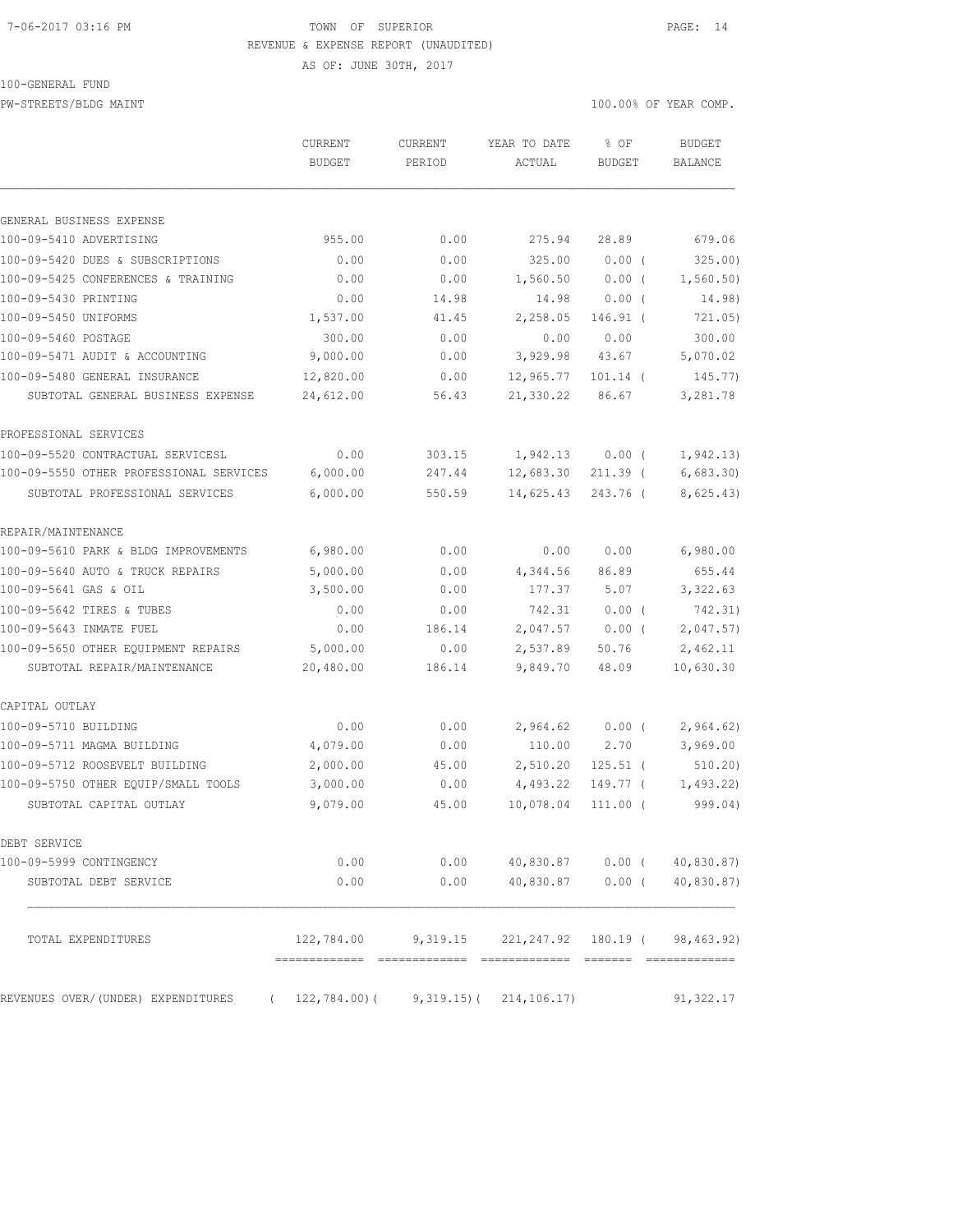7-06-2017 03:16 PM TOWN OF SUPERIOR

REVENUE & EXPENSE REPORT (UNAUDITED)

AS OF: JUNE 30TH, 2017

100-GENERAL FUND

PW-STREETS/BLDG MAINT 100.00% OF YEAR COMP.

| | CURRENT BUDGET | CURRENT PERIOD | YEAR TO DATE ACTUAL | % OF BUDGET | BUDGET BALANCE |
|---|---|---|---|---|---|
| **GENERAL BUSINESS EXPENSE** | | | | | |
| 100-09-5410 ADVERTISING | 955.00 | 0.00 | 275.94 | 28.89 | 679.06 |
| 100-09-5420 DUES & SUBSCRIPTIONS | 0.00 | 0.00 | 325.00 | 0.00 ( | 325.00) |
| 100-09-5425 CONFERENCES & TRAINING | 0.00 | 0.00 | 1,560.50 | 0.00 ( | 1,560.50) |
| 100-09-5430 PRINTING | 0.00 | 14.98 | 14.98 | 0.00 ( | 14.98) |
| 100-09-5450 UNIFORMS | 1,537.00 | 41.45 | 2,258.05 | 146.91 ( | 721.05) |
| 100-09-5460 POSTAGE | 300.00 | 0.00 | 0.00 | 0.00 | 300.00 |
| 100-09-5471 AUDIT & ACCOUNTING | 9,000.00 | 0.00 | 3,929.98 | 43.67 | 5,070.02 |
| 100-09-5480 GENERAL INSURANCE | 12,820.00 | 0.00 | 12,965.77 | 101.14 ( | 145.77) |
| SUBTOTAL GENERAL BUSINESS EXPENSE | 24,612.00 | 56.43 | 21,330.22 | 86.67 | 3,281.78 |
| **PROFESSIONAL SERVICES** | | | | | |
| 100-09-5520 CONTRACTUAL SERVICESL | 0.00 | 303.15 | 1,942.13 | 0.00 ( | 1,942.13) |
| 100-09-5550 OTHER PROFESSIONAL SERVICES | 6,000.00 | 247.44 | 12,683.30 | 211.39 ( | 6,683.30) |
| SUBTOTAL PROFESSIONAL SERVICES | 6,000.00 | 550.59 | 14,625.43 | 243.76 ( | 8,625.43) |
| **REPAIR/MAINTENANCE** | | | | | |
| 100-09-5610 PARK & BLDG IMPROVEMENTS | 6,980.00 | 0.00 | 0.00 | 0.00 | 6,980.00 |
| 100-09-5640 AUTO & TRUCK REPAIRS | 5,000.00 | 0.00 | 4,344.56 | 86.89 | 655.44 |
| 100-09-5641 GAS & OIL | 3,500.00 | 0.00 | 177.37 | 5.07 | 3,322.63 |
| 100-09-5642 TIRES & TUBES | 0.00 | 0.00 | 742.31 | 0.00 ( | 742.31) |
| 100-09-5643 INMATE FUEL | 0.00 | 186.14 | 2,047.57 | 0.00 ( | 2,047.57) |
| 100-09-5650 OTHER EQUIPMENT REPAIRS | 5,000.00 | 0.00 | 2,537.89 | 50.76 | 2,462.11 |
| SUBTOTAL REPAIR/MAINTENANCE | 20,480.00 | 186.14 | 9,849.70 | 48.09 | 10,630.30 |
| **CAPITAL OUTLAY** | | | | | |
| 100-09-5710 BUILDING | 0.00 | 0.00 | 2,964.62 | 0.00 ( | 2,964.62) |
| 100-09-5711 MAGMA BUILDING | 4,079.00 | 0.00 | 110.00 | 2.70 | 3,969.00 |
| 100-09-5712 ROOSEVELT BUILDING | 2,000.00 | 45.00 | 2,510.20 | 125.51 ( | 510.20) |
| 100-09-5750 OTHER EQUIP/SMALL TOOLS | 3,000.00 | 0.00 | 4,493.22 | 149.77 ( | 1,493.22) |
| SUBTOTAL CAPITAL OUTLAY | 9,079.00 | 45.00 | 10,078.04 | 111.00 ( | 999.04) |
| **DEBT SERVICE** | | | | | |
| 100-09-5999 CONTINGENCY | 0.00 | 0.00 | 40,830.87 | 0.00 ( | 40,830.87) |
| SUBTOTAL DEBT SERVICE | 0.00 | 0.00 | 40,830.87 | 0.00 ( | 40,830.87) |
| TOTAL EXPENDITURES | 122,784.00 | 9,319.15 | 221,247.92 | 180.19 ( | 98,463.92) |
| REVENUES OVER/(UNDER) EXPENDITURES | ( 122,784.00)( | 9,319.15)( | 214,106.17) | | 91,322.17 |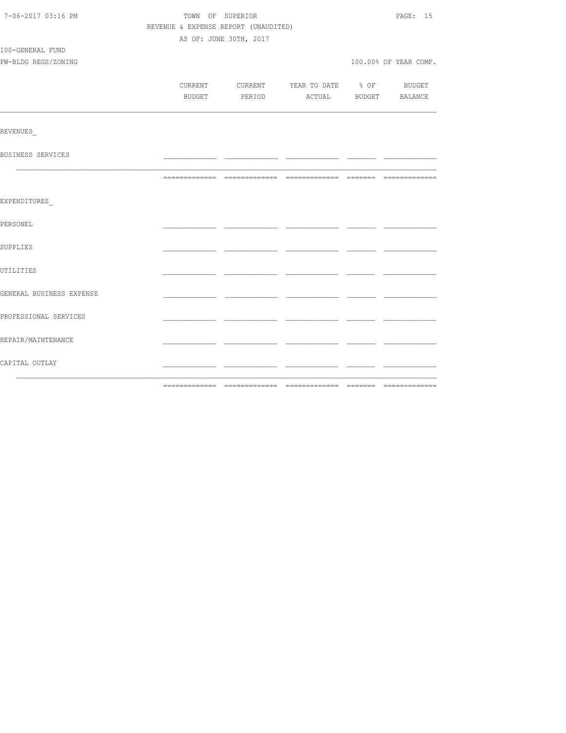TOWN OF SUPERIOR
REVENUE & EXPENSE REPORT (UNAUDITED)
AS OF: JUNE 30TH, 2017

100-GENERAL FUND
PW-BLDG REGS/ZONING

100.00% OF YEAR COMP.

| | CURRENT BUDGET | CURRENT PERIOD | YEAR TO DATE ACTUAL | % OF BUDGET | BUDGET BALANCE |
|---|---|---|---|---|---|
| REVENUES_ | | | | | |
| BUSINESS SERVICES | | | | | |
| | | | | | |
| EXPENDITURES_ | | | | | |
| PERSONEL | | | | | |
| SUPPLIES | | | | | |
| UTILITIES | | | | | |
| GENERAL BUSINESS EXPENSE | | | | | |
| PROFESSIONAL SERVICES | | | | | |
| REPAIR/MAINTENANCE | | | | | |
| CAPITAL OUTLAY | | | | | |
| | | | | | |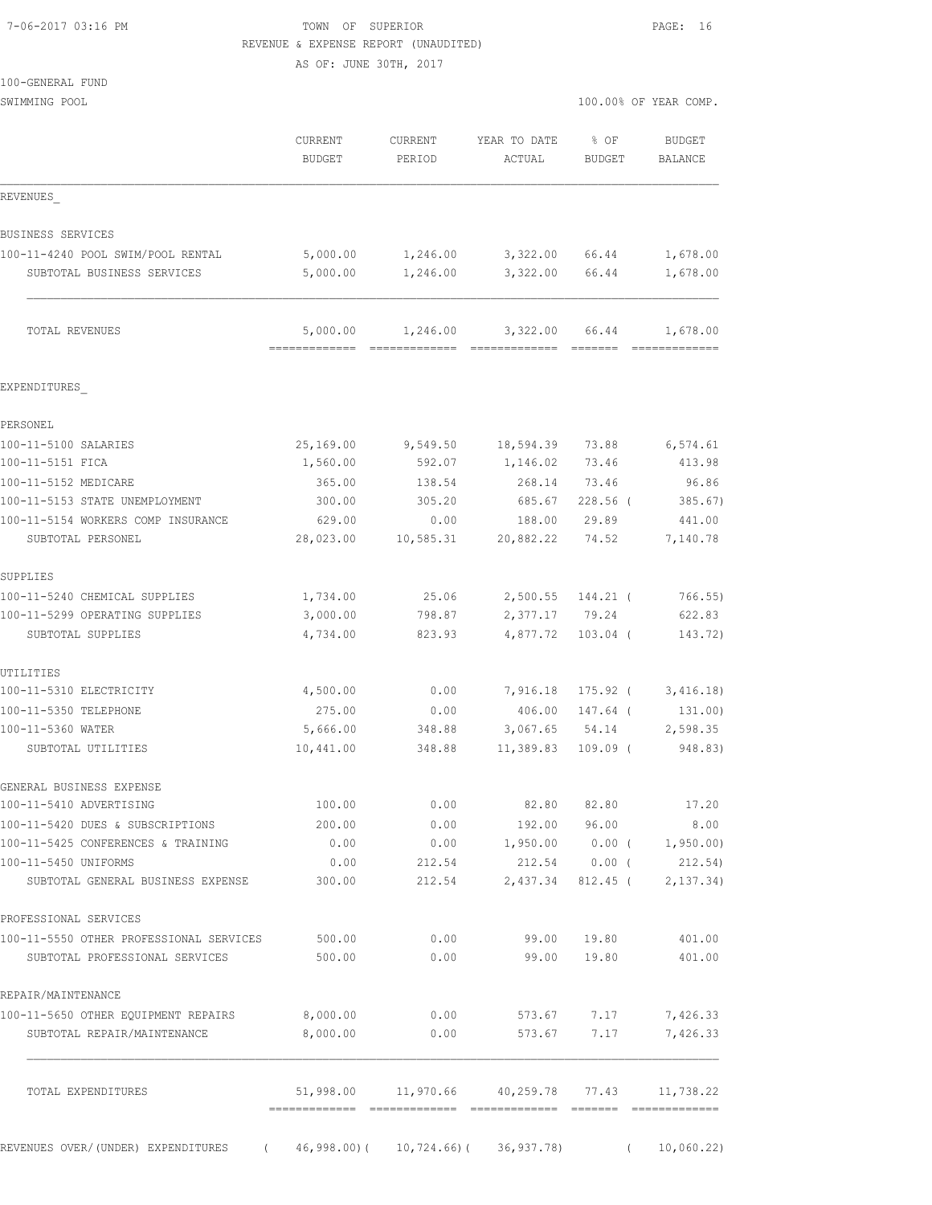TOWN OF SUPERIOR
REVENUE & EXPENSE REPORT (UNAUDITED)
AS OF: JUNE 30TH, 2017

100-GENERAL FUND
SWIMMING POOL

100.00% OF YEAR COMP.

| | CURRENT BUDGET | CURRENT PERIOD | YEAR TO DATE ACTUAL | % OF BUDGET | BUDGET BALANCE |
|---|---|---|---|---|---|
| REVENUES_ | | | | | |
| BUSINESS SERVICES | | | | | |
| 100-11-4240 POOL SWIM/POOL RENTAL | 5,000.00 | 1,246.00 | 3,322.00 | 66.44 | 1,678.00 |
| SUBTOTAL BUSINESS SERVICES | 5,000.00 | 1,246.00 | 3,322.00 | 66.44 | 1,678.00 |
| TOTAL REVENUES | 5,000.00 | 1,246.00 | 3,322.00 | 66.44 | 1,678.00 |
| EXPENDITURES_ | | | | | |
| PERSONEL | | | | | |
| 100-11-5100 SALARIES | 25,169.00 | 9,549.50 | 18,594.39 | 73.88 | 6,574.61 |
| 100-11-5151 FICA | 1,560.00 | 592.07 | 1,146.02 | 73.46 | 413.98 |
| 100-11-5152 MEDICARE | 365.00 | 138.54 | 268.14 | 73.46 | 96.86 |
| 100-11-5153 STATE UNEMPLOYMENT | 300.00 | 305.20 | 685.67 | 228.56 ( | 385.67) |
| 100-11-5154 WORKERS COMP INSURANCE | 629.00 | 0.00 | 188.00 | 29.89 | 441.00 |
| SUBTOTAL PERSONEL | 28,023.00 | 10,585.31 | 20,882.22 | 74.52 | 7,140.78 |
| SUPPLIES | | | | | |
| 100-11-5240 CHEMICAL SUPPLIES | 1,734.00 | 25.06 | 2,500.55 | 144.21 ( | 766.55) |
| 100-11-5299 OPERATING SUPPLIES | 3,000.00 | 798.87 | 2,377.17 | 79.24 | 622.83 |
| SUBTOTAL SUPPLIES | 4,734.00 | 823.93 | 4,877.72 | 103.04 ( | 143.72) |
| UTILITIES | | | | | |
| 100-11-5310 ELECTRICITY | 4,500.00 | 0.00 | 7,916.18 | 175.92 ( | 3,416.18) |
| 100-11-5350 TELEPHONE | 275.00 | 0.00 | 406.00 | 147.64 ( | 131.00) |
| 100-11-5360 WATER | 5,666.00 | 348.88 | 3,067.65 | 54.14 | 2,598.35 |
| SUBTOTAL UTILITIES | 10,441.00 | 348.88 | 11,389.83 | 109.09 ( | 948.83) |
| GENERAL BUSINESS EXPENSE | | | | | |
| 100-11-5410 ADVERTISING | 100.00 | 0.00 | 82.80 | 82.80 | 17.20 |
| 100-11-5420 DUES & SUBSCRIPTIONS | 200.00 | 0.00 | 192.00 | 96.00 | 8.00 |
| 100-11-5425 CONFERENCES & TRAINING | 0.00 | 0.00 | 1,950.00 | 0.00 ( | 1,950.00) |
| 100-11-5450 UNIFORMS | 0.00 | 212.54 | 212.54 | 0.00 ( | 212.54) |
| SUBTOTAL GENERAL BUSINESS EXPENSE | 300.00 | 212.54 | 2,437.34 | 812.45 ( | 2,137.34) |
| PROFESSIONAL SERVICES | | | | | |
| 100-11-5550 OTHER PROFESSIONAL SERVICES | 500.00 | 0.00 | 99.00 | 19.80 | 401.00 |
| SUBTOTAL PROFESSIONAL SERVICES | 500.00 | 0.00 | 99.00 | 19.80 | 401.00 |
| REPAIR/MAINTENANCE | | | | | |
| 100-11-5650 OTHER EQUIPMENT REPAIRS | 8,000.00 | 0.00 | 573.67 | 7.17 | 7,426.33 |
| SUBTOTAL REPAIR/MAINTENANCE | 8,000.00 | 0.00 | 573.67 | 7.17 | 7,426.33 |
| TOTAL EXPENDITURES | 51,998.00 | 11,970.66 | 40,259.78 | 77.43 | 11,738.22 |
| REVENUES OVER/(UNDER) EXPENDITURES | ( 46,998.00) | ( 10,724.66) | ( 36,937.78) | | ( 10,060.22) |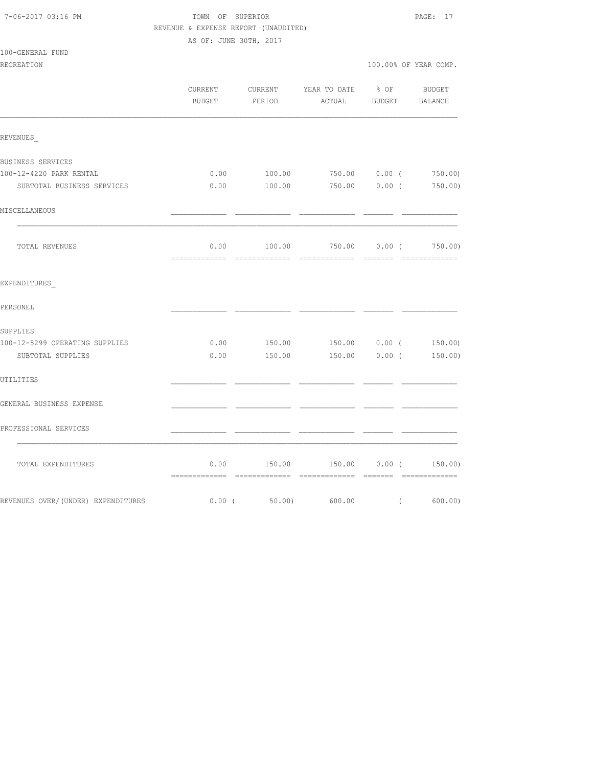TOWN OF SUPERIOR

REVENUE & EXPENSE REPORT (UNAUDITED)

AS OF: JUNE 30TH, 2017

100-GENERAL FUND

RECREATION

100.00% OF YEAR COMP.

| | CURRENT BUDGET | CURRENT PERIOD | YEAR TO DATE ACTUAL | % OF BUDGET | BUDGET BALANCE |
|---|---|---|---|---|---|
| REVENUES_ | | | | | |
| BUSINESS SERVICES | | | | | |
| 100-12-4220 PARK RENTAL | 0.00 | 100.00 | 750.00 | 0.00 | ( 750.00) |
| SUBTOTAL BUSINESS SERVICES | 0.00 | 100.00 | 750.00 | 0.00 | ( 750.00) |
| MISCELLANEOUS | | | | | |
| TOTAL REVENUES | 0.00 | 100.00 | 750.00 | 0.00 | ( 750.00) |
| EXPENDITURES_ | | | | | |
| PERSONEL | | | | | |
| SUPPLIES | | | | | |
| 100-12-5299 OPERATING SUPPLIES | 0.00 | 150.00 | 150.00 | 0.00 | ( 150.00) |
| SUBTOTAL SUPPLIES | 0.00 | 150.00 | 150.00 | 0.00 | ( 150.00) |
| UTILITIES | | | | | |
| GENERAL BUSINESS EXPENSE | | | | | |
| PROFESSIONAL SERVICES | | | | | |
| TOTAL EXPENDITURES | 0.00 | 150.00 | 150.00 | 0.00 | ( 150.00) |
| REVENUES OVER/(UNDER) EXPENDITURES | 0.00 | ( 50.00) | 600.00 | | ( 600.00) |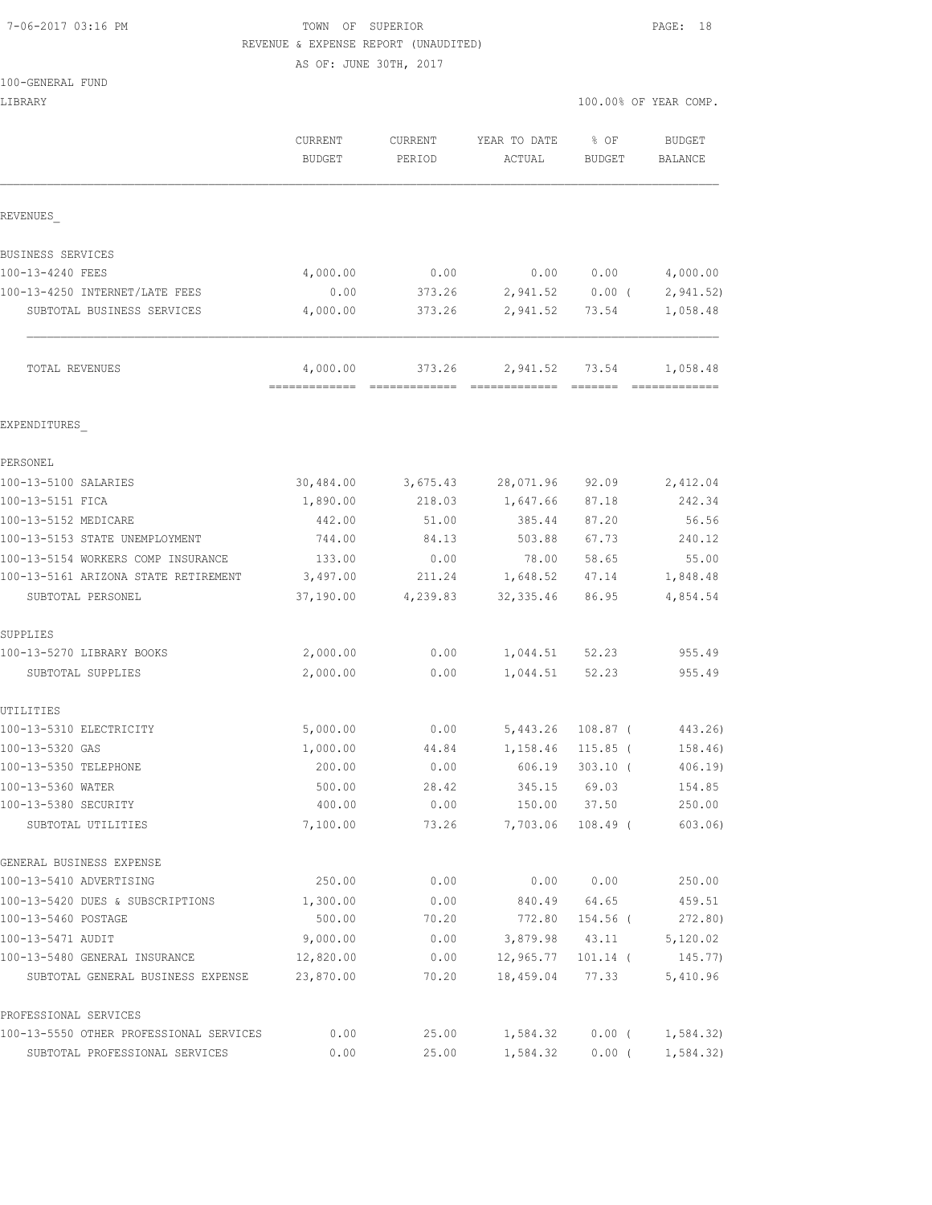7-06-2017 03:16 PM

TOWN OF SUPERIOR
REVENUE & EXPENSE REPORT (UNAUDITED)
AS OF: JUNE 30TH, 2017

100-GENERAL FUND
LIBRARY

100.00% OF YEAR COMP.

| | CURRENT BUDGET | CURRENT PERIOD | YEAR TO DATE ACTUAL | % OF BUDGET | BUDGET BALANCE |
|---|---|---|---|---|---|
| REVENUES_ | | | | | |
| BUSINESS SERVICES | | | | | |
| 100-13-4240 FEES | 4,000.00 | 0.00 | 0.00 | 0.00 | 4,000.00 |
| 100-13-4250 INTERNET/LATE FEES | 0.00 | 373.26 | 2,941.52 | 0.00 ( | 2,941.52) |
| SUBTOTAL BUSINESS SERVICES | 4,000.00 | 373.26 | 2,941.52 | 73.54 | 1,058.48 |
| TOTAL REVENUES | 4,000.00 | 373.26 | 2,941.52 | 73.54 | 1,058.48 |
| EXPENDITURES_ | | | | | |
| PERSONEL | | | | | |
| 100-13-5100 SALARIES | 30,484.00 | 3,675.43 | 28,071.96 | 92.09 | 2,412.04 |
| 100-13-5151 FICA | 1,890.00 | 218.03 | 1,647.66 | 87.18 | 242.34 |
| 100-13-5152 MEDICARE | 442.00 | 51.00 | 385.44 | 87.20 | 56.56 |
| 100-13-5153 STATE UNEMPLOYMENT | 744.00 | 84.13 | 503.88 | 67.73 | 240.12 |
| 100-13-5154 WORKERS COMP INSURANCE | 133.00 | 0.00 | 78.00 | 58.65 | 55.00 |
| 100-13-5161 ARIZONA STATE RETIREMENT | 3,497.00 | 211.24 | 1,648.52 | 47.14 | 1,848.48 |
| SUBTOTAL PERSONEL | 37,190.00 | 4,239.83 | 32,335.46 | 86.95 | 4,854.54 |
| SUPPLIES | | | | | |
| 100-13-5270 LIBRARY BOOKS | 2,000.00 | 0.00 | 1,044.51 | 52.23 | 955.49 |
| SUBTOTAL SUPPLIES | 2,000.00 | 0.00 | 1,044.51 | 52.23 | 955.49 |
| UTILITIES | | | | | |
| 100-13-5310 ELECTRICITY | 5,000.00 | 0.00 | 5,443.26 | 108.87 ( | 443.26) |
| 100-13-5320 GAS | 1,000.00 | 44.84 | 1,158.46 | 115.85 ( | 158.46) |
| 100-13-5350 TELEPHONE | 200.00 | 0.00 | 606.19 | 303.10 ( | 406.19) |
| 100-13-5360 WATER | 500.00 | 28.42 | 345.15 | 69.03 | 154.85 |
| 100-13-5380 SECURITY | 400.00 | 0.00 | 150.00 | 37.50 | 250.00 |
| SUBTOTAL UTILITIES | 7,100.00 | 73.26 | 7,703.06 | 108.49 ( | 603.06) |
| GENERAL BUSINESS EXPENSE | | | | | |
| 100-13-5410 ADVERTISING | 250.00 | 0.00 | 0.00 | 0.00 | 250.00 |
| 100-13-5420 DUES & SUBSCRIPTIONS | 1,300.00 | 0.00 | 840.49 | 64.65 | 459.51 |
| 100-13-5460 POSTAGE | 500.00 | 70.20 | 772.80 | 154.56 ( | 272.80) |
| 100-13-5471 AUDIT | 9,000.00 | 0.00 | 3,879.98 | 43.11 | 5,120.02 |
| 100-13-5480 GENERAL INSURANCE | 12,820.00 | 0.00 | 12,965.77 | 101.14 ( | 145.77) |
| SUBTOTAL GENERAL BUSINESS EXPENSE | 23,870.00 | 70.20 | 18,459.04 | 77.33 | 5,410.96 |
| PROFESSIONAL SERVICES | | | | | |
| 100-13-5550 OTHER PROFESSIONAL SERVICES | 0.00 | 25.00 | 1,584.32 | 0.00 ( | 1,584.32) |
| SUBTOTAL PROFESSIONAL SERVICES | 0.00 | 25.00 | 1,584.32 | 0.00 ( | 1,584.32) |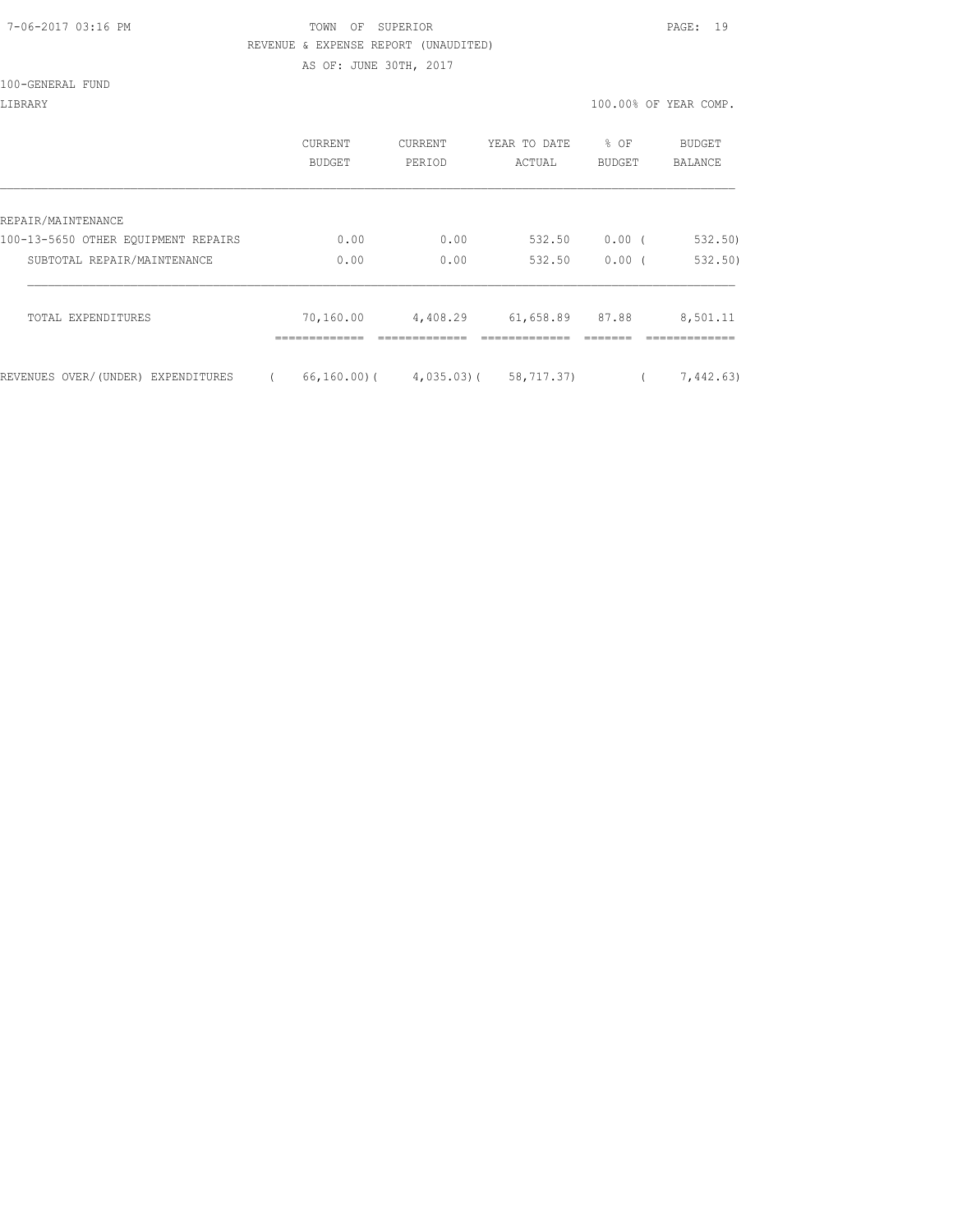TOWN OF SUPERIOR

REVENUE & EXPENSE REPORT (UNAUDITED)

AS OF: JUNE 30TH, 2017

100-GENERAL FUND

LIBRARY

100.00% OF YEAR COMP.

| | CURRENT BUDGET | CURRENT PERIOD | YEAR TO DATE ACTUAL | % OF BUDGET | BUDGET BALANCE |
|---|---|---|---|---|---|
| REPAIR/MAINTENANCE | | | | | |
| 100-13-5650 OTHER EQUIPMENT REPAIRS | 0.00 | 0.00 | 532.50 | 0.00 | ( 532.50) |
| SUBTOTAL REPAIR/MAINTENANCE | 0.00 | 0.00 | 532.50 | 0.00 | ( 532.50) |
| TOTAL EXPENDITURES | 70,160.00 | 4,408.29 | 61,658.89 | 87.88 | 8,501.11 |
| REVENUES OVER/(UNDER) EXPENDITURES | ( 66,160.00) | ( 4,035.03) | ( 58,717.37) | | ( 7,442.63) |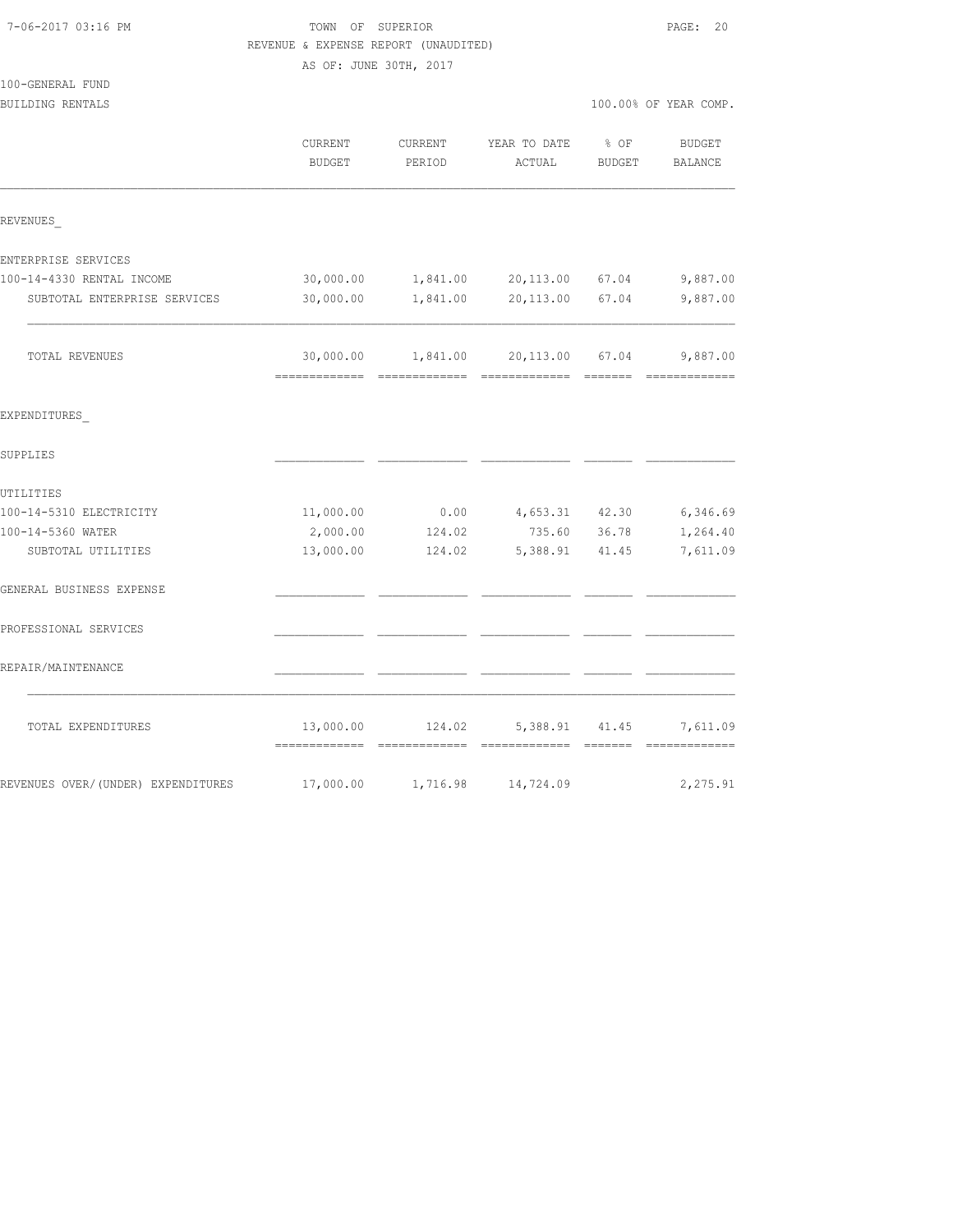TOWN OF SUPERIOR
REVENUE & EXPENSE REPORT (UNAUDITED)
AS OF: JUNE 30TH, 2017

100-GENERAL FUND
BUILDING RENTALS

100.00% OF YEAR COMP.

| | CURRENT BUDGET | CURRENT PERIOD | YEAR TO DATE ACTUAL | % OF BUDGET | BUDGET BALANCE |
|---|---|---|---|---|---|
| REVENUES_ | | | | | |
| ENTERPRISE SERVICES | | | | | |
| 100-14-4330 RENTAL INCOME | 30,000.00 | 1,841.00 | 20,113.00 | 67.04 | 9,887.00 |
| SUBTOTAL ENTERPRISE SERVICES | 30,000.00 | 1,841.00 | 20,113.00 | 67.04 | 9,887.00 |
| TOTAL REVENUES | 30,000.00 | 1,841.00 | 20,113.00 | 67.04 | 9,887.00 |
| EXPENDITURES_ | | | | | |
| SUPPLIES | | | | | |
| UTILITIES | | | | | |
| 100-14-5310 ELECTRICITY | 11,000.00 | 0.00 | 4,653.31 | 42.30 | 6,346.69 |
| 100-14-5360 WATER | 2,000.00 | 124.02 | 735.60 | 36.78 | 1,264.40 |
| SUBTOTAL UTILITIES | 13,000.00 | 124.02 | 5,388.91 | 41.45 | 7,611.09 |
| GENERAL BUSINESS EXPENSE | | | | | |
| PROFESSIONAL SERVICES | | | | | |
| REPAIR/MAINTENANCE | | | | | |
| TOTAL EXPENDITURES | 13,000.00 | 124.02 | 5,388.91 | 41.45 | 7,611.09 |
| REVENUES OVER/(UNDER) EXPENDITURES | 17,000.00 | 1,716.98 | 14,724.09 | | 2,275.91 |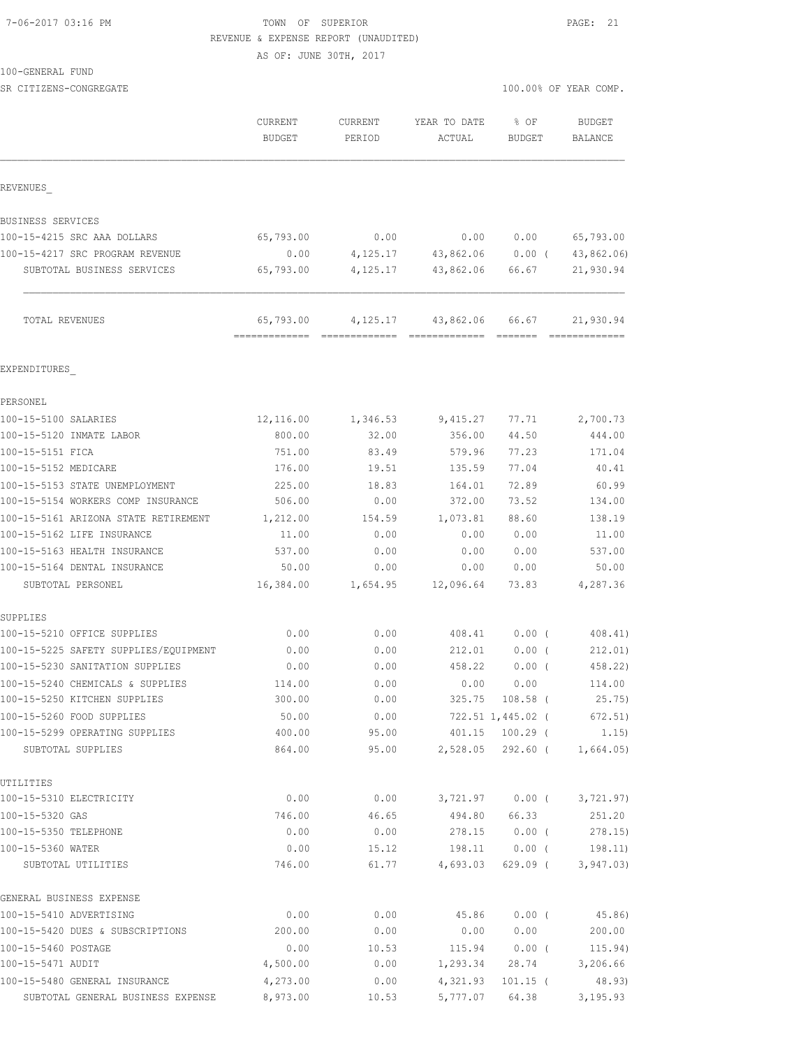7-06-2017 03:16 PM

TOWN OF SUPERIOR
REVENUE & EXPENSE REPORT (UNAUDITED)
AS OF: JUNE 30TH, 2017

100-GENERAL FUND
SR CITIZENS-CONGREGATE

100.00% OF YEAR COMP.

| | CURRENT BUDGET | CURRENT PERIOD | YEAR TO DATE ACTUAL | % OF BUDGET | BUDGET BALANCE |
|---|---|---|---|---|---|
| **REVENUES** | | | | | |
| BUSINESS SERVICES | | | | | |
| 100-15-4215 SRC AAA DOLLARS | 65,793.00 | 0.00 | 0.00 | 0.00 | 65,793.00 |
| 100-15-4217 SRC PROGRAM REVENUE | 0.00 | 4,125.17 | 43,862.06 | 0.00 ( | 43,862.06) |
| SUBTOTAL BUSINESS SERVICES | 65,793.00 | 4,125.17 | 43,862.06 | 66.67 | 21,930.94 |
| TOTAL REVENUES | 65,793.00 | 4,125.17 | 43,862.06 | 66.67 | 21,930.94 |
| **EXPENDITURES** | | | | | |
| PERSONEL | | | | | |
| 100-15-5100 SALARIES | 12,116.00 | 1,346.53 | 9,415.27 | 77.71 | 2,700.73 |
| 100-15-5120 INMATE LABOR | 800.00 | 32.00 | 356.00 | 44.50 | 444.00 |
| 100-15-5151 FICA | 751.00 | 83.49 | 579.96 | 77.23 | 171.04 |
| 100-15-5152 MEDICARE | 176.00 | 19.51 | 135.59 | 77.04 | 40.41 |
| 100-15-5153 STATE UNEMPLOYMENT | 225.00 | 18.83 | 164.01 | 72.89 | 60.99 |
| 100-15-5154 WORKERS COMP INSURANCE | 506.00 | 0.00 | 372.00 | 73.52 | 134.00 |
| 100-15-5161 ARIZONA STATE RETIREMENT | 1,212.00 | 154.59 | 1,073.81 | 88.60 | 138.19 |
| 100-15-5162 LIFE INSURANCE | 11.00 | 0.00 | 0.00 | 0.00 | 11.00 |
| 100-15-5163 HEALTH INSURANCE | 537.00 | 0.00 | 0.00 | 0.00 | 537.00 |
| 100-15-5164 DENTAL INSURANCE | 50.00 | 0.00 | 0.00 | 0.00 | 50.00 |
| SUBTOTAL PERSONEL | 16,384.00 | 1,654.95 | 12,096.64 | 73.83 | 4,287.36 |
| SUPPLIES | | | | | |
| 100-15-5210 OFFICE SUPPLIES | 0.00 | 0.00 | 408.41 | 0.00 ( | 408.41) |
| 100-15-5225 SAFETY SUPPLIES/EQUIPMENT | 0.00 | 0.00 | 212.01 | 0.00 ( | 212.01) |
| 100-15-5230 SANITATION SUPPLIES | 0.00 | 0.00 | 458.22 | 0.00 ( | 458.22) |
| 100-15-5240 CHEMICALS & SUPPLIES | 114.00 | 0.00 | 0.00 | 0.00 | 114.00 |
| 100-15-5250 KITCHEN SUPPLIES | 300.00 | 0.00 | 325.75 | 108.58 ( | 25.75) |
| 100-15-5260 FOOD SUPPLIES | 50.00 | 0.00 | 722.51 | 1,445.02 ( | 672.51) |
| 100-15-5299 OPERATING SUPPLIES | 400.00 | 95.00 | 401.15 | 100.29 ( | 1.15) |
| SUBTOTAL SUPPLIES | 864.00 | 95.00 | 2,528.05 | 292.60 ( | 1,664.05) |
| UTILITIES | | | | | |
| 100-15-5310 ELECTRICITY | 0.00 | 0.00 | 3,721.97 | 0.00 ( | 3,721.97) |
| 100-15-5320 GAS | 746.00 | 46.65 | 494.80 | 66.33 | 251.20 |
| 100-15-5350 TELEPHONE | 0.00 | 0.00 | 278.15 | 0.00 ( | 278.15) |
| 100-15-5360 WATER | 0.00 | 15.12 | 198.11 | 0.00 ( | 198.11) |
| SUBTOTAL UTILITIES | 746.00 | 61.77 | 4,693.03 | 629.09 ( | 3,947.03) |
| GENERAL BUSINESS EXPENSE | | | | | |
| 100-15-5410 ADVERTISING | 0.00 | 0.00 | 45.86 | 0.00 ( | 45.86) |
| 100-15-5420 DUES & SUBSCRIPTIONS | 200.00 | 0.00 | 0.00 | 0.00 | 200.00 |
| 100-15-5460 POSTAGE | 0.00 | 10.53 | 115.94 | 0.00 ( | 115.94) |
| 100-15-5471 AUDIT | 4,500.00 | 0.00 | 1,293.34 | 28.74 | 3,206.66 |
| 100-15-5480 GENERAL INSURANCE | 4,273.00 | 0.00 | 4,321.93 | 101.15 ( | 48.93) |
| SUBTOTAL GENERAL BUSINESS EXPENSE | 8,973.00 | 10.53 | 5,777.07 | 64.38 | 3,195.93 |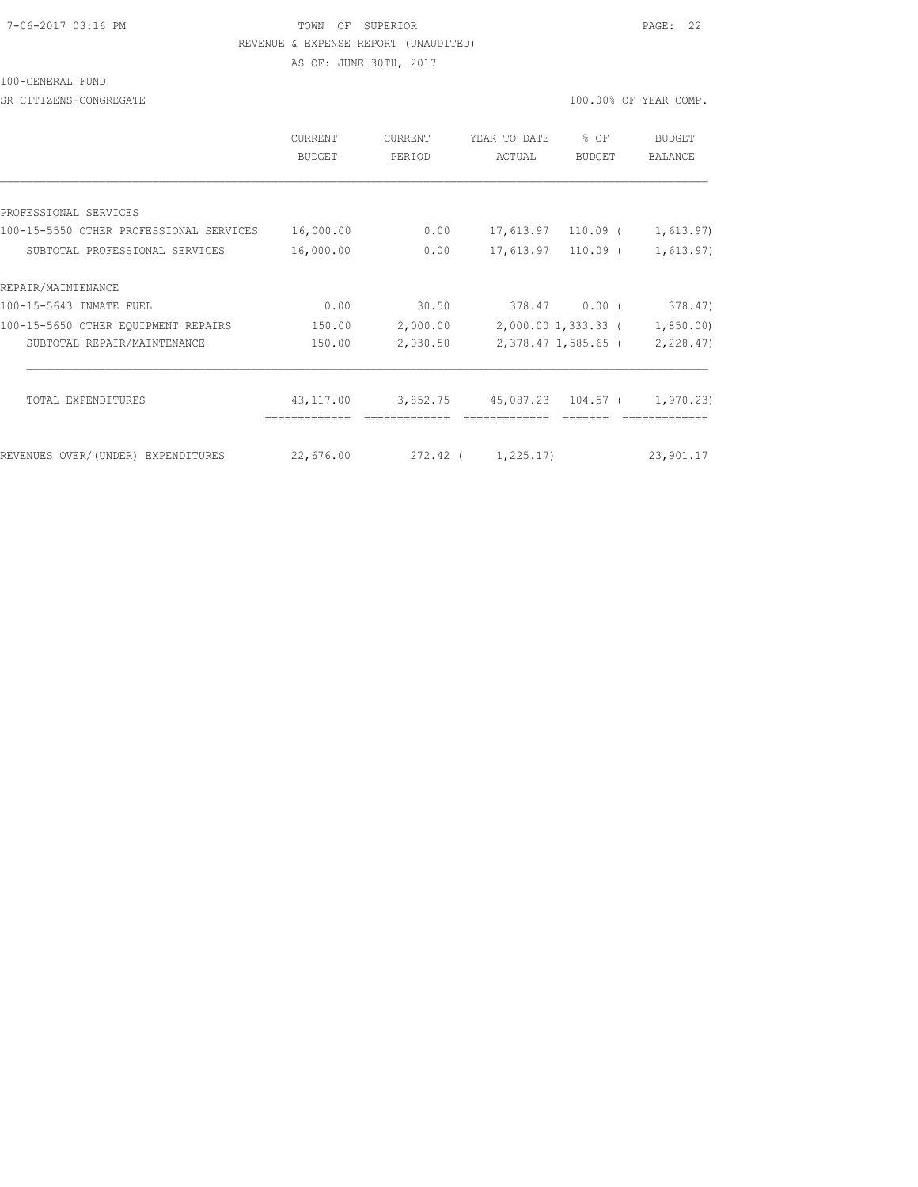TOWN OF SUPERIOR

REVENUE & EXPENSE REPORT (UNAUDITED)

AS OF: JUNE 30TH, 2017

100-GENERAL FUND

SR CITIZENS-CONGREGATE

100.00% OF YEAR COMP.

| | CURRENT BUDGET | CURRENT PERIOD | YEAR TO DATE ACTUAL | % OF BUDGET | BUDGET BALANCE |
|---|---|---|---|---|---|
| PROFESSIONAL SERVICES | | | | | |
| 100-15-5550 OTHER PROFESSIONAL SERVICES | 16,000.00 | 0.00 | 17,613.97 | 110.09 | ( 1,613.97) |
| SUBTOTAL PROFESSIONAL SERVICES | 16,000.00 | 0.00 | 17,613.97 | 110.09 | ( 1,613.97) |
| REPAIR/MAINTENANCE | | | | | |
| 100-15-5643 INMATE FUEL | 0.00 | 30.50 | 378.47 | 0.00 | ( 378.47) |
| 100-15-5650 OTHER EQUIPMENT REPAIRS | 150.00 | 2,000.00 | 2,000.00 | 1,333.33 | ( 1,850.00) |
| SUBTOTAL REPAIR/MAINTENANCE | 150.00 | 2,030.50 | 2,378.47 | 1,585.65 | ( 2,228.47) |
| TOTAL EXPENDITURES | 43,117.00 | 3,852.75 | 45,087.23 | 104.57 | ( 1,970.23) |
| REVENUES OVER/(UNDER) EXPENDITURES | 22,676.00 | 272.42 | ( 1,225.17) | | 23,901.17 |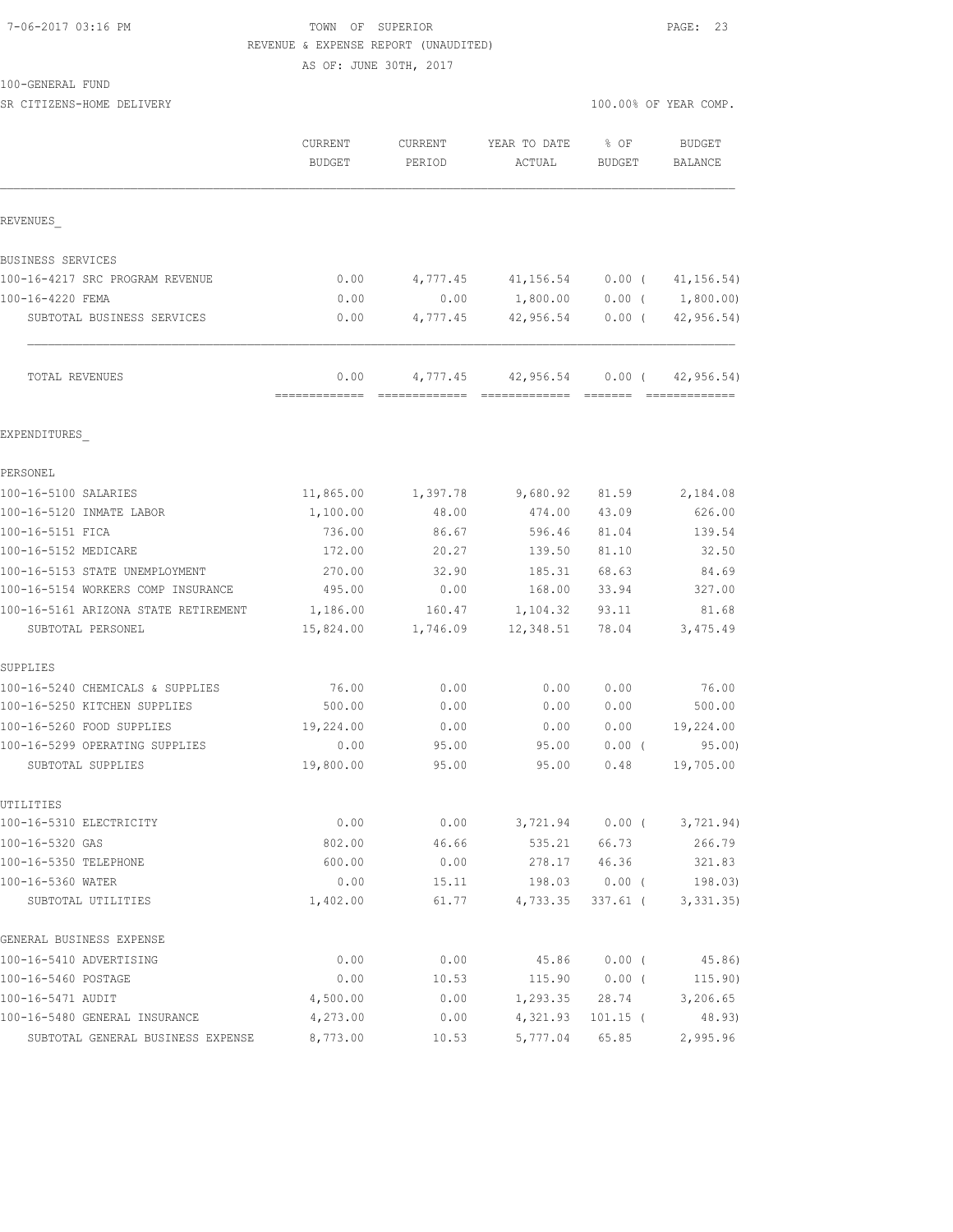7-06-2017 03:16 PM TOWN OF SUPERIOR

REVENUE & EXPENSE REPORT (UNAUDITED)

AS OF: JUNE 30TH, 2017

100-GENERAL FUND

SR CITIZENS-HOME DELIVERY 100.00% OF YEAR COMP.

| | CURRENT BUDGET | CURRENT PERIOD | YEAR TO DATE ACTUAL | % OF BUDGET | BUDGET BALANCE |
|---|---|---|---|---|---|
| REVENUES_ | | | | | |
| BUSINESS SERVICES | | | | | |
| 100-16-4217 SRC PROGRAM REVENUE | 0.00 | 4,777.45 | 41,156.54 | 0.00 ( | 41,156.54) |
| 100-16-4220 FEMA | 0.00 | 0.00 | 1,800.00 | 0.00 ( | 1,800.00) |
| SUBTOTAL BUSINESS SERVICES | 0.00 | 4,777.45 | 42,956.54 | 0.00 ( | 42,956.54) |
| TOTAL REVENUES | 0.00 | 4,777.45 | 42,956.54 | 0.00 ( | 42,956.54) |
| EXPENDITURES_ | | | | | |
| PERSONEL | | | | | |
| 100-16-5100 SALARIES | 11,865.00 | 1,397.78 | 9,680.92 | 81.59 | 2,184.08 |
| 100-16-5120 INMATE LABOR | 1,100.00 | 48.00 | 474.00 | 43.09 | 626.00 |
| 100-16-5151 FICA | 736.00 | 86.67 | 596.46 | 81.04 | 139.54 |
| 100-16-5152 MEDICARE | 172.00 | 20.27 | 139.50 | 81.10 | 32.50 |
| 100-16-5153 STATE UNEMPLOYMENT | 270.00 | 32.90 | 185.31 | 68.63 | 84.69 |
| 100-16-5154 WORKERS COMP INSURANCE | 495.00 | 0.00 | 168.00 | 33.94 | 327.00 |
| 100-16-5161 ARIZONA STATE RETIREMENT | 1,186.00 | 160.47 | 1,104.32 | 93.11 | 81.68 |
| SUBTOTAL PERSONEL | 15,824.00 | 1,746.09 | 12,348.51 | 78.04 | 3,475.49 |
| SUPPLIES | | | | | |
| 100-16-5240 CHEMICALS & SUPPLIES | 76.00 | 0.00 | 0.00 | 0.00 | 76.00 |
| 100-16-5250 KITCHEN SUPPLIES | 500.00 | 0.00 | 0.00 | 0.00 | 500.00 |
| 100-16-5260 FOOD SUPPLIES | 19,224.00 | 0.00 | 0.00 | 0.00 | 19,224.00 |
| 100-16-5299 OPERATING SUPPLIES | 0.00 | 95.00 | 95.00 | 0.00 ( | 95.00) |
| SUBTOTAL SUPPLIES | 19,800.00 | 95.00 | 95.00 | 0.48 | 19,705.00 |
| UTILITIES | | | | | |
| 100-16-5310 ELECTRICITY | 0.00 | 0.00 | 3,721.94 | 0.00 ( | 3,721.94) |
| 100-16-5320 GAS | 802.00 | 46.66 | 535.21 | 66.73 | 266.79 |
| 100-16-5350 TELEPHONE | 600.00 | 0.00 | 278.17 | 46.36 | 321.83 |
| 100-16-5360 WATER | 0.00 | 15.11 | 198.03 | 0.00 ( | 198.03) |
| SUBTOTAL UTILITIES | 1,402.00 | 61.77 | 4,733.35 | 337.61 ( | 3,331.35) |
| GENERAL BUSINESS EXPENSE | | | | | |
| 100-16-5410 ADVERTISING | 0.00 | 0.00 | 45.86 | 0.00 ( | 45.86) |
| 100-16-5460 POSTAGE | 0.00 | 10.53 | 115.90 | 0.00 ( | 115.90) |
| 100-16-5471 AUDIT | 4,500.00 | 0.00 | 1,293.35 | 28.74 | 3,206.65 |
| 100-16-5480 GENERAL INSURANCE | 4,273.00 | 0.00 | 4,321.93 | 101.15 ( | 48.93) |
| SUBTOTAL GENERAL BUSINESS EXPENSE | 8,773.00 | 10.53 | 5,777.04 | 65.85 | 2,995.96 |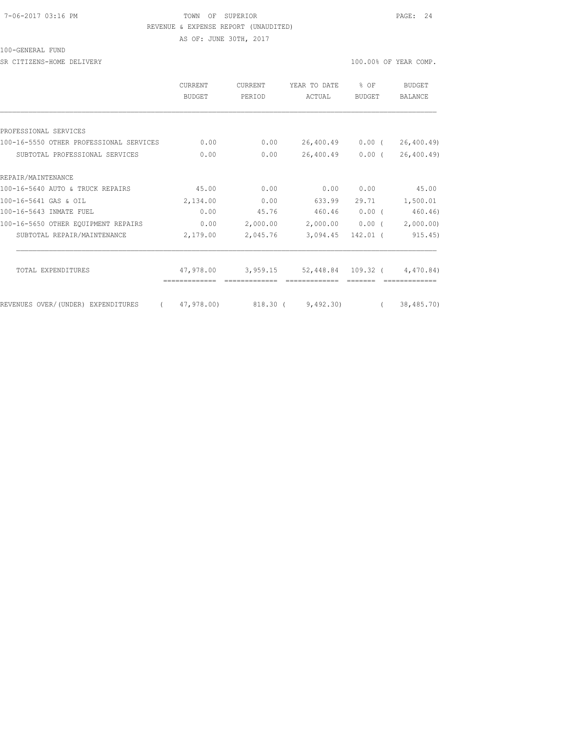TOWN OF SUPERIOR

REVENUE & EXPENSE REPORT (UNAUDITED)

AS OF: JUNE 30TH, 2017

100-GENERAL FUND

SR CITIZENS-HOME DELIVERY

100.00% OF YEAR COMP.

| | CURRENT BUDGET | CURRENT PERIOD | YEAR TO DATE ACTUAL | % OF BUDGET | BUDGET BALANCE |
|---|---|---|---|---|---|
| PROFESSIONAL SERVICES | | | | | |
| 100-16-5550 OTHER PROFESSIONAL SERVICES | 0.00 | 0.00 | 26,400.49 | 0.00 ( | 26,400.49) |
| SUBTOTAL PROFESSIONAL SERVICES | 0.00 | 0.00 | 26,400.49 | 0.00 ( | 26,400.49) |
| REPAIR/MAINTENANCE | | | | | |
| 100-16-5640 AUTO & TRUCK REPAIRS | 45.00 | 0.00 | 0.00 | 0.00 | 45.00 |
| 100-16-5641 GAS & OIL | 2,134.00 | 0.00 | 633.99 | 29.71 | 1,500.01 |
| 100-16-5643 INMATE FUEL | 0.00 | 45.76 | 460.46 | 0.00 ( | 460.46) |
| 100-16-5650 OTHER EQUIPMENT REPAIRS | 0.00 | 2,000.00 | 2,000.00 | 0.00 ( | 2,000.00) |
| SUBTOTAL REPAIR/MAINTENANCE | 2,179.00 | 2,045.76 | 3,094.45 | 142.01 ( | 915.45) |
| TOTAL EXPENDITURES | 47,978.00 | 3,959.15 | 52,448.84 | 109.32 ( | 4,470.84) |
| REVENUES OVER/(UNDER) EXPENDITURES | ( 47,978.00) | 818.30 | ( 9,492.30) | | ( 38,485.70) |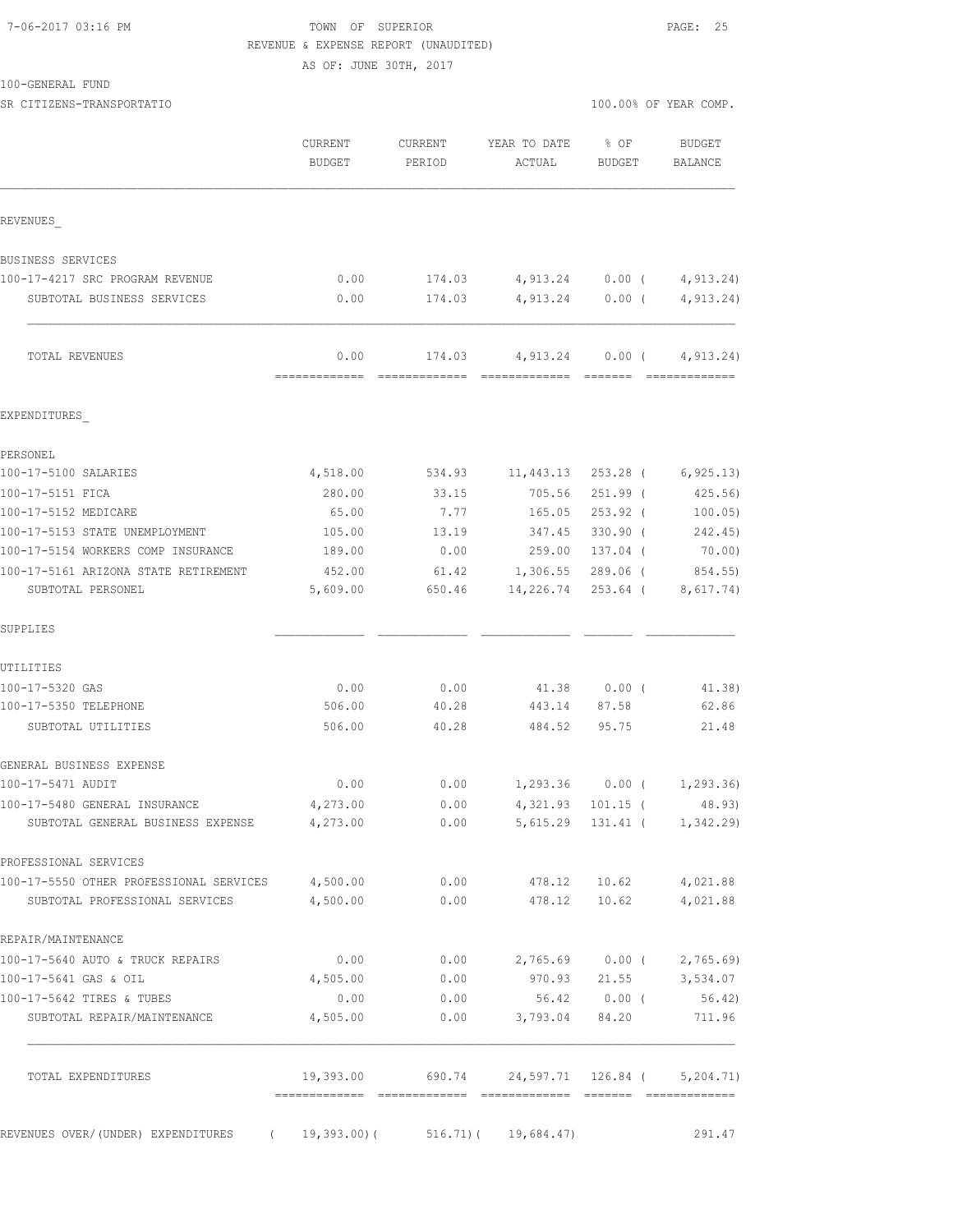TOWN OF SUPERIOR

REVENUE & EXPENSE REPORT (UNAUDITED)

AS OF: JUNE 30TH, 2017

7-06-2017 03:16 PM

100-GENERAL FUND

SR CITIZENS-TRANSPORTATIO

100.00% OF YEAR COMP.

| | CURRENT BUDGET | CURRENT PERIOD | YEAR TO DATE ACTUAL | % OF BUDGET | BUDGET BALANCE |
|---|---|---|---|---|---|
| REVENUES_ | | | | | |
| BUSINESS SERVICES | | | | | |
| 100-17-4217 SRC PROGRAM REVENUE | 0.00 | 174.03 | 4,913.24 | 0.00 ( | 4,913.24) |
| SUBTOTAL BUSINESS SERVICES | 0.00 | 174.03 | 4,913.24 | 0.00 ( | 4,913.24) |
| TOTAL REVENUES | 0.00 | 174.03 | 4,913.24 | 0.00 ( | 4,913.24) |
| EXPENDITURES_ | | | | | |
| PERSONEL | | | | | |
| 100-17-5100 SALARIES | 4,518.00 | 534.93 | 11,443.13 | 253.28 ( | 6,925.13) |
| 100-17-5151 FICA | 280.00 | 33.15 | 705.56 | 251.99 ( | 425.56) |
| 100-17-5152 MEDICARE | 65.00 | 7.77 | 165.05 | 253.92 ( | 100.05) |
| 100-17-5153 STATE UNEMPLOYMENT | 105.00 | 13.19 | 347.45 | 330.90 ( | 242.45) |
| 100-17-5154 WORKERS COMP INSURANCE | 189.00 | 0.00 | 259.00 | 137.04 ( | 70.00) |
| 100-17-5161 ARIZONA STATE RETIREMENT | 452.00 | 61.42 | 1,306.55 | 289.06 ( | 854.55) |
| SUBTOTAL PERSONEL | 5,609.00 | 650.46 | 14,226.74 | 253.64 ( | 8,617.74) |
| SUPPLIES | | | | | |
| UTILITIES | | | | | |
| 100-17-5320 GAS | 0.00 | 0.00 | 41.38 | 0.00 ( | 41.38) |
| 100-17-5350 TELEPHONE | 506.00 | 40.28 | 443.14 | 87.58 | 62.86 |
| SUBTOTAL UTILITIES | 506.00 | 40.28 | 484.52 | 95.75 | 21.48 |
| GENERAL BUSINESS EXPENSE | | | | | |
| 100-17-5471 AUDIT | 0.00 | 0.00 | 1,293.36 | 0.00 ( | 1,293.36) |
| 100-17-5480 GENERAL INSURANCE | 4,273.00 | 0.00 | 4,321.93 | 101.15 ( | 48.93) |
| SUBTOTAL GENERAL BUSINESS EXPENSE | 4,273.00 | 0.00 | 5,615.29 | 131.41 ( | 1,342.29) |
| PROFESSIONAL SERVICES | | | | | |
| 100-17-5550 OTHER PROFESSIONAL SERVICES | 4,500.00 | 0.00 | 478.12 | 10.62 | 4,021.88 |
| SUBTOTAL PROFESSIONAL SERVICES | 4,500.00 | 0.00 | 478.12 | 10.62 | 4,021.88 |
| REPAIR/MAINTENANCE | | | | | |
| 100-17-5640 AUTO & TRUCK REPAIRS | 0.00 | 0.00 | 2,765.69 | 0.00 ( | 2,765.69) |
| 100-17-5641 GAS & OIL | 4,505.00 | 0.00 | 970.93 | 21.55 | 3,534.07 |
| 100-17-5642 TIRES & TUBES | 0.00 | 0.00 | 56.42 | 0.00 ( | 56.42) |
| SUBTOTAL REPAIR/MAINTENANCE | 4,505.00 | 0.00 | 3,793.04 | 84.20 | 711.96 |
| TOTAL EXPENDITURES | 19,393.00 | 690.74 | 24,597.71 | 126.84 ( | 5,204.71) |
| REVENUES OVER/(UNDER) EXPENDITURES | ( 19,393.00)( | 516.71)( | 19,684.47) | | 291.47 |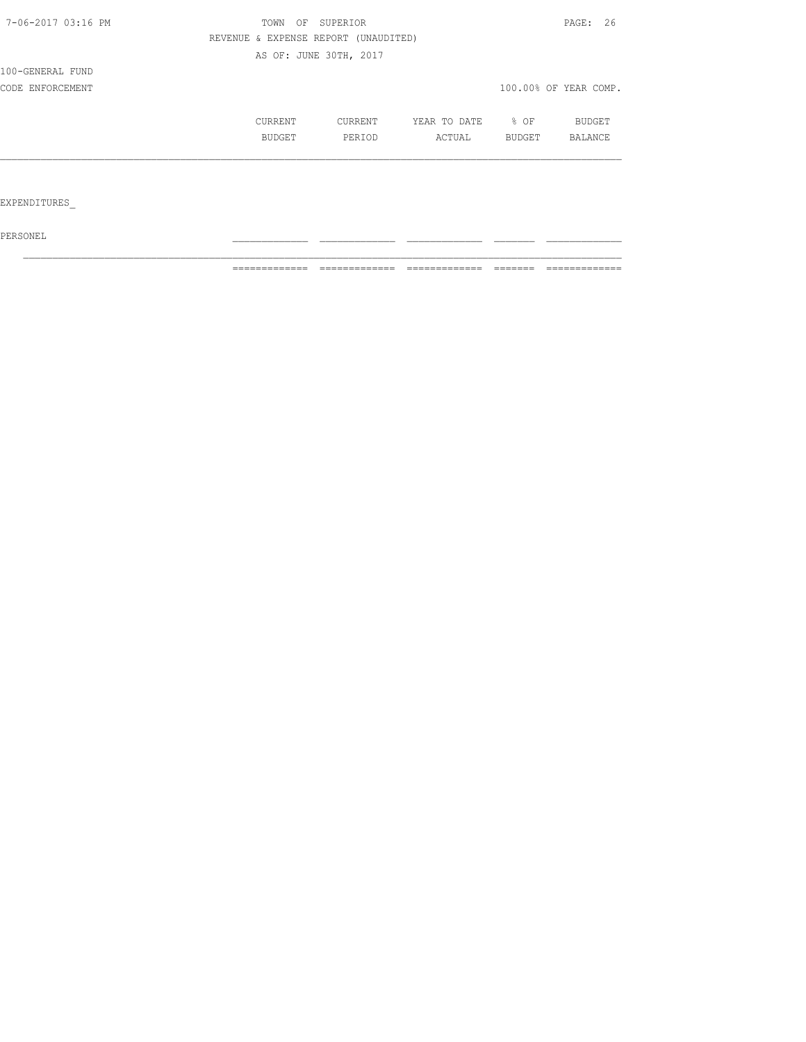TOWN OF SUPERIOR

REVENUE & EXPENSE REPORT (UNAUDITED)

AS OF: JUNE 30TH, 2017

100-GENERAL FUND

CODE ENFORCEMENT

100.00% OF YEAR COMP.

| | CURRENT BUDGET | CURRENT PERIOD | YEAR TO DATE ACTUAL | % OF BUDGET | BUDGET BALANCE |
|---|---|---|---|---|---|
| EXPENDITURES_ | | | | | |
| PERSONEL | | | | | |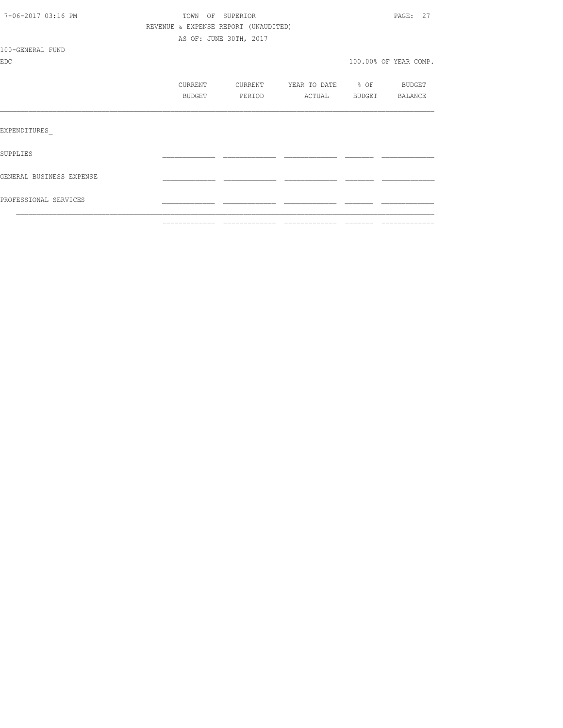TOWN OF SUPERIOR

REVENUE & EXPENSE REPORT (UNAUDITED)

AS OF: JUNE 30TH, 2017

100-GENERAL FUND

EDC

100.00% OF YEAR COMP.

| | CURRENT BUDGET | CURRENT PERIOD | YEAR TO DATE ACTUAL | % OF BUDGET | BUDGET BALANCE |
|---|---|---|---|---|---|
| EXPENDITURES_ | | | | | |
| SUPPLIES | | | | | |
| GENERAL BUSINESS EXPENSE | | | | | |
| PROFESSIONAL SERVICES | | | | | |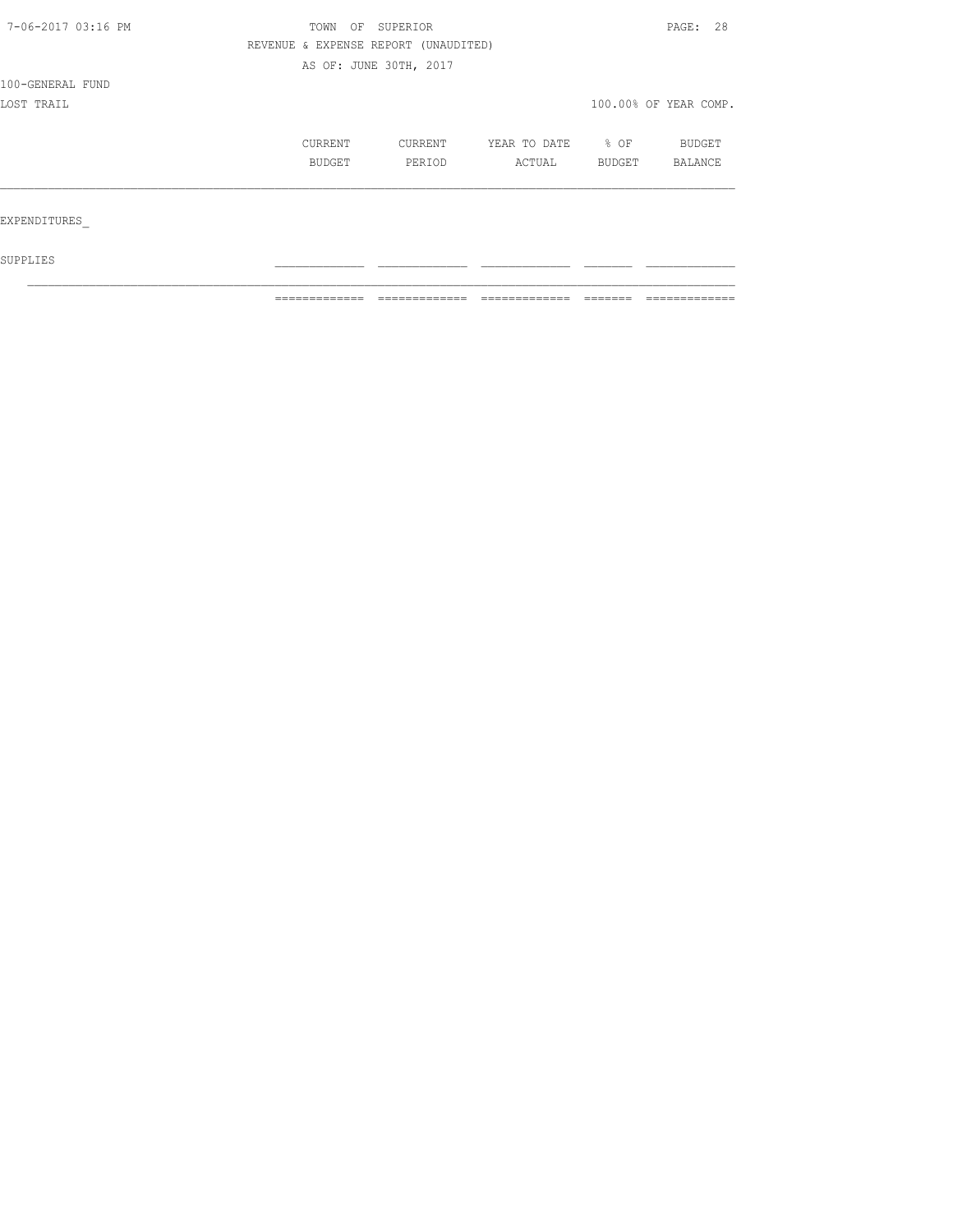TOWN OF SUPERIOR

REVENUE & EXPENSE REPORT (UNAUDITED)

AS OF: JUNE 30TH, 2017

100-GENERAL FUND

LOST TRAIL

100.00% OF YEAR COMP.

| | CURRENT BUDGET | CURRENT PERIOD | YEAR TO DATE ACTUAL | % OF BUDGET | BUDGET BALANCE |
|---|---|---|---|---|---|
| EXPENDITURES_ | | | | | |
| SUPPLIES | | | | | |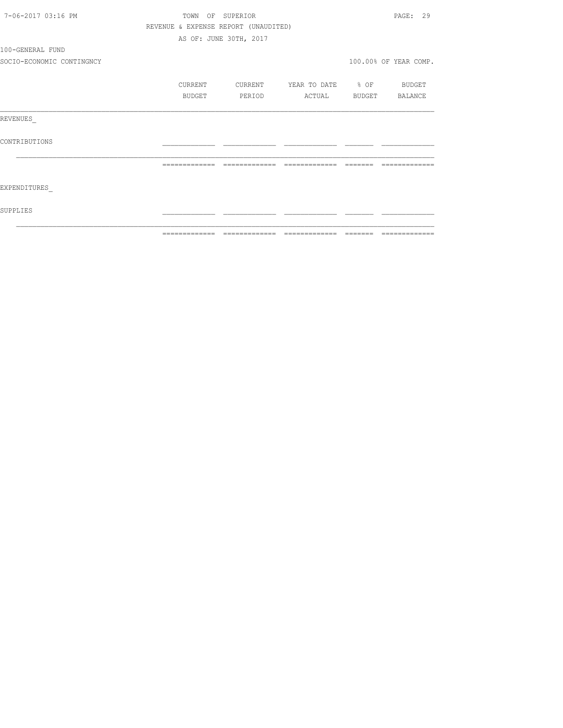TOWN OF SUPERIOR

REVENUE & EXPENSE REPORT (UNAUDITED)

AS OF: JUNE 30TH, 2017

100-GENERAL FUND

SOCIO-ECONOMIC CONTINGNCY

100.00% OF YEAR COMP.

| | CURRENT BUDGET | CURRENT PERIOD | YEAR TO DATE ACTUAL | % OF BUDGET | BUDGET BALANCE |
|---|---|---|---|---|---|
| REVENUES_ | | | | | |
| CONTRIBUTIONS | | | | | |
| | | | | | |
| EXPENDITURES_ | | | | | |
| SUPPLIES | | | | | |
| | | | | | |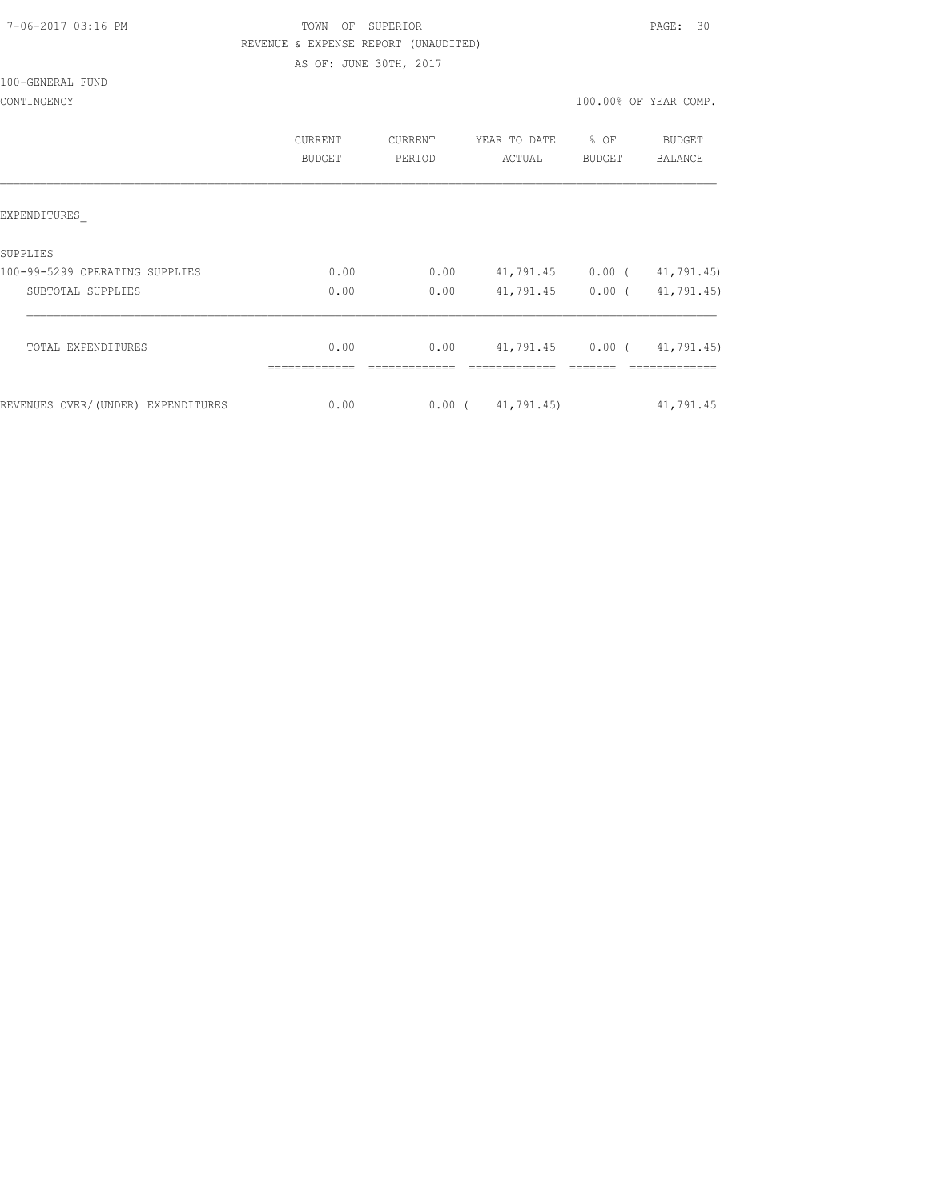7-06-2017 03:16 PM

TOWN OF SUPERIOR

REVENUE & EXPENSE REPORT (UNAUDITED)

AS OF: JUNE 30TH, 2017

100-GENERAL FUND

CONTINGENCY

100.00% OF YEAR COMP.

| | CURRENT BUDGET | CURRENT PERIOD | YEAR TO DATE ACTUAL | % OF BUDGET | BUDGET BALANCE |
|---|---|---|---|---|---|
| EXPENDITURES_ | | | | | |
| SUPPLIES | | | | | |
| 100-99-5299 OPERATING SUPPLIES | 0.00 | 0.00 | 41,791.45 | 0.00 | ( 41,791.45) |
| SUBTOTAL SUPPLIES | 0.00 | 0.00 | 41,791.45 | 0.00 | ( 41,791.45) |
| TOTAL EXPENDITURES | 0.00 | 0.00 | 41,791.45 | 0.00 | ( 41,791.45) |
| REVENUES OVER/(UNDER) EXPENDITURES | 0.00 | 0.00 | ( 41,791.45) | | 41,791.45 |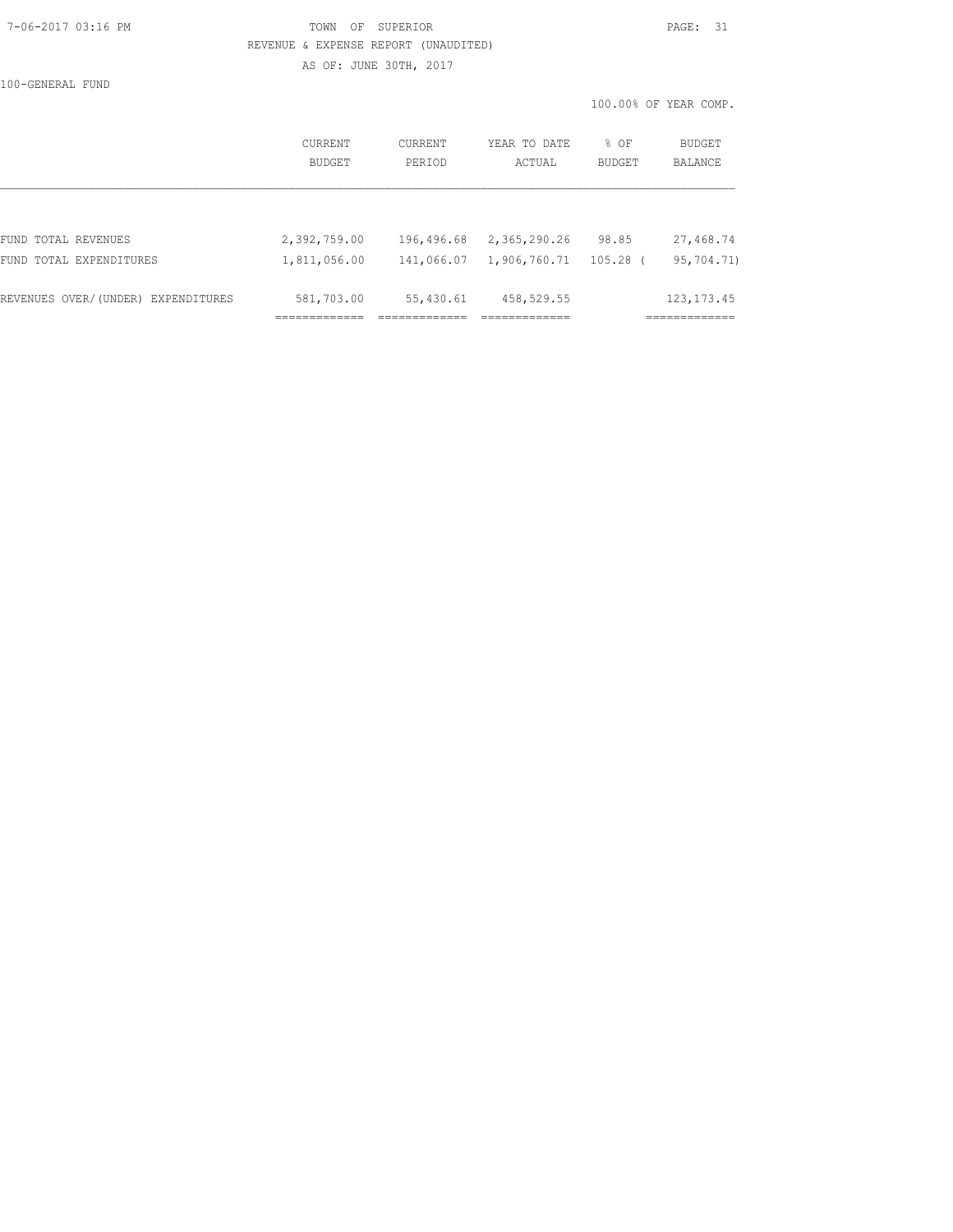TOWN OF SUPERIOR

REVENUE & EXPENSE REPORT (UNAUDITED)

AS OF: JUNE 30TH, 2017

100-GENERAL FUND

100.00% OF YEAR COMP.

| | CURRENT BUDGET | CURRENT PERIOD | YEAR TO DATE ACTUAL | % OF BUDGET | BUDGET BALANCE |
|---|---|---|---|---|---|
| FUND TOTAL REVENUES | 2,392,759.00 | 196,496.68 | 2,365,290.26 | 98.85 | 27,468.74 |
| FUND TOTAL EXPENDITURES | 1,811,056.00 | 141,066.07 | 1,906,760.71 | 105.28 | ( 95,704.71) |
| REVENUES OVER/(UNDER) EXPENDITURES | 581,703.00 | 55,430.61 | 458,529.55 | | 123,173.45 |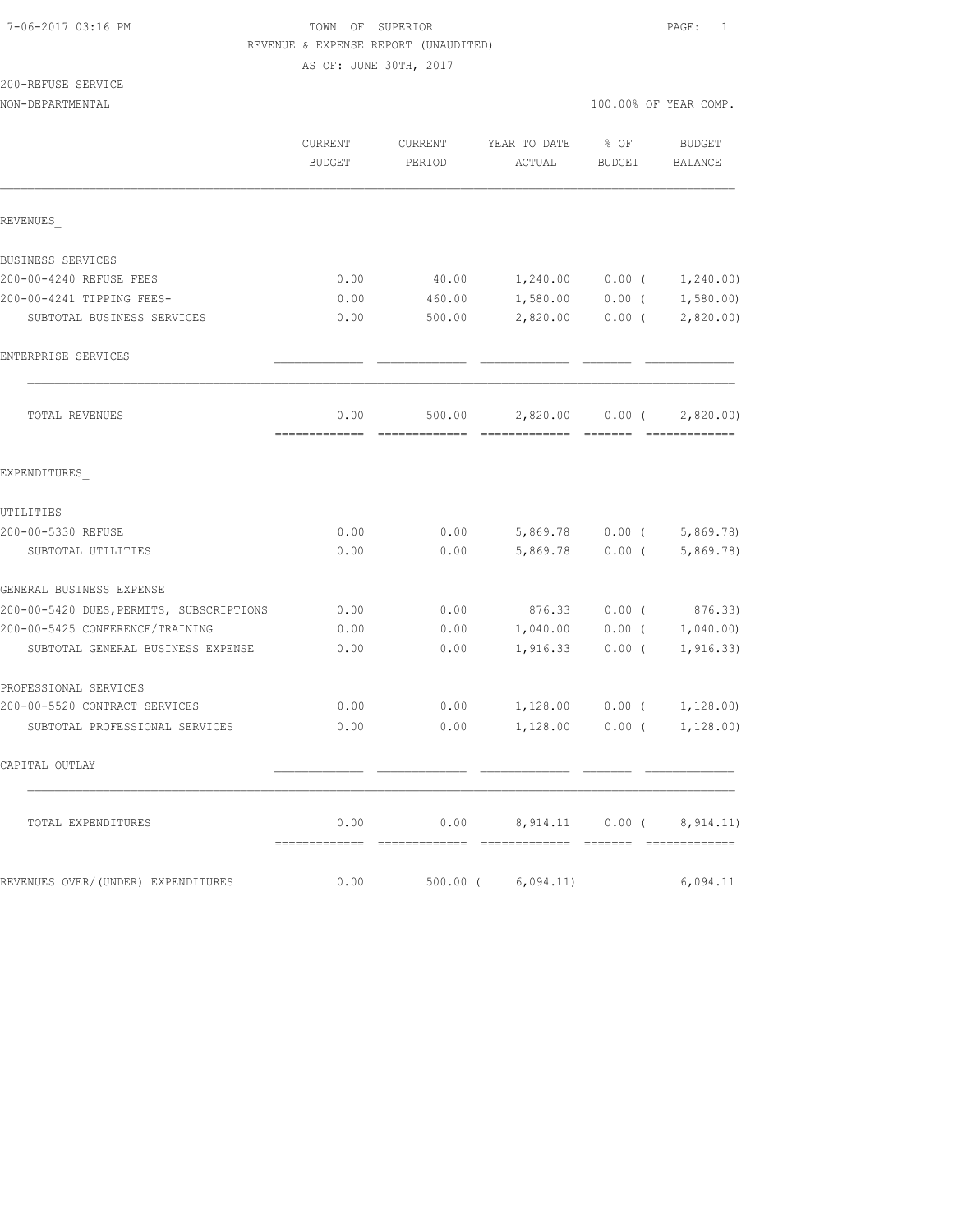7-06-2017 03:16 PM

TOWN OF SUPERIOR

REVENUE & EXPENSE REPORT (UNAUDITED)

AS OF: JUNE 30TH, 2017

200-REFUSE SERVICE

NON-DEPARTMENTAL

100.00% OF YEAR COMP.

| | CURRENT BUDGET | CURRENT PERIOD | YEAR TO DATE ACTUAL | % OF BUDGET | BUDGET BALANCE |
|---|---|---|---|---|---|
| REVENUES_ | | | | | |
| BUSINESS SERVICES | | | | | |
| 200-00-4240 REFUSE FEES | 0.00 | 40.00 | 1,240.00 | 0.00 | ( 1,240.00) |
| 200-00-4241 TIPPING FEES- | 0.00 | 460.00 | 1,580.00 | 0.00 | ( 1,580.00) |
| SUBTOTAL BUSINESS SERVICES | 0.00 | 500.00 | 2,820.00 | 0.00 | ( 2,820.00) |
| ENTERPRISE SERVICES | | | | | |
| TOTAL REVENUES | 0.00 | 500.00 | 2,820.00 | 0.00 | ( 2,820.00) |
| EXPENDITURES_ | | | | | |
| UTILITIES | | | | | |
| 200-00-5330 REFUSE | 0.00 | 0.00 | 5,869.78 | 0.00 | ( 5,869.78) |
| SUBTOTAL UTILITIES | 0.00 | 0.00 | 5,869.78 | 0.00 | ( 5,869.78) |
| GENERAL BUSINESS EXPENSE | | | | | |
| 200-00-5420 DUES,PERMITS, SUBSCRIPTIONS | 0.00 | 0.00 | 876.33 | 0.00 | ( 876.33) |
| 200-00-5425 CONFERENCE/TRAINING | 0.00 | 0.00 | 1,040.00 | 0.00 | ( 1,040.00) |
| SUBTOTAL GENERAL BUSINESS EXPENSE | 0.00 | 0.00 | 1,916.33 | 0.00 | ( 1,916.33) |
| PROFESSIONAL SERVICES | | | | | |
| 200-00-5520 CONTRACT SERVICES | 0.00 | 0.00 | 1,128.00 | 0.00 | ( 1,128.00) |
| SUBTOTAL PROFESSIONAL SERVICES | 0.00 | 0.00 | 1,128.00 | 0.00 | ( 1,128.00) |
| CAPITAL OUTLAY | | | | | |
| TOTAL EXPENDITURES | 0.00 | 0.00 | 8,914.11 | 0.00 | ( 8,914.11) |
| REVENUES OVER/(UNDER) EXPENDITURES | 0.00 | 500.00 | ( 6,094.11) | | 6,094.11 |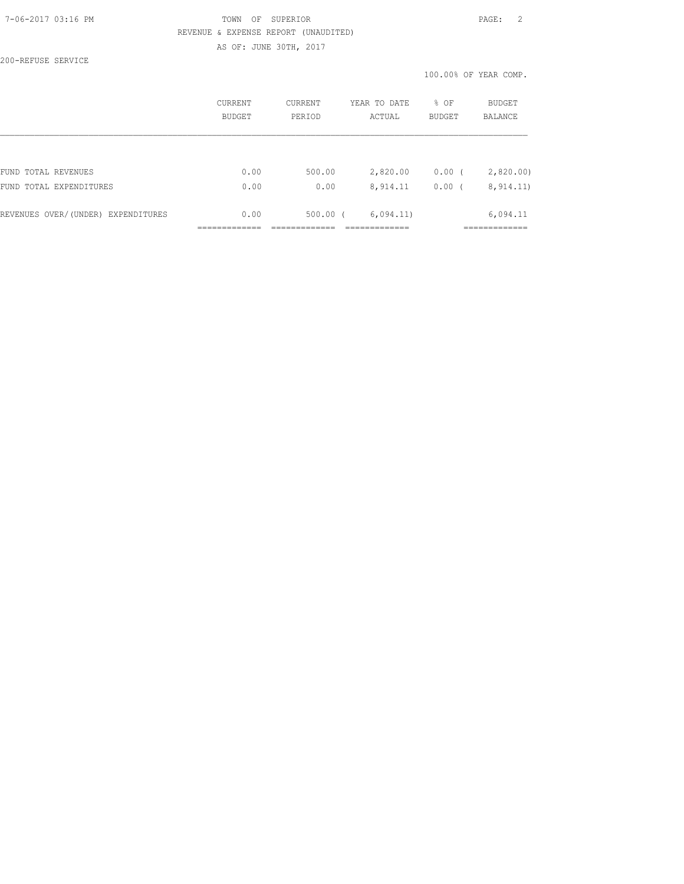TOWN OF SUPERIOR
REVENUE & EXPENSE REPORT (UNAUDITED)
AS OF: JUNE 30TH, 2017

200-REFUSE SERVICE

100.00% OF YEAR COMP.

| | CURRENT BUDGET | CURRENT PERIOD | YEAR TO DATE ACTUAL | % OF BUDGET | BUDGET BALANCE |
|---|---|---|---|---|---|
| FUND TOTAL REVENUES | 0.00 | 500.00 | 2,820.00 | 0.00 ( | 2,820.00) |
| FUND TOTAL EXPENDITURES | 0.00 | 0.00 | 8,914.11 | 0.00 ( | 8,914.11) |
| REVENUES OVER/(UNDER) EXPENDITURES | 0.00 | 500.00 ( | 6,094.11) | | 6,094.11 |
| | ============= | ============= | ============= | | ============= |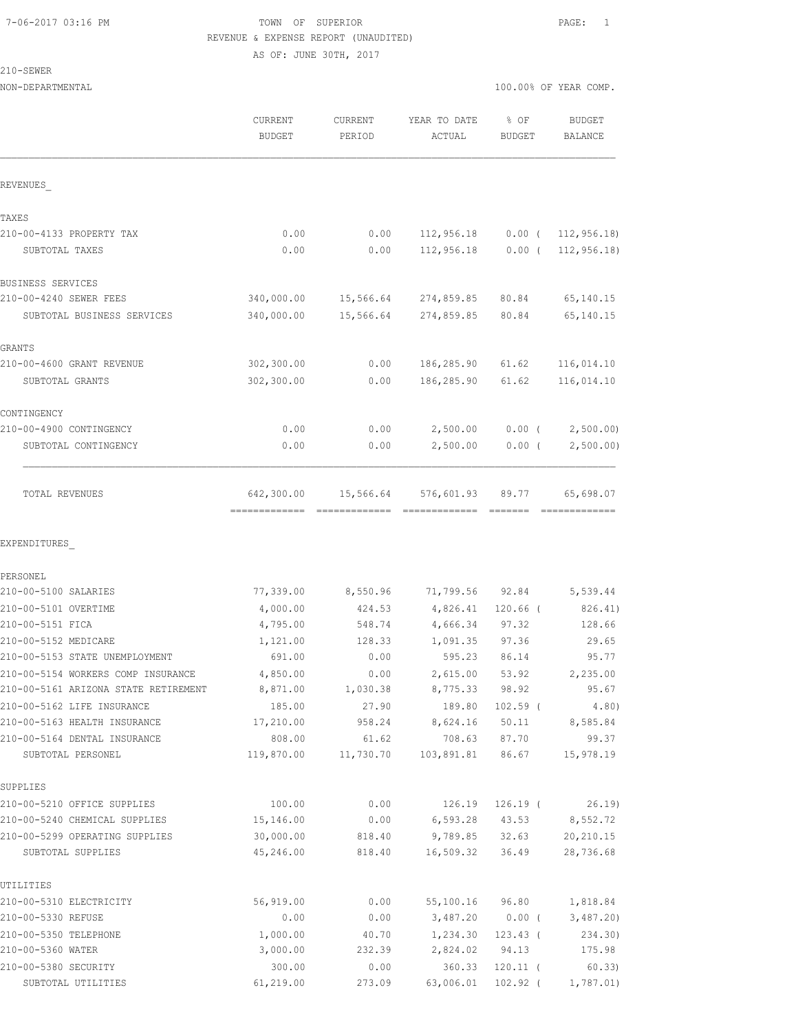TOWN OF SUPERIOR
REVENUE & EXPENSE REPORT (UNAUDITED)
AS OF: JUNE 30TH, 2017

210-SEWER
NON-DEPARTMENTAL

100.00% OF YEAR COMP.

| | CURRENT BUDGET | CURRENT PERIOD | YEAR TO DATE ACTUAL | % OF BUDGET | BUDGET BALANCE |
|---|---|---|---|---|---|
| **REVENUES** | | | | | |
| TAXES | | | | | |
| 210-00-4133 PROPERTY TAX | 0.00 | 0.00 | 112,956.18 | 0.00 ( | 112,956.18) |
| SUBTOTAL TAXES | 0.00 | 0.00 | 112,956.18 | 0.00 ( | 112,956.18) |
| BUSINESS SERVICES | | | | | |
| 210-00-4240 SEWER FEES | 340,000.00 | 15,566.64 | 274,859.85 | 80.84 | 65,140.15 |
| SUBTOTAL BUSINESS SERVICES | 340,000.00 | 15,566.64 | 274,859.85 | 80.84 | 65,140.15 |
| GRANTS | | | | | |
| 210-00-4600 GRANT REVENUE | 302,300.00 | 0.00 | 186,285.90 | 61.62 | 116,014.10 |
| SUBTOTAL GRANTS | 302,300.00 | 0.00 | 186,285.90 | 61.62 | 116,014.10 |
| CONTINGENCY | | | | | |
| 210-00-4900 CONTINGENCY | 0.00 | 0.00 | 2,500.00 | 0.00 ( | 2,500.00) |
| SUBTOTAL CONTINGENCY | 0.00 | 0.00 | 2,500.00 | 0.00 ( | 2,500.00) |
| TOTAL REVENUES | 642,300.00 | 15,566.64 | 576,601.93 | 89.77 | 65,698.07 |
| **EXPENDITURES** | | | | | |
| PERSONEL | | | | | |
| 210-00-5100 SALARIES | 77,339.00 | 8,550.96 | 71,799.56 | 92.84 | 5,539.44 |
| 210-00-5101 OVERTIME | 4,000.00 | 424.53 | 4,826.41 | 120.66 ( | 826.41) |
| 210-00-5151 FICA | 4,795.00 | 548.74 | 4,666.34 | 97.32 | 128.66 |
| 210-00-5152 MEDICARE | 1,121.00 | 128.33 | 1,091.35 | 97.36 | 29.65 |
| 210-00-5153 STATE UNEMPLOYMENT | 691.00 | 0.00 | 595.23 | 86.14 | 95.77 |
| 210-00-5154 WORKERS COMP INSURANCE | 4,850.00 | 0.00 | 2,615.00 | 53.92 | 2,235.00 |
| 210-00-5161 ARIZONA STATE RETIREMENT | 8,871.00 | 1,030.38 | 8,775.33 | 98.92 | 95.67 |
| 210-00-5162 LIFE INSURANCE | 185.00 | 27.90 | 189.80 | 102.59 ( | 4.80) |
| 210-00-5163 HEALTH INSURANCE | 17,210.00 | 958.24 | 8,624.16 | 50.11 | 8,585.84 |
| 210-00-5164 DENTAL INSURANCE | 808.00 | 61.62 | 708.63 | 87.70 | 99.37 |
| SUBTOTAL PERSONEL | 119,870.00 | 11,730.70 | 103,891.81 | 86.67 | 15,978.19 |
| SUPPLIES | | | | | |
| 210-00-5210 OFFICE SUPPLIES | 100.00 | 0.00 | 126.19 | 126.19 ( | 26.19) |
| 210-00-5240 CHEMICAL SUPPLIES | 15,146.00 | 0.00 | 6,593.28 | 43.53 | 8,552.72 |
| 210-00-5299 OPERATING SUPPLIES | 30,000.00 | 818.40 | 9,789.85 | 32.63 | 20,210.15 |
| SUBTOTAL SUPPLIES | 45,246.00 | 818.40 | 16,509.32 | 36.49 | 28,736.68 |
| UTILITIES | | | | | |
| 210-00-5310 ELECTRICITY | 56,919.00 | 0.00 | 55,100.16 | 96.80 | 1,818.84 |
| 210-00-5330 REFUSE | 0.00 | 0.00 | 3,487.20 | 0.00 ( | 3,487.20) |
| 210-00-5350 TELEPHONE | 1,000.00 | 40.70 | 1,234.30 | 123.43 ( | 234.30) |
| 210-00-5360 WATER | 3,000.00 | 232.39 | 2,824.02 | 94.13 | 175.98 |
| 210-00-5380 SECURITY | 300.00 | 0.00 | 360.33 | 120.11 ( | 60.33) |
| SUBTOTAL UTILITIES | 61,219.00 | 273.09 | 63,006.01 | 102.92 ( | 1,787.01) |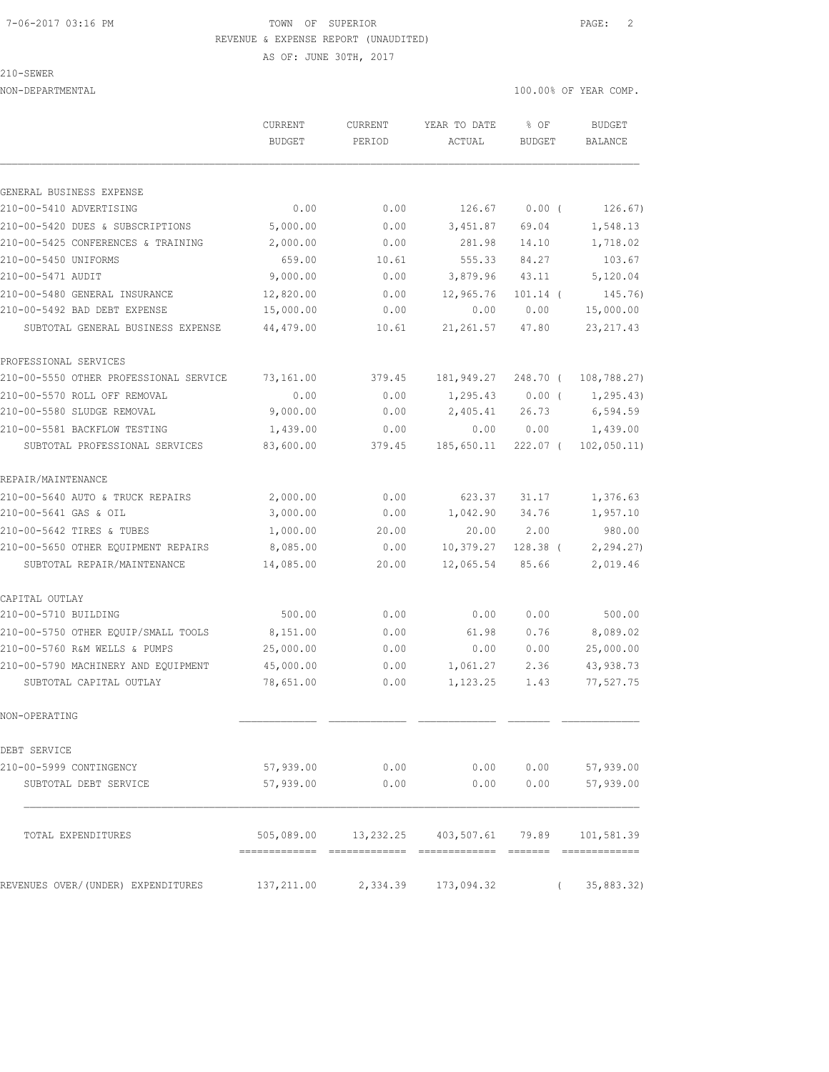TOWN OF SUPERIOR
REVENUE & EXPENSE REPORT (UNAUDITED)
AS OF: JUNE 30TH, 2017

210-SEWER

NON-DEPARTMENTAL — 100.00% OF YEAR COMP.

| | CURRENT BUDGET | CURRENT PERIOD | YEAR TO DATE ACTUAL | % OF BUDGET | BUDGET BALANCE |
|---|---|---|---|---|---|
| **GENERAL BUSINESS EXPENSE** | | | | | |
| 210-00-5410 ADVERTISING | 0.00 | 0.00 | 126.67 | 0.00 | ( 126.67) |
| 210-00-5420 DUES & SUBSCRIPTIONS | 5,000.00 | 0.00 | 3,451.87 | 69.04 | 1,548.13 |
| 210-00-5425 CONFERENCES & TRAINING | 2,000.00 | 0.00 | 281.98 | 14.10 | 1,718.02 |
| 210-00-5450 UNIFORMS | 659.00 | 10.61 | 555.33 | 84.27 | 103.67 |
| 210-00-5471 AUDIT | 9,000.00 | 0.00 | 3,879.96 | 43.11 | 5,120.04 |
| 210-00-5480 GENERAL INSURANCE | 12,820.00 | 0.00 | 12,965.76 | 101.14 | ( 145.76) |
| 210-00-5492 BAD DEBT EXPENSE | 15,000.00 | 0.00 | 0.00 | 0.00 | 15,000.00 |
| SUBTOTAL GENERAL BUSINESS EXPENSE | 44,479.00 | 10.61 | 21,261.57 | 47.80 | 23,217.43 |
| **PROFESSIONAL SERVICES** | | | | | |
| 210-00-5550 OTHER PROFESSIONAL SERVICE | 73,161.00 | 379.45 | 181,949.27 | 248.70 | ( 108,788.27) |
| 210-00-5570 ROLL OFF REMOVAL | 0.00 | 0.00 | 1,295.43 | 0.00 | ( 1,295.43) |
| 210-00-5580 SLUDGE REMOVAL | 9,000.00 | 0.00 | 2,405.41 | 26.73 | 6,594.59 |
| 210-00-5581 BACKFLOW TESTING | 1,439.00 | 0.00 | 0.00 | 0.00 | 1,439.00 |
| SUBTOTAL PROFESSIONAL SERVICES | 83,600.00 | 379.45 | 185,650.11 | 222.07 | ( 102,050.11) |
| **REPAIR/MAINTENANCE** | | | | | |
| 210-00-5640 AUTO & TRUCK REPAIRS | 2,000.00 | 0.00 | 623.37 | 31.17 | 1,376.63 |
| 210-00-5641 GAS & OIL | 3,000.00 | 0.00 | 1,042.90 | 34.76 | 1,957.10 |
| 210-00-5642 TIRES & TUBES | 1,000.00 | 20.00 | 20.00 | 2.00 | 980.00 |
| 210-00-5650 OTHER EQUIPMENT REPAIRS | 8,085.00 | 0.00 | 10,379.27 | 128.38 | ( 2,294.27) |
| SUBTOTAL REPAIR/MAINTENANCE | 14,085.00 | 20.00 | 12,065.54 | 85.66 | 2,019.46 |
| **CAPITAL OUTLAY** | | | | | |
| 210-00-5710 BUILDING | 500.00 | 0.00 | 0.00 | 0.00 | 500.00 |
| 210-00-5750 OTHER EQUIP/SMALL TOOLS | 8,151.00 | 0.00 | 61.98 | 0.76 | 8,089.02 |
| 210-00-5760 R&M WELLS & PUMPS | 25,000.00 | 0.00 | 0.00 | 0.00 | 25,000.00 |
| 210-00-5790 MACHINERY AND EQUIPMENT | 45,000.00 | 0.00 | 1,061.27 | 2.36 | 43,938.73 |
| SUBTOTAL CAPITAL OUTLAY | 78,651.00 | 0.00 | 1,123.25 | 1.43 | 77,527.75 |
| **NON-OPERATING** | | | | | |
| **DEBT SERVICE** | | | | | |
| 210-00-5999 CONTINGENCY | 57,939.00 | 0.00 | 0.00 | 0.00 | 57,939.00 |
| SUBTOTAL DEBT SERVICE | 57,939.00 | 0.00 | 0.00 | 0.00 | 57,939.00 |
| TOTAL EXPENDITURES | 505,089.00 | 13,232.25 | 403,507.61 | 79.89 | 101,581.39 |
| REVENUES OVER/(UNDER) EXPENDITURES | 137,211.00 | 2,334.39 | 173,094.32 | | ( 35,883.32) |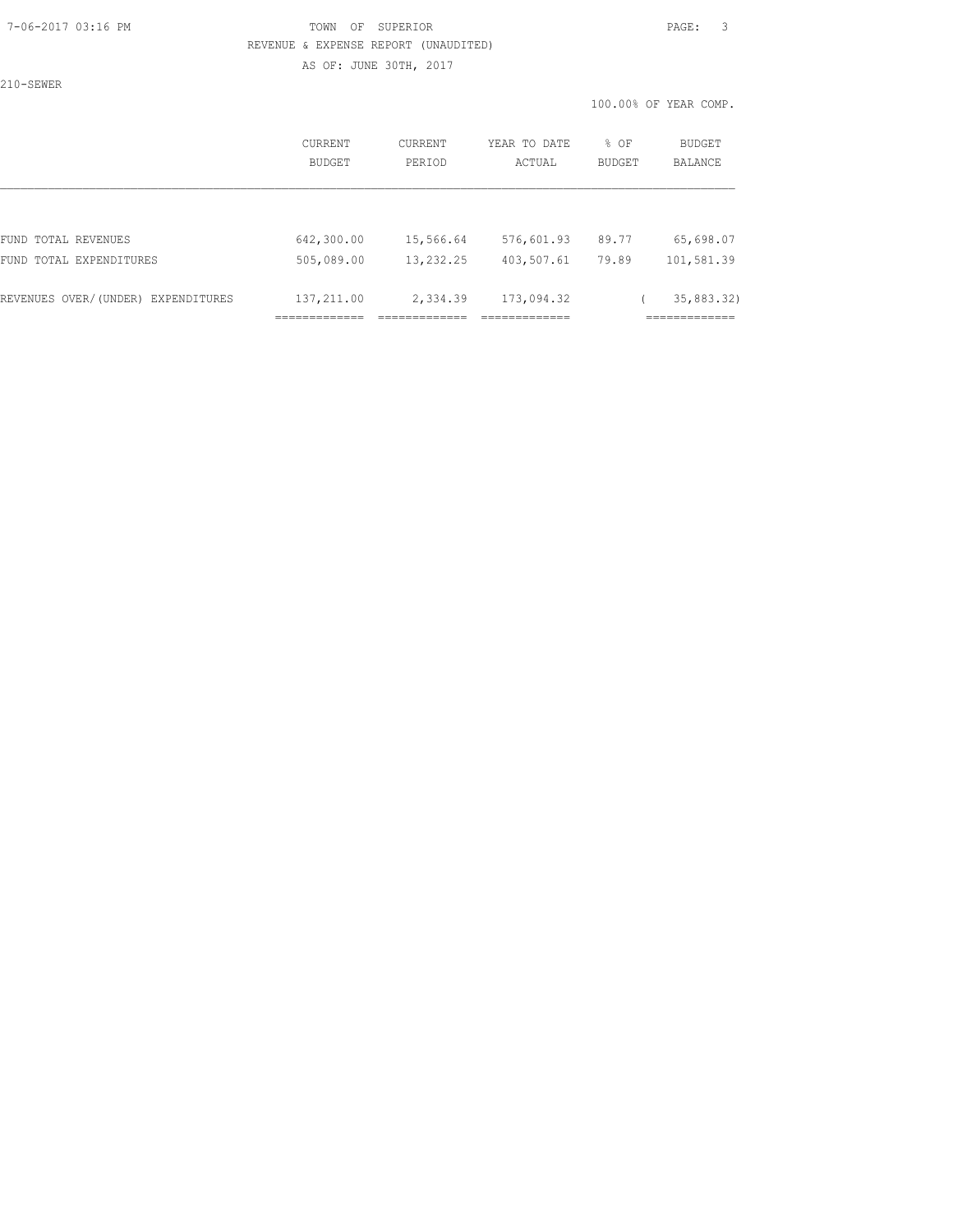TOWN OF SUPERIOR

REVENUE & EXPENSE REPORT (UNAUDITED)

AS OF: JUNE 30TH, 2017

210-SEWER

100.00% OF YEAR COMP.

| | CURRENT BUDGET | CURRENT PERIOD | YEAR TO DATE ACTUAL | % OF BUDGET | BUDGET BALANCE |
|---|---|---|---|---|---|
| FUND TOTAL REVENUES | 642,300.00 | 15,566.64 | 576,601.93 | 89.77 | 65,698.07 |
| FUND TOTAL EXPENDITURES | 505,089.00 | 13,232.25 | 403,507.61 | 79.89 | 101,581.39 |
| REVENUES OVER/(UNDER) EXPENDITURES | 137,211.00 | 2,334.39 | 173,094.32 | | ( 35,883.32) |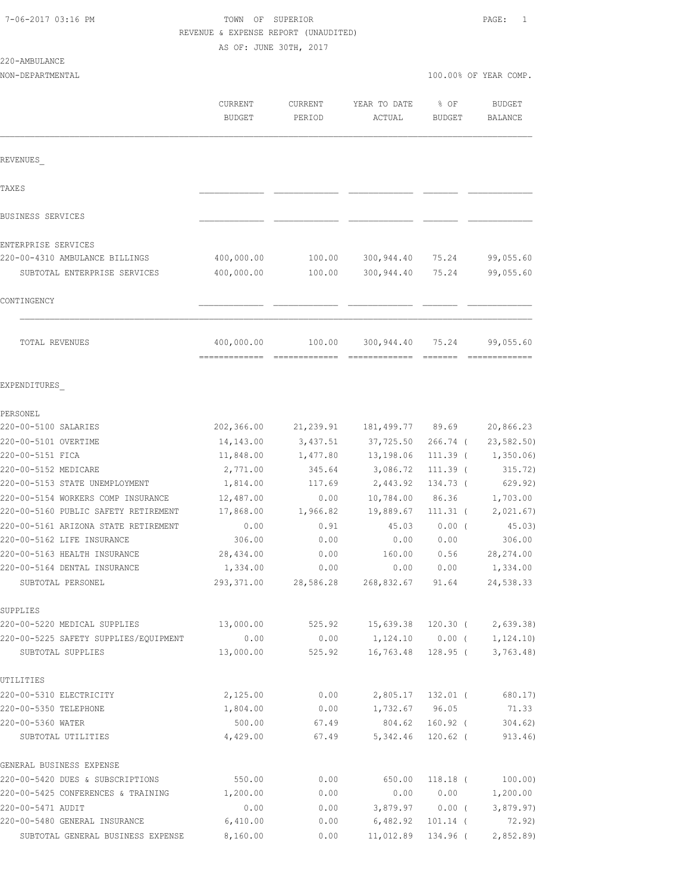7-06-2017 03:16 PM

TOWN OF SUPERIOR
REVENUE & EXPENSE REPORT (UNAUDITED)
AS OF: JUNE 30TH, 2017

220-AMBULANCE
NON-DEPARTMENTAL

100.00% OF YEAR COMP.

| | CURRENT BUDGET | CURRENT PERIOD | YEAR TO DATE ACTUAL | % OF BUDGET | BUDGET BALANCE |
|---|---|---|---|---|---|
| **REVENUES_** | | | | | |
| TAXES | | | | | |
| BUSINESS SERVICES | | | | | |
| ENTERPRISE SERVICES | | | | | |
| 220-00-4310 AMBULANCE BILLINGS | 400,000.00 | 100.00 | 300,944.40 | 75.24 | 99,055.60 |
| SUBTOTAL ENTERPRISE SERVICES | 400,000.00 | 100.00 | 300,944.40 | 75.24 | 99,055.60 |
| CONTINGENCY | | | | | |
| TOTAL REVENUES | 400,000.00 | 100.00 | 300,944.40 | 75.24 | 99,055.60 |
| **EXPENDITURES_** | | | | | |
| PERSONEL | | | | | |
| 220-00-5100 SALARIES | 202,366.00 | 21,239.91 | 181,499.77 | 89.69 | 20,866.23 |
| 220-00-5101 OVERTIME | 14,143.00 | 3,437.51 | 37,725.50 | 266.74 ( | 23,582.50) |
| 220-00-5151 FICA | 11,848.00 | 1,477.80 | 13,198.06 | 111.39 ( | 1,350.06) |
| 220-00-5152 MEDICARE | 2,771.00 | 345.64 | 3,086.72 | 111.39 ( | 315.72) |
| 220-00-5153 STATE UNEMPLOYMENT | 1,814.00 | 117.69 | 2,443.92 | 134.73 ( | 629.92) |
| 220-00-5154 WORKERS COMP INSURANCE | 12,487.00 | 0.00 | 10,784.00 | 86.36 | 1,703.00 |
| 220-00-5160 PUBLIC SAFETY RETIREMENT | 17,868.00 | 1,966.82 | 19,889.67 | 111.31 ( | 2,021.67) |
| 220-00-5161 ARIZONA STATE RETIREMENT | 0.00 | 0.91 | 45.03 | 0.00 ( | 45.03) |
| 220-00-5162 LIFE INSURANCE | 306.00 | 0.00 | 0.00 | 0.00 | 306.00 |
| 220-00-5163 HEALTH INSURANCE | 28,434.00 | 0.00 | 160.00 | 0.56 | 28,274.00 |
| 220-00-5164 DENTAL INSURANCE | 1,334.00 | 0.00 | 0.00 | 0.00 | 1,334.00 |
| SUBTOTAL PERSONEL | 293,371.00 | 28,586.28 | 268,832.67 | 91.64 | 24,538.33 |
| SUPPLIES | | | | | |
| 220-00-5220 MEDICAL SUPPLIES | 13,000.00 | 525.92 | 15,639.38 | 120.30 ( | 2,639.38) |
| 220-00-5225 SAFETY SUPPLIES/EQUIPMENT | 0.00 | 0.00 | 1,124.10 | 0.00 ( | 1,124.10) |
| SUBTOTAL SUPPLIES | 13,000.00 | 525.92 | 16,763.48 | 128.95 ( | 3,763.48) |
| UTILITIES | | | | | |
| 220-00-5310 ELECTRICITY | 2,125.00 | 0.00 | 2,805.17 | 132.01 ( | 680.17) |
| 220-00-5350 TELEPHONE | 1,804.00 | 0.00 | 1,732.67 | 96.05 | 71.33 |
| 220-00-5360 WATER | 500.00 | 67.49 | 804.62 | 160.92 ( | 304.62) |
| SUBTOTAL UTILITIES | 4,429.00 | 67.49 | 5,342.46 | 120.62 ( | 913.46) |
| GENERAL BUSINESS EXPENSE | | | | | |
| 220-00-5420 DUES & SUBSCRIPTIONS | 550.00 | 0.00 | 650.00 | 118.18 ( | 100.00) |
| 220-00-5425 CONFERENCES & TRAINING | 1,200.00 | 0.00 | 0.00 | 0.00 | 1,200.00 |
| 220-00-5471 AUDIT | 0.00 | 0.00 | 3,879.97 | 0.00 ( | 3,879.97) |
| 220-00-5480 GENERAL INSURANCE | 6,410.00 | 0.00 | 6,482.92 | 101.14 ( | 72.92) |
| SUBTOTAL GENERAL BUSINESS EXPENSE | 8,160.00 | 0.00 | 11,012.89 | 134.96 ( | 2,852.89) |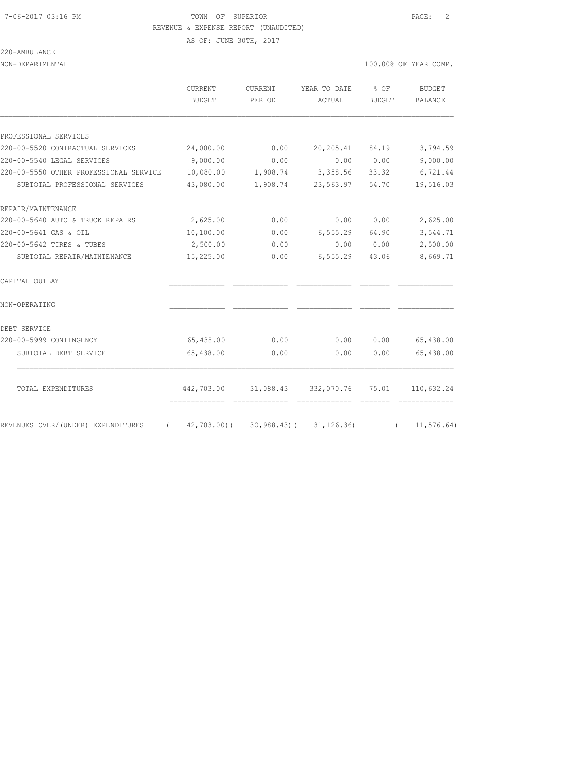TOWN OF SUPERIOR

REVENUE & EXPENSE REPORT (UNAUDITED)

AS OF: JUNE 30TH, 2017

220-AMBULANCE

NON-DEPARTMENTAL

100.00% OF YEAR COMP.

| | CURRENT BUDGET | CURRENT PERIOD | YEAR TO DATE ACTUAL | % OF BUDGET | BUDGET BALANCE |
|---|---|---|---|---|---|
| **PROFESSIONAL SERVICES** | | | | | |
| 220-00-5520 CONTRACTUAL SERVICES | 24,000.00 | 0.00 | 20,205.41 | 84.19 | 3,794.59 |
| 220-00-5540 LEGAL SERVICES | 9,000.00 | 0.00 | 0.00 | 0.00 | 9,000.00 |
| 220-00-5550 OTHER PROFESSIONAL SERVICE | 10,080.00 | 1,908.74 | 3,358.56 | 33.32 | 6,721.44 |
| SUBTOTAL PROFESSIONAL SERVICES | 43,080.00 | 1,908.74 | 23,563.97 | 54.70 | 19,516.03 |
| **REPAIR/MAINTENANCE** | | | | | |
| 220-00-5640 AUTO & TRUCK REPAIRS | 2,625.00 | 0.00 | 0.00 | 0.00 | 2,625.00 |
| 220-00-5641 GAS & OIL | 10,100.00 | 0.00 | 6,555.29 | 64.90 | 3,544.71 |
| 220-00-5642 TIRES & TUBES | 2,500.00 | 0.00 | 0.00 | 0.00 | 2,500.00 |
| SUBTOTAL REPAIR/MAINTENANCE | 15,225.00 | 0.00 | 6,555.29 | 43.06 | 8,669.71 |
| **CAPITAL OUTLAY** | | | | | |
| **NON-OPERATING** | | | | | |
| **DEBT SERVICE** | | | | | |
| 220-00-5999 CONTINGENCY | 65,438.00 | 0.00 | 0.00 | 0.00 | 65,438.00 |
| SUBTOTAL DEBT SERVICE | 65,438.00 | 0.00 | 0.00 | 0.00 | 65,438.00 |
| TOTAL EXPENDITURES | 442,703.00 | 31,088.43 | 332,070.76 | 75.01 | 110,632.24 |
| REVENUES OVER/(UNDER) EXPENDITURES | ( 42,703.00) | ( 30,988.43) | ( 31,126.36) | | ( 11,576.64) |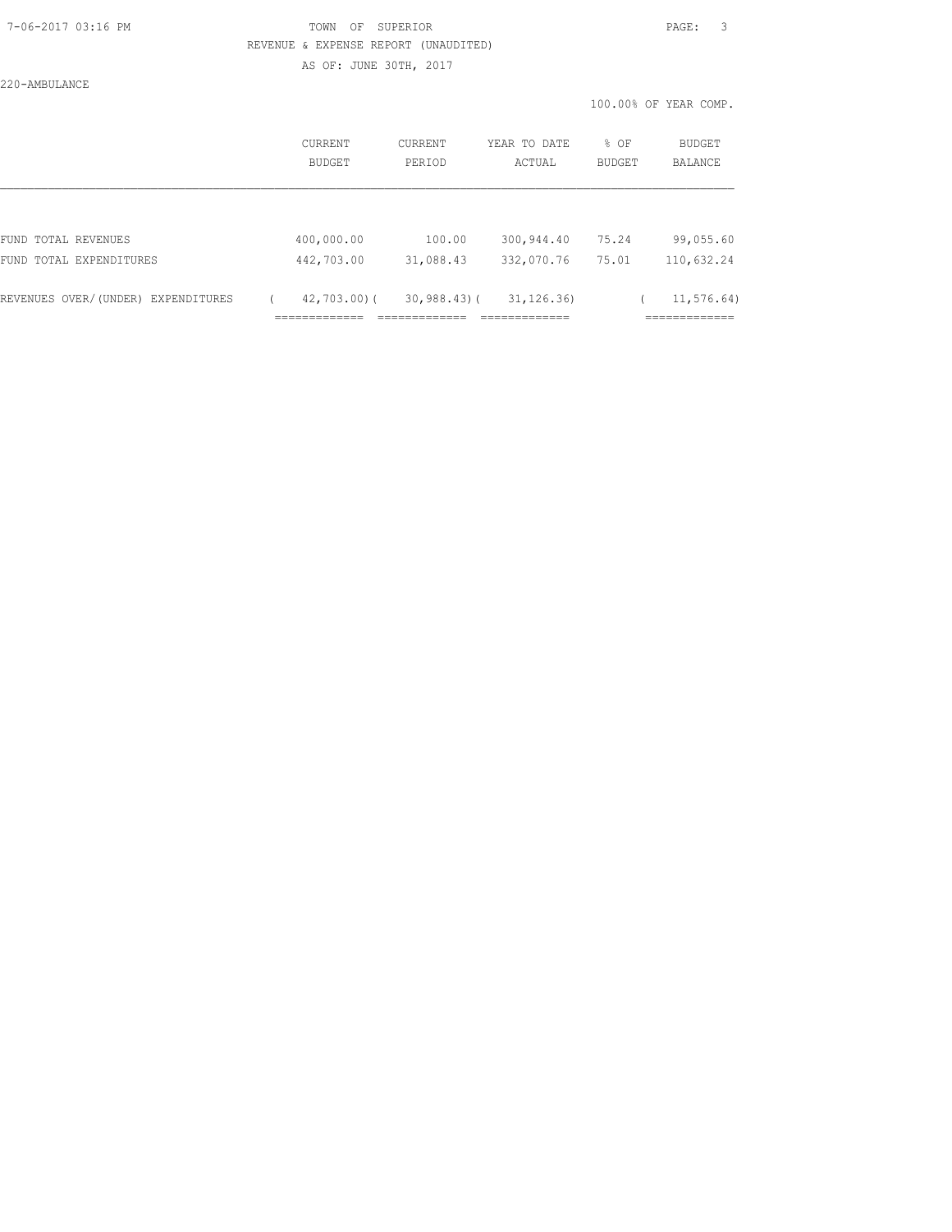TOWN OF SUPERIOR

REVENUE & EXPENSE REPORT (UNAUDITED)

AS OF: JUNE 30TH, 2017

220-AMBULANCE

100.00% OF YEAR COMP.

| | CURRENT BUDGET | CURRENT PERIOD | YEAR TO DATE ACTUAL | % OF BUDGET | BUDGET BALANCE |
|---|---|---|---|---|---|
| FUND TOTAL REVENUES | 400,000.00 | 100.00 | 300,944.40 | 75.24 | 99,055.60 |
| FUND TOTAL EXPENDITURES | 442,703.00 | 31,088.43 | 332,070.76 | 75.01 | 110,632.24 |
| REVENUES OVER/(UNDER) EXPENDITURES | ( 42,703.00) | ( 30,988.43) | ( 31,126.36) | | ( 11,576.64) |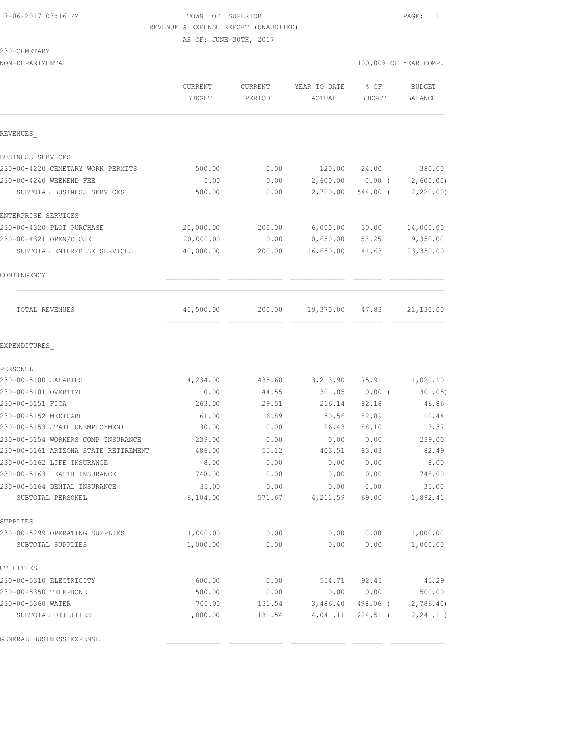TOWN OF SUPERIOR
REVENUE & EXPENSE REPORT (UNAUDITED)
AS OF: JUNE 30TH, 2017

230-CEMETARY
NON-DEPARTMENTAL

100.00% OF YEAR COMP.

| | CURRENT BUDGET | CURRENT PERIOD | YEAR TO DATE ACTUAL | % OF BUDGET | BUDGET BALANCE |
|---|---|---|---|---|---|
| **REVENUES** | | | | | |
| BUSINESS SERVICES | | | | | |
| 230-00-4220 CEMETARY WORK PERMITS | 500.00 | 0.00 | 120.00 | 24.00 | 380.00 |
| 230-00-4240 WEEKEND FEE | 0.00 | 0.00 | 2,600.00 | 0.00 ( | 2,600.00) |
| SUBTOTAL BUSINESS SERVICES | 500.00 | 0.00 | 2,720.00 | 544.00 ( | 2,220.00) |
| ENTERPRISE SERVICES | | | | | |
| 230-00-4320 PLOT PURCHASE | 20,000.00 | 200.00 | 6,000.00 | 30.00 | 14,000.00 |
| 230-00-4321 OPEN/CLOSE | 20,000.00 | 0.00 | 10,650.00 | 53.25 | 9,350.00 |
| SUBTOTAL ENTERPRISE SERVICES | 40,000.00 | 200.00 | 16,650.00 | 41.63 | 23,350.00 |
| CONTINGENCY | | | | | |
| TOTAL REVENUES | 40,500.00 | 200.00 | 19,370.00 | 47.83 | 21,130.00 |
| **EXPENDITURES** | | | | | |
| PERSONEL | | | | | |
| 230-00-5100 SALARIES | 4,234.00 | 435.60 | 3,213.90 | 75.91 | 1,020.10 |
| 230-00-5101 OVERTIME | 0.00 | 44.55 | 301.05 | 0.00 ( | 301.05) |
| 230-00-5151 FICA | 263.00 | 29.51 | 216.14 | 82.18 | 46.86 |
| 230-00-5152 MEDICARE | 61.00 | 6.89 | 50.56 | 82.89 | 10.44 |
| 230-00-5153 STATE UNEMPLOYMENT | 30.00 | 0.00 | 26.43 | 88.10 | 3.57 |
| 230-00-5154 WORKERS COMP INSURANCE | 239.00 | 0.00 | 0.00 | 0.00 | 239.00 |
| 230-00-5161 ARIZONA STATE RETIREMENT | 486.00 | 55.12 | 403.51 | 83.03 | 82.49 |
| 230-00-5162 LIFE INSURANCE | 8.00 | 0.00 | 0.00 | 0.00 | 8.00 |
| 230-00-5163 HEALTH INSURANCE | 748.00 | 0.00 | 0.00 | 0.00 | 748.00 |
| 230-00-5164 DENTAL INSURANCE | 35.00 | 0.00 | 0.00 | 0.00 | 35.00 |
| SUBTOTAL PERSONEL | 6,104.00 | 571.67 | 4,211.59 | 69.00 | 1,892.41 |
| SUPPLIES | | | | | |
| 230-00-5299 OPERATING SUPPLIES | 1,000.00 | 0.00 | 0.00 | 0.00 | 1,000.00 |
| SUBTOTAL SUPPLIES | 1,000.00 | 0.00 | 0.00 | 0.00 | 1,000.00 |
| UTILITIES | | | | | |
| 230-00-5310 ELECTRICITY | 600.00 | 0.00 | 554.71 | 92.45 | 45.29 |
| 230-00-5350 TELEPHONE | 500.00 | 0.00 | 0.00 | 0.00 | 500.00 |
| 230-00-5360 WATER | 700.00 | 131.54 | 3,486.40 | 498.06 ( | 2,786.40) |
| SUBTOTAL UTILITIES | 1,800.00 | 131.54 | 4,041.11 | 224.51 ( | 2,241.11) |
| GENERAL BUSINESS EXPENSE | | | | | |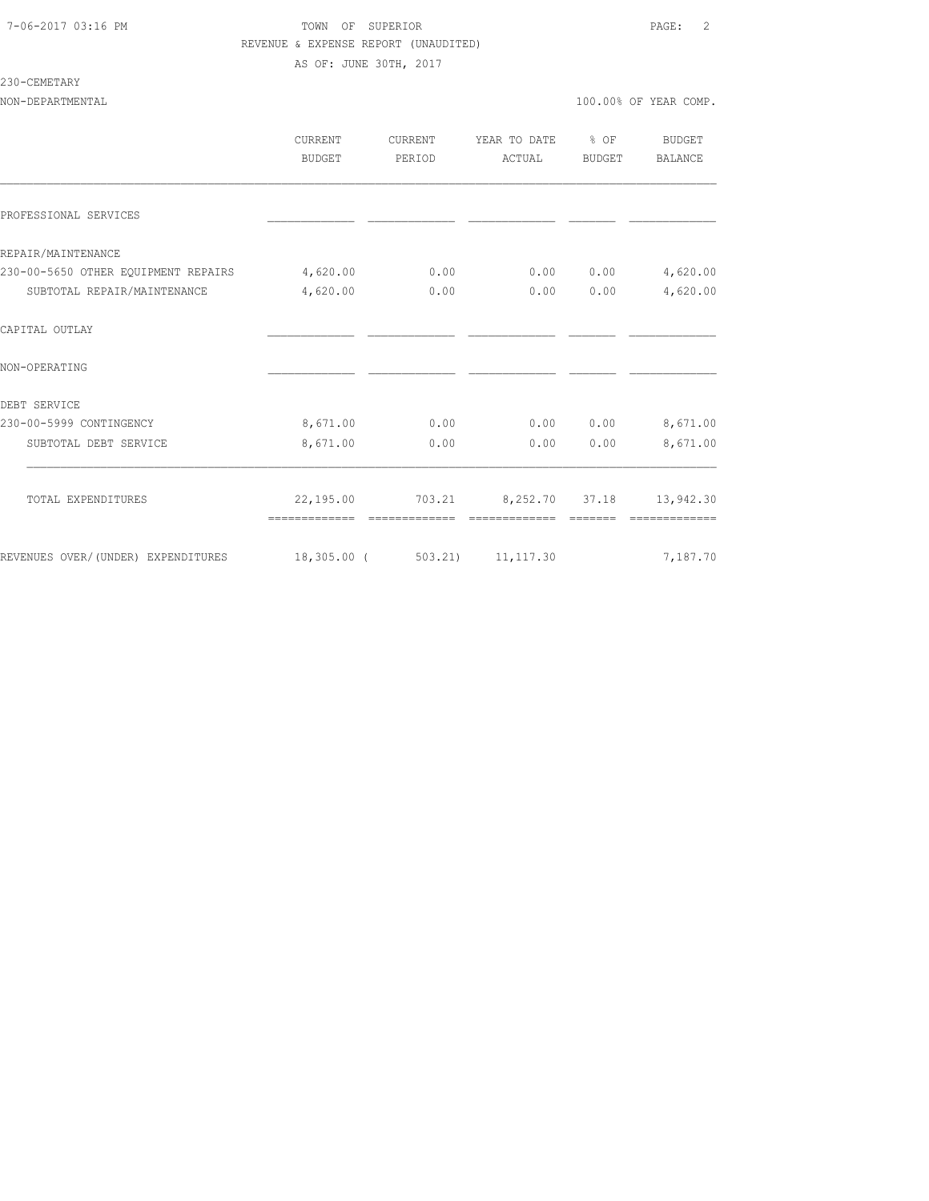TOWN OF SUPERIOR
REVENUE & EXPENSE REPORT (UNAUDITED)
AS OF: JUNE 30TH, 2017

230-CEMETARY
NON-DEPARTMENTAL — 100.00% OF YEAR COMP.

| | CURRENT BUDGET | CURRENT PERIOD | YEAR TO DATE ACTUAL | % OF BUDGET | BUDGET BALANCE |
|---|---|---|---|---|---|
| PROFESSIONAL SERVICES | | | | | |
| REPAIR/MAINTENANCE | | | | | |
| 230-00-5650 OTHER EQUIPMENT REPAIRS | 4,620.00 | 0.00 | 0.00 | 0.00 | 4,620.00 |
| SUBTOTAL REPAIR/MAINTENANCE | 4,620.00 | 0.00 | 0.00 | 0.00 | 4,620.00 |
| CAPITAL OUTLAY | | | | | |
| NON-OPERATING | | | | | |
| DEBT SERVICE | | | | | |
| 230-00-5999 CONTINGENCY | 8,671.00 | 0.00 | 0.00 | 0.00 | 8,671.00 |
| SUBTOTAL DEBT SERVICE | 8,671.00 | 0.00 | 0.00 | 0.00 | 8,671.00 |
| TOTAL EXPENDITURES | 22,195.00 | 703.21 | 8,252.70 | 37.18 | 13,942.30 |
| REVENUES OVER/(UNDER) EXPENDITURES | 18,305.00 | ( 503.21) | 11,117.30 | | 7,187.70 |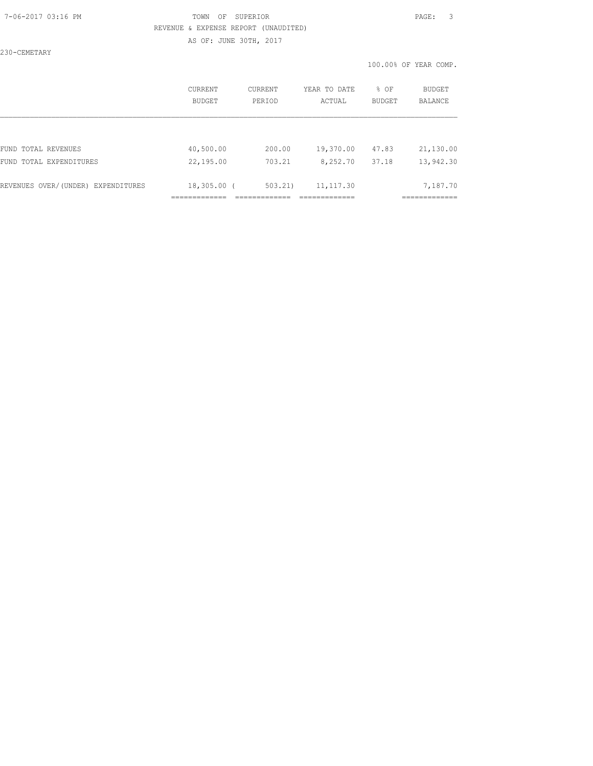TOWN OF SUPERIOR

REVENUE & EXPENSE REPORT (UNAUDITED)

AS OF: JUNE 30TH, 2017

230-CEMETARY

100.00% OF YEAR COMP.

| | CURRENT BUDGET | CURRENT PERIOD | YEAR TO DATE ACTUAL | % OF BUDGET | BUDGET BALANCE |
|---|---|---|---|---|---|
| FUND TOTAL REVENUES | 40,500.00 | 200.00 | 19,370.00 | 47.83 | 21,130.00 |
| FUND TOTAL EXPENDITURES | 22,195.00 | 703.21 | 8,252.70 | 37.18 | 13,942.30 |
| REVENUES OVER/(UNDER) EXPENDITURES | 18,305.00 | ( 503.21) | 11,117.30 | | 7,187.70 |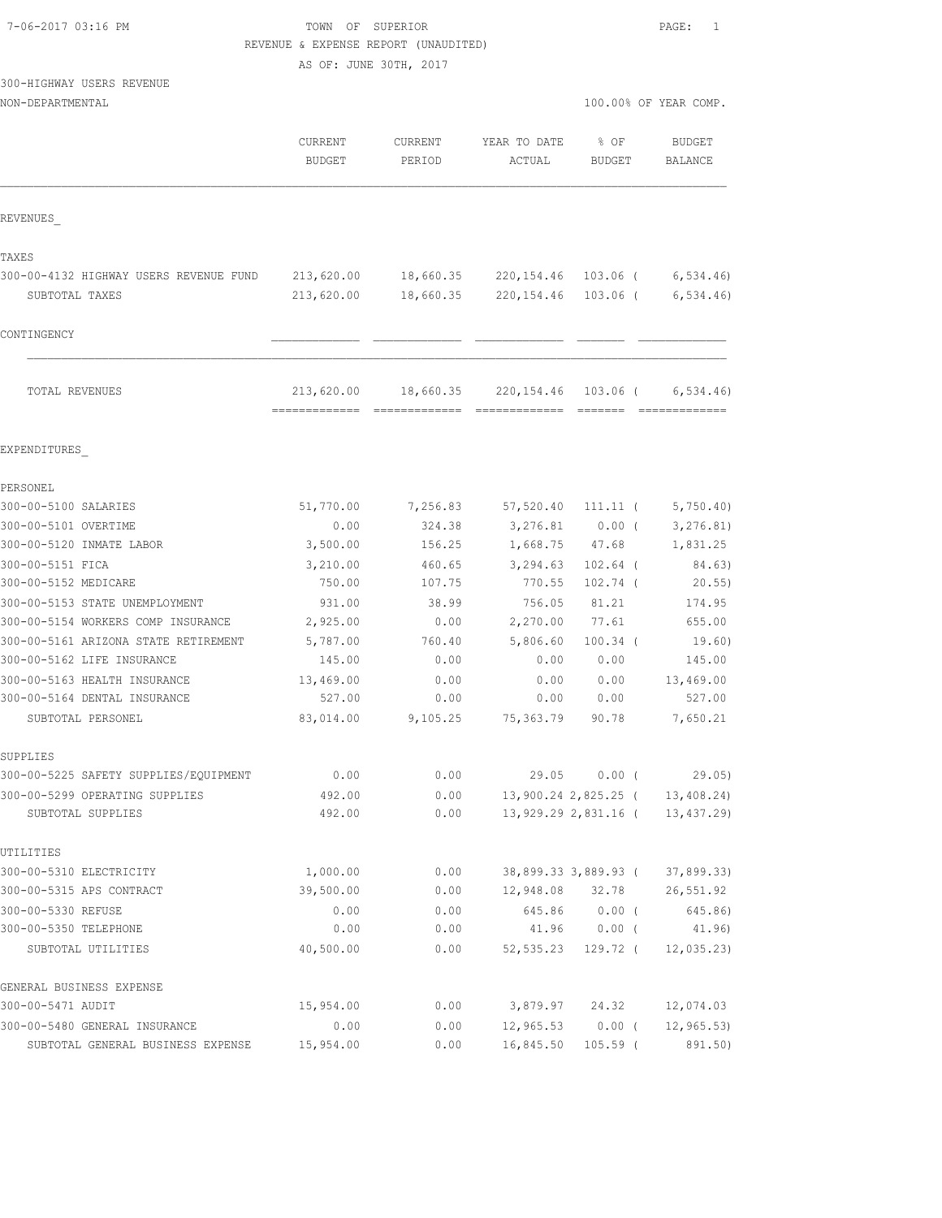7-06-2017 03:16 PM

TOWN OF SUPERIOR
REVENUE & EXPENSE REPORT (UNAUDITED)
AS OF: JUNE 30TH, 2017

300-HIGHWAY USERS REVENUE
NON-DEPARTMENTAL

100.00% OF YEAR COMP.

| | CURRENT BUDGET | CURRENT PERIOD | YEAR TO DATE ACTUAL | % OF BUDGET | BUDGET BALANCE |
|---|---|---|---|---|---|
| **REVENUES** | | | | | |
| **TAXES** | | | | | |
| 300-00-4132 HIGHWAY USERS REVENUE FUND | 213,620.00 | 18,660.35 | 220,154.46 | 103.06 | ( 6,534.46) |
| SUBTOTAL TAXES | 213,620.00 | 18,660.35 | 220,154.46 | 103.06 | ( 6,534.46) |
| **CONTINGENCY** | | | | | |
| TOTAL REVENUES | 213,620.00 | 18,660.35 | 220,154.46 | 103.06 | ( 6,534.46) |
| **EXPENDITURES** | | | | | |
| **PERSONEL** | | | | | |
| 300-00-5100 SALARIES | 51,770.00 | 7,256.83 | 57,520.40 | 111.11 | ( 5,750.40) |
| 300-00-5101 OVERTIME | 0.00 | 324.38 | 3,276.81 | 0.00 | ( 3,276.81) |
| 300-00-5120 INMATE LABOR | 3,500.00 | 156.25 | 1,668.75 | 47.68 | 1,831.25 |
| 300-00-5151 FICA | 3,210.00 | 460.65 | 3,294.63 | 102.64 | ( 84.63) |
| 300-00-5152 MEDICARE | 750.00 | 107.75 | 770.55 | 102.74 | ( 20.55) |
| 300-00-5153 STATE UNEMPLOYMENT | 931.00 | 38.99 | 756.05 | 81.21 | 174.95 |
| 300-00-5154 WORKERS COMP INSURANCE | 2,925.00 | 0.00 | 2,270.00 | 77.61 | 655.00 |
| 300-00-5161 ARIZONA STATE RETIREMENT | 5,787.00 | 760.40 | 5,806.60 | 100.34 | ( 19.60) |
| 300-00-5162 LIFE INSURANCE | 145.00 | 0.00 | 0.00 | 0.00 | 145.00 |
| 300-00-5163 HEALTH INSURANCE | 13,469.00 | 0.00 | 0.00 | 0.00 | 13,469.00 |
| 300-00-5164 DENTAL INSURANCE | 527.00 | 0.00 | 0.00 | 0.00 | 527.00 |
| SUBTOTAL PERSONEL | 83,014.00 | 9,105.25 | 75,363.79 | 90.78 | 7,650.21 |
| **SUPPLIES** | | | | | |
| 300-00-5225 SAFETY SUPPLIES/EQUIPMENT | 0.00 | 0.00 | 29.05 | 0.00 | ( 29.05) |
| 300-00-5299 OPERATING SUPPLIES | 492.00 | 0.00 | 13,900.24 | 2,825.25 | ( 13,408.24) |
| SUBTOTAL SUPPLIES | 492.00 | 0.00 | 13,929.29 | 2,831.16 | ( 13,437.29) |
| **UTILITIES** | | | | | |
| 300-00-5310 ELECTRICITY | 1,000.00 | 0.00 | 38,899.33 | 3,889.93 | ( 37,899.33) |
| 300-00-5315 APS CONTRACT | 39,500.00 | 0.00 | 12,948.08 | 32.78 | 26,551.92 |
| 300-00-5330 REFUSE | 0.00 | 0.00 | 645.86 | 0.00 | ( 645.86) |
| 300-00-5350 TELEPHONE | 0.00 | 0.00 | 41.96 | 0.00 | ( 41.96) |
| SUBTOTAL UTILITIES | 40,500.00 | 0.00 | 52,535.23 | 129.72 | ( 12,035.23) |
| **GENERAL BUSINESS EXPENSE** | | | | | |
| 300-00-5471 AUDIT | 15,954.00 | 0.00 | 3,879.97 | 24.32 | 12,074.03 |
| 300-00-5480 GENERAL INSURANCE | 0.00 | 0.00 | 12,965.53 | 0.00 | ( 12,965.53) |
| SUBTOTAL GENERAL BUSINESS EXPENSE | 15,954.00 | 0.00 | 16,845.50 | 105.59 | ( 891.50) |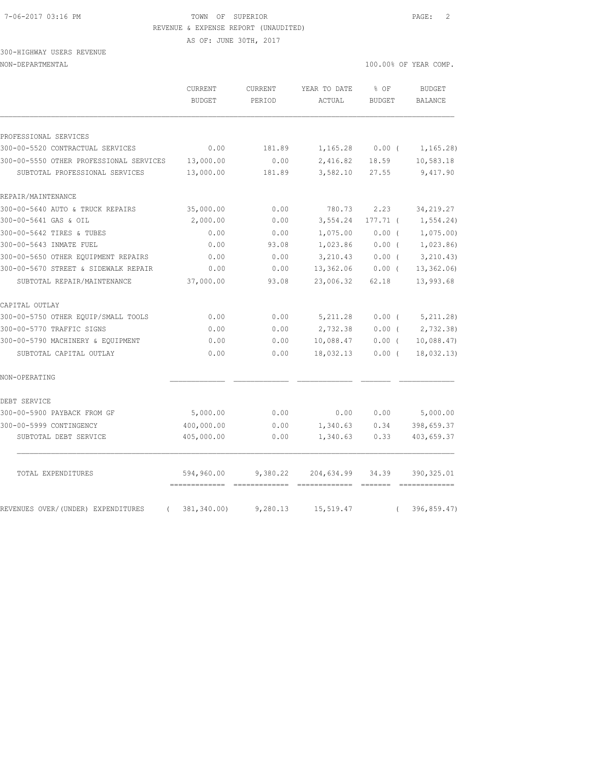TOWN OF SUPERIOR
REVENUE & EXPENSE REPORT (UNAUDITED)
AS OF: JUNE 30TH, 2017

300-HIGHWAY USERS REVENUE
NON-DEPARTMENTAL

100.00% OF YEAR COMP.

| | CURRENT BUDGET | CURRENT PERIOD | YEAR TO DATE ACTUAL | % OF BUDGET | BUDGET BALANCE |
|---|---|---|---|---|---|
| **PROFESSIONAL SERVICES** | | | | | |
| 300-00-5520 CONTRACTUAL SERVICES | 0.00 | 181.89 | 1,165.28 | 0.00 | ( 1,165.28) |
| 300-00-5550 OTHER PROFESSIONAL SERVICES | 13,000.00 | 0.00 | 2,416.82 | 18.59 | 10,583.18 |
| SUBTOTAL PROFESSIONAL SERVICES | 13,000.00 | 181.89 | 3,582.10 | 27.55 | 9,417.90 |
| **REPAIR/MAINTENANCE** | | | | | |
| 300-00-5640 AUTO & TRUCK REPAIRS | 35,000.00 | 0.00 | 780.73 | 2.23 | 34,219.27 |
| 300-00-5641 GAS & OIL | 2,000.00 | 0.00 | 3,554.24 | 177.71 | ( 1,554.24) |
| 300-00-5642 TIRES & TUBES | 0.00 | 0.00 | 1,075.00 | 0.00 | ( 1,075.00) |
| 300-00-5643 INMATE FUEL | 0.00 | 93.08 | 1,023.86 | 0.00 | ( 1,023.86) |
| 300-00-5650 OTHER EQUIPMENT REPAIRS | 0.00 | 0.00 | 3,210.43 | 0.00 | ( 3,210.43) |
| 300-00-5670 STREET & SIDEWALK REPAIR | 0.00 | 0.00 | 13,362.06 | 0.00 | ( 13,362.06) |
| SUBTOTAL REPAIR/MAINTENANCE | 37,000.00 | 93.08 | 23,006.32 | 62.18 | 13,993.68 |
| **CAPITAL OUTLAY** | | | | | |
| 300-00-5750 OTHER EQUIP/SMALL TOOLS | 0.00 | 0.00 | 5,211.28 | 0.00 | ( 5,211.28) |
| 300-00-5770 TRAFFIC SIGNS | 0.00 | 0.00 | 2,732.38 | 0.00 | ( 2,732.38) |
| 300-00-5790 MACHINERY & EQUIPMENT | 0.00 | 0.00 | 10,088.47 | 0.00 | ( 10,088.47) |
| SUBTOTAL CAPITAL OUTLAY | 0.00 | 0.00 | 18,032.13 | 0.00 | ( 18,032.13) |
| **NON-OPERATING** | | | | | |
| **DEBT SERVICE** | | | | | |
| 300-00-5900 PAYBACK FROM GF | 5,000.00 | 0.00 | 0.00 | 0.00 | 5,000.00 |
| 300-00-5999 CONTINGENCY | 400,000.00 | 0.00 | 1,340.63 | 0.34 | 398,659.37 |
| SUBTOTAL DEBT SERVICE | 405,000.00 | 0.00 | 1,340.63 | 0.33 | 403,659.37 |
| TOTAL EXPENDITURES | 594,960.00 | 9,380.22 | 204,634.99 | 34.39 | 390,325.01 |
| REVENUES OVER/(UNDER) EXPENDITURES | ( 381,340.00) | 9,280.13 | 15,519.47 | | ( 396,859.47) |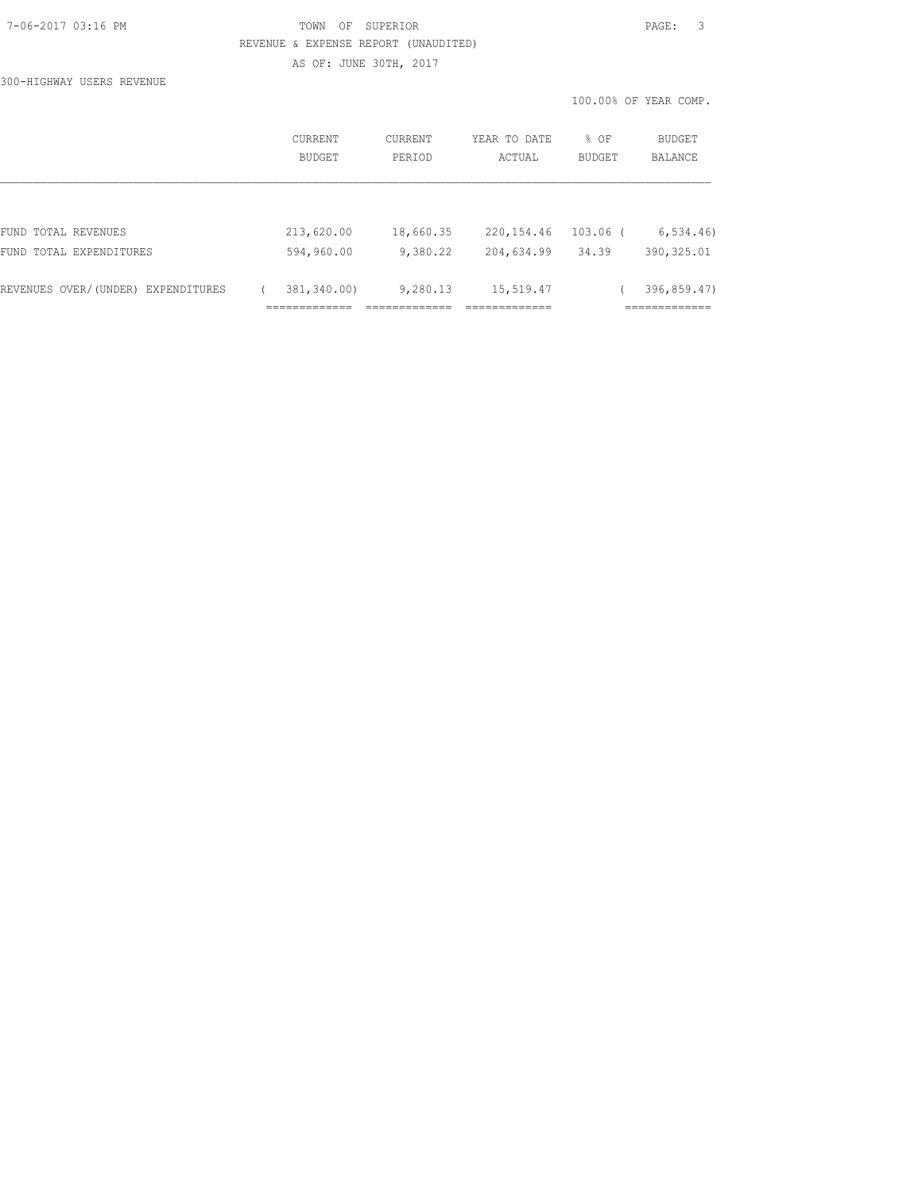TOWN OF SUPERIOR

REVENUE & EXPENSE REPORT (UNAUDITED)

AS OF: JUNE 30TH, 2017

300-HIGHWAY USERS REVENUE

100.00% OF YEAR COMP.

| | CURRENT BUDGET | CURRENT PERIOD | YEAR TO DATE ACTUAL | % OF BUDGET | BUDGET BALANCE |
|---|---|---|---|---|---|
| FUND TOTAL REVENUES | 213,620.00 | 18,660.35 | 220,154.46 | 103.06 | ( 6,534.46) |
| FUND TOTAL EXPENDITURES | 594,960.00 | 9,380.22 | 204,634.99 | 34.39 | 390,325.01 |
| REVENUES OVER/(UNDER) EXPENDITURES | ( 381,340.00) | 9,280.13 | 15,519.47 | | ( 396,859.47) |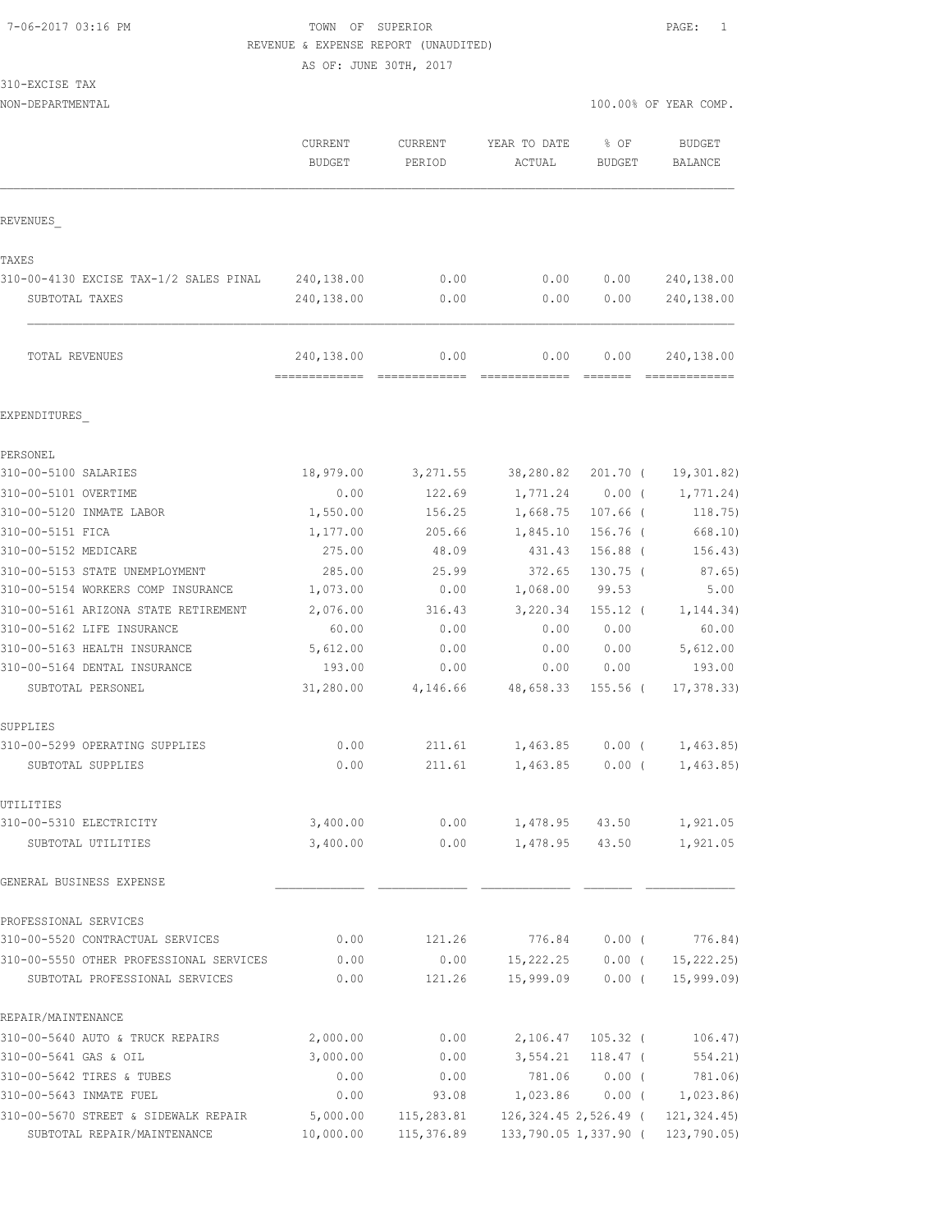7-06-2017 03:16 PM

TOWN OF SUPERIOR

REVENUE & EXPENSE REPORT (UNAUDITED)

AS OF: JUNE 30TH, 2017

310-EXCISE TAX

NON-DEPARTMENTAL

100.00% OF YEAR COMP.

| | CURRENT BUDGET | CURRENT PERIOD | YEAR TO DATE ACTUAL | % OF BUDGET | BUDGET BALANCE |
|---|---|---|---|---|---|
| **REVENUES** | | | | | |
| **TAXES** | | | | | |
| 310-00-4130 EXCISE TAX-1/2 SALES PINAL | 240,138.00 | 0.00 | 0.00 | 0.00 | 240,138.00 |
| SUBTOTAL TAXES | 240,138.00 | 0.00 | 0.00 | 0.00 | 240,138.00 |
| TOTAL REVENUES | 240,138.00 | 0.00 | 0.00 | 0.00 | 240,138.00 |
| **EXPENDITURES** | | | | | |
| **PERSONEL** | | | | | |
| 310-00-5100 SALARIES | 18,979.00 | 3,271.55 | 38,280.82 | 201.70 | ( 19,301.82) |
| 310-00-5101 OVERTIME | 0.00 | 122.69 | 1,771.24 | 0.00 | ( 1,771.24) |
| 310-00-5120 INMATE LABOR | 1,550.00 | 156.25 | 1,668.75 | 107.66 | ( 118.75) |
| 310-00-5151 FICA | 1,177.00 | 205.66 | 1,845.10 | 156.76 | ( 668.10) |
| 310-00-5152 MEDICARE | 275.00 | 48.09 | 431.43 | 156.88 | ( 156.43) |
| 310-00-5153 STATE UNEMPLOYMENT | 285.00 | 25.99 | 372.65 | 130.75 | ( 87.65) |
| 310-00-5154 WORKERS COMP INSURANCE | 1,073.00 | 0.00 | 1,068.00 | 99.53 | 5.00 |
| 310-00-5161 ARIZONA STATE RETIREMENT | 2,076.00 | 316.43 | 3,220.34 | 155.12 | ( 1,144.34) |
| 310-00-5162 LIFE INSURANCE | 60.00 | 0.00 | 0.00 | 0.00 | 60.00 |
| 310-00-5163 HEALTH INSURANCE | 5,612.00 | 0.00 | 0.00 | 0.00 | 5,612.00 |
| 310-00-5164 DENTAL INSURANCE | 193.00 | 0.00 | 0.00 | 0.00 | 193.00 |
| SUBTOTAL PERSONEL | 31,280.00 | 4,146.66 | 48,658.33 | 155.56 | ( 17,378.33) |
| **SUPPLIES** | | | | | |
| 310-00-5299 OPERATING SUPPLIES | 0.00 | 211.61 | 1,463.85 | 0.00 | ( 1,463.85) |
| SUBTOTAL SUPPLIES | 0.00 | 211.61 | 1,463.85 | 0.00 | ( 1,463.85) |
| **UTILITIES** | | | | | |
| 310-00-5310 ELECTRICITY | 3,400.00 | 0.00 | 1,478.95 | 43.50 | 1,921.05 |
| SUBTOTAL UTILITIES | 3,400.00 | 0.00 | 1,478.95 | 43.50 | 1,921.05 |
| **GENERAL BUSINESS EXPENSE** | | | | | |
| **PROFESSIONAL SERVICES** | | | | | |
| 310-00-5520 CONTRACTUAL SERVICES | 0.00 | 121.26 | 776.84 | 0.00 | ( 776.84) |
| 310-00-5550 OTHER PROFESSIONAL SERVICES | 0.00 | 0.00 | 15,222.25 | 0.00 | ( 15,222.25) |
| SUBTOTAL PROFESSIONAL SERVICES | 0.00 | 121.26 | 15,999.09 | 0.00 | ( 15,999.09) |
| **REPAIR/MAINTENANCE** | | | | | |
| 310-00-5640 AUTO & TRUCK REPAIRS | 2,000.00 | 0.00 | 2,106.47 | 105.32 | ( 106.47) |
| 310-00-5641 GAS & OIL | 3,000.00 | 0.00 | 3,554.21 | 118.47 | ( 554.21) |
| 310-00-5642 TIRES & TUBES | 0.00 | 0.00 | 781.06 | 0.00 | ( 781.06) |
| 310-00-5643 INMATE FUEL | 0.00 | 93.08 | 1,023.86 | 0.00 | ( 1,023.86) |
| 310-00-5670 STREET & SIDEWALK REPAIR | 5,000.00 | 115,283.81 | 126,324.45 | 2,526.49 | ( 121,324.45) |
| SUBTOTAL REPAIR/MAINTENANCE | 10,000.00 | 115,376.89 | 133,790.05 | 1,337.90 | ( 123,790.05) |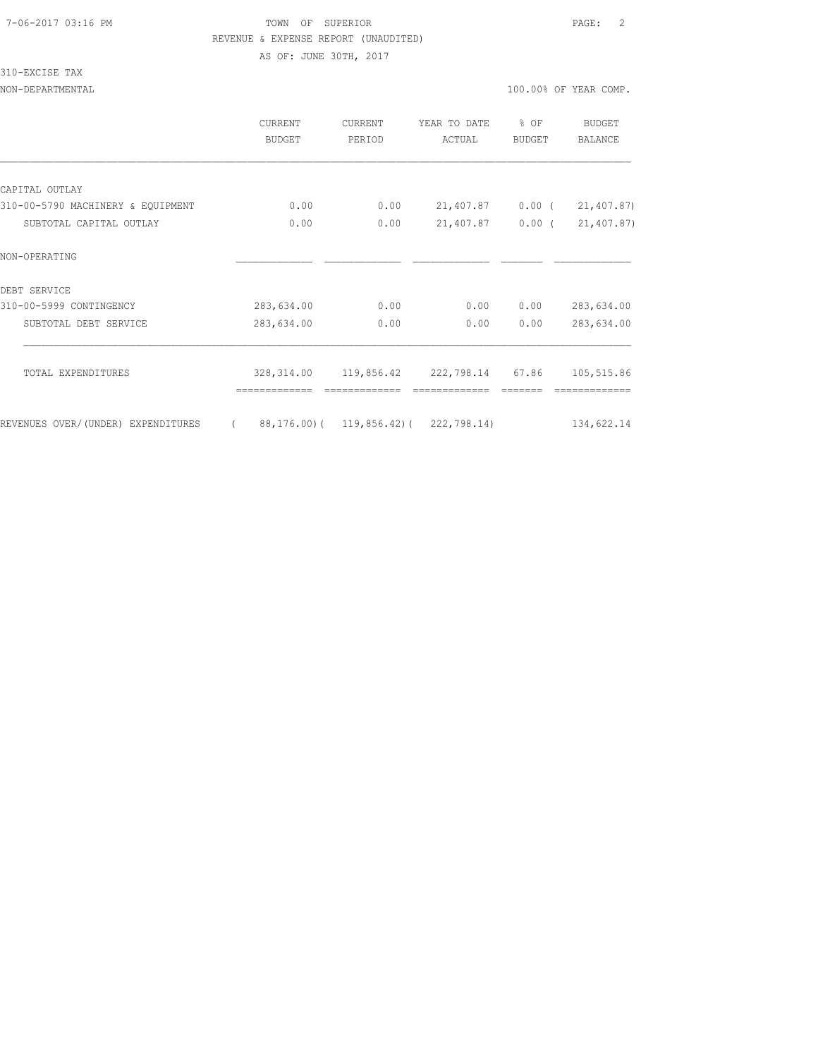TOWN OF SUPERIOR

REVENUE & EXPENSE REPORT (UNAUDITED)

AS OF: JUNE 30TH, 2017

310-EXCISE TAX

NON-DEPARTMENTAL

100.00% OF YEAR COMP.

| | CURRENT BUDGET | CURRENT PERIOD | YEAR TO DATE ACTUAL | % OF BUDGET | BUDGET BALANCE |
|---|---|---|---|---|---|
| CAPITAL OUTLAY | | | | | |
| 310-00-5790 MACHINERY & EQUIPMENT | 0.00 | 0.00 | 21,407.87 | 0.00 | ( 21,407.87) |
| SUBTOTAL CAPITAL OUTLAY | 0.00 | 0.00 | 21,407.87 | 0.00 | ( 21,407.87) |
| NON-OPERATING | | | | | |
| DEBT SERVICE | | | | | |
| 310-00-5999 CONTINGENCY | 283,634.00 | 0.00 | 0.00 | 0.00 | 283,634.00 |
| SUBTOTAL DEBT SERVICE | 283,634.00 | 0.00 | 0.00 | 0.00 | 283,634.00 |
| TOTAL EXPENDITURES | 328,314.00 | 119,856.42 | 222,798.14 | 67.86 | 105,515.86 |
| REVENUES OVER/(UNDER) EXPENDITURES | ( 88,176.00) | ( 119,856.42) | ( 222,798.14) | | 134,622.14 |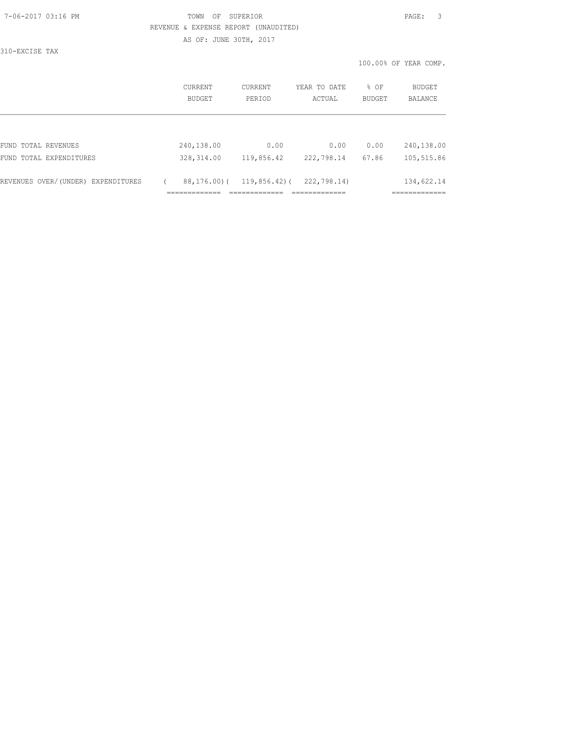TOWN OF SUPERIOR

REVENUE & EXPENSE REPORT (UNAUDITED)

AS OF: JUNE 30TH, 2017

310-EXCISE TAX

100.00% OF YEAR COMP.

| | CURRENT BUDGET | CURRENT PERIOD | YEAR TO DATE ACTUAL | % OF BUDGET | BUDGET BALANCE |
|---|---|---|---|---|---|
| FUND TOTAL REVENUES | 240,138.00 | 0.00 | 0.00 | 0.00 | 240,138.00 |
| FUND TOTAL EXPENDITURES | 328,314.00 | 119,856.42 | 222,798.14 | 67.86 | 105,515.86 |
| REVENUES OVER/(UNDER) EXPENDITURES | ( 88,176.00) | ( 119,856.42) | ( 222,798.14) | | 134,622.14 |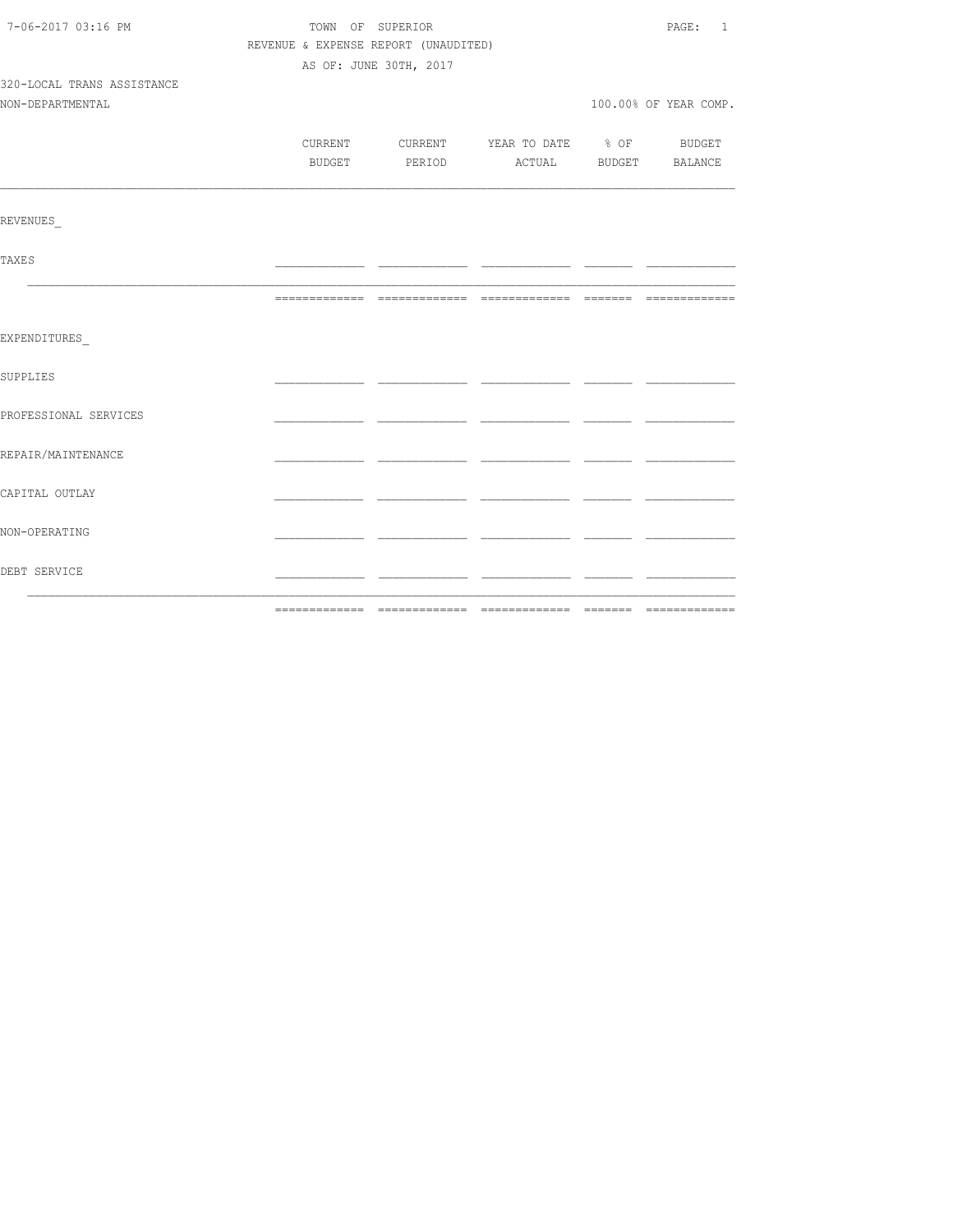TOWN OF SUPERIOR

REVENUE & EXPENSE REPORT (UNAUDITED)

AS OF: JUNE 30TH, 2017

320-LOCAL TRANS ASSISTANCE

NON-DEPARTMENTAL

100.00% OF YEAR COMP.

| | CURRENT BUDGET | CURRENT PERIOD | YEAR TO DATE ACTUAL | % OF BUDGET | BUDGET BALANCE |
|---|---|---|---|---|---|
| **REVENUES** | | | | | |
| TAXES | | | | | |
| | | | | | |
| **EXPENDITURES** | | | | | |
| SUPPLIES | | | | | |
| PROFESSIONAL SERVICES | | | | | |
| REPAIR/MAINTENANCE | | | | | |
| CAPITAL OUTLAY | | | | | |
| NON-OPERATING | | | | | |
| DEBT SERVICE | | | | | |
| | | | | | |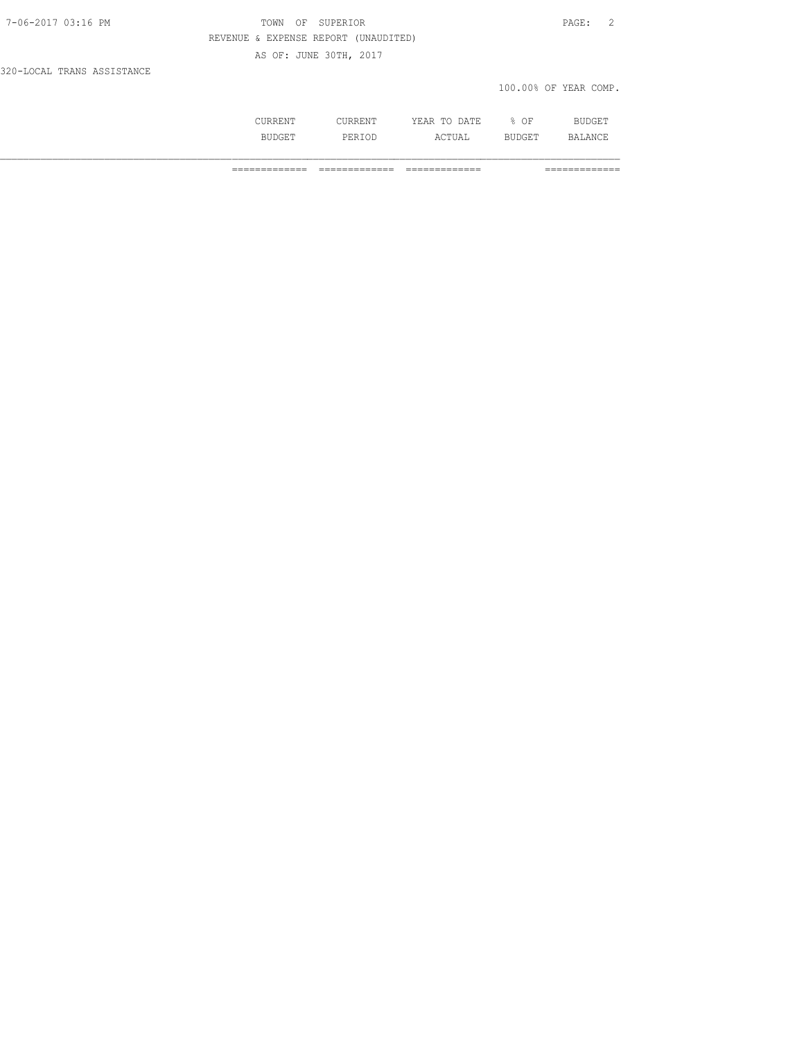7-06-2017 03:16 PM

TOWN OF SUPERIOR

REVENUE & EXPENSE REPORT (UNAUDITED)

AS OF: JUNE 30TH, 2017

320-LOCAL TRANS ASSISTANCE

100.00% OF YEAR COMP.

| | CURRENT BUDGET | CURRENT PERIOD | YEAR TO DATE ACTUAL | % OF BUDGET | BUDGET BALANCE |
|---|---|---|---|---|---|
| | ============= | ============= | ============= | | ============= |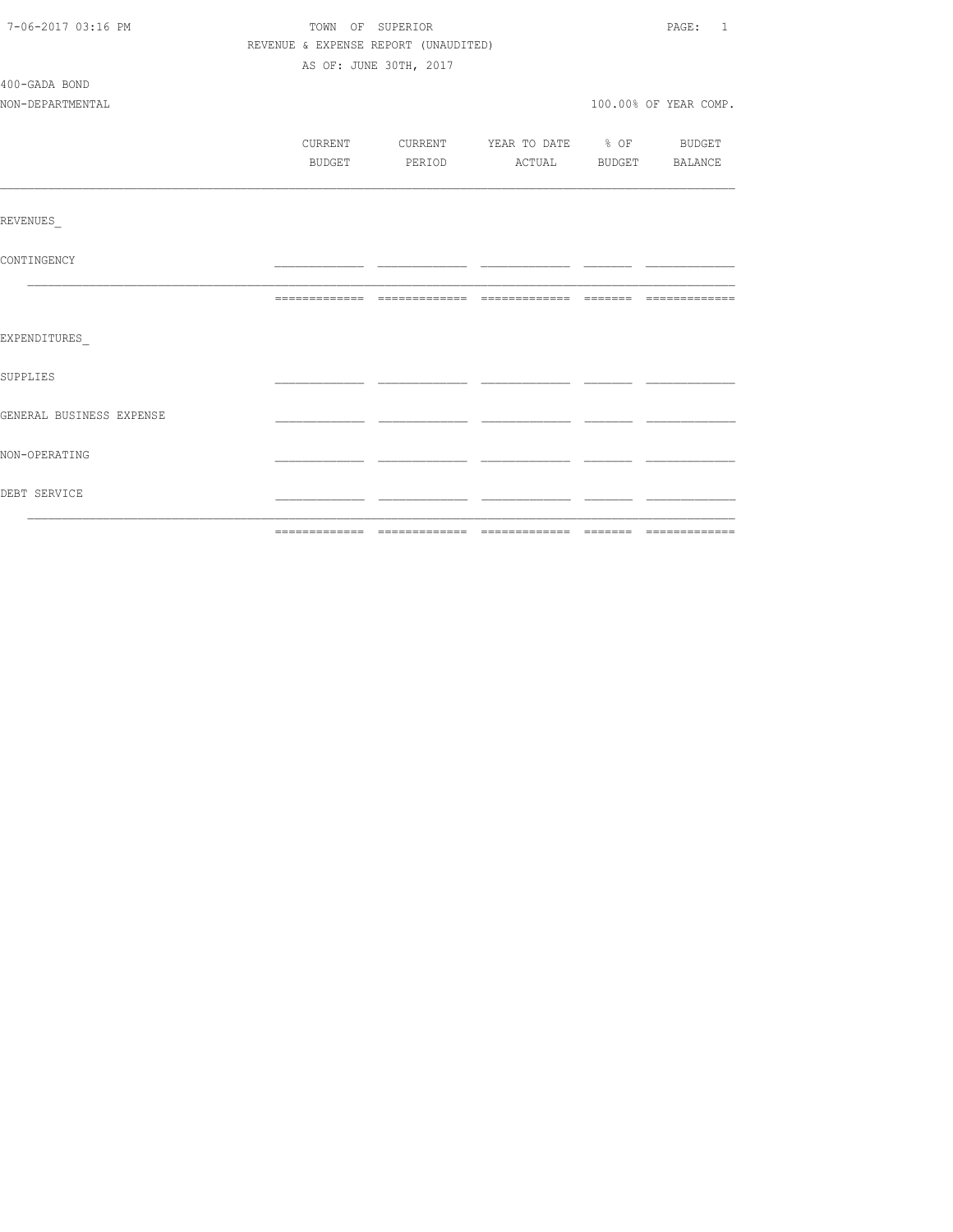TOWN OF SUPERIOR

REVENUE & EXPENSE REPORT (UNAUDITED)

AS OF: JUNE 30TH, 2017

400-GADA BOND

NON-DEPARTMENTAL

100.00% OF YEAR COMP.

| | CURRENT BUDGET | CURRENT PERIOD | YEAR TO DATE ACTUAL | % OF BUDGET | BUDGET BALANCE |
|---|---|---|---|---|---|
| REVENUES_ | | | | | |
| CONTINGENCY | | | | | |
| EXPENDITURES_ | | | | | |
| SUPPLIES | | | | | |
| GENERAL BUSINESS EXPENSE | | | | | |
| NON-OPERATING | | | | | |
| DEBT SERVICE | | | | | |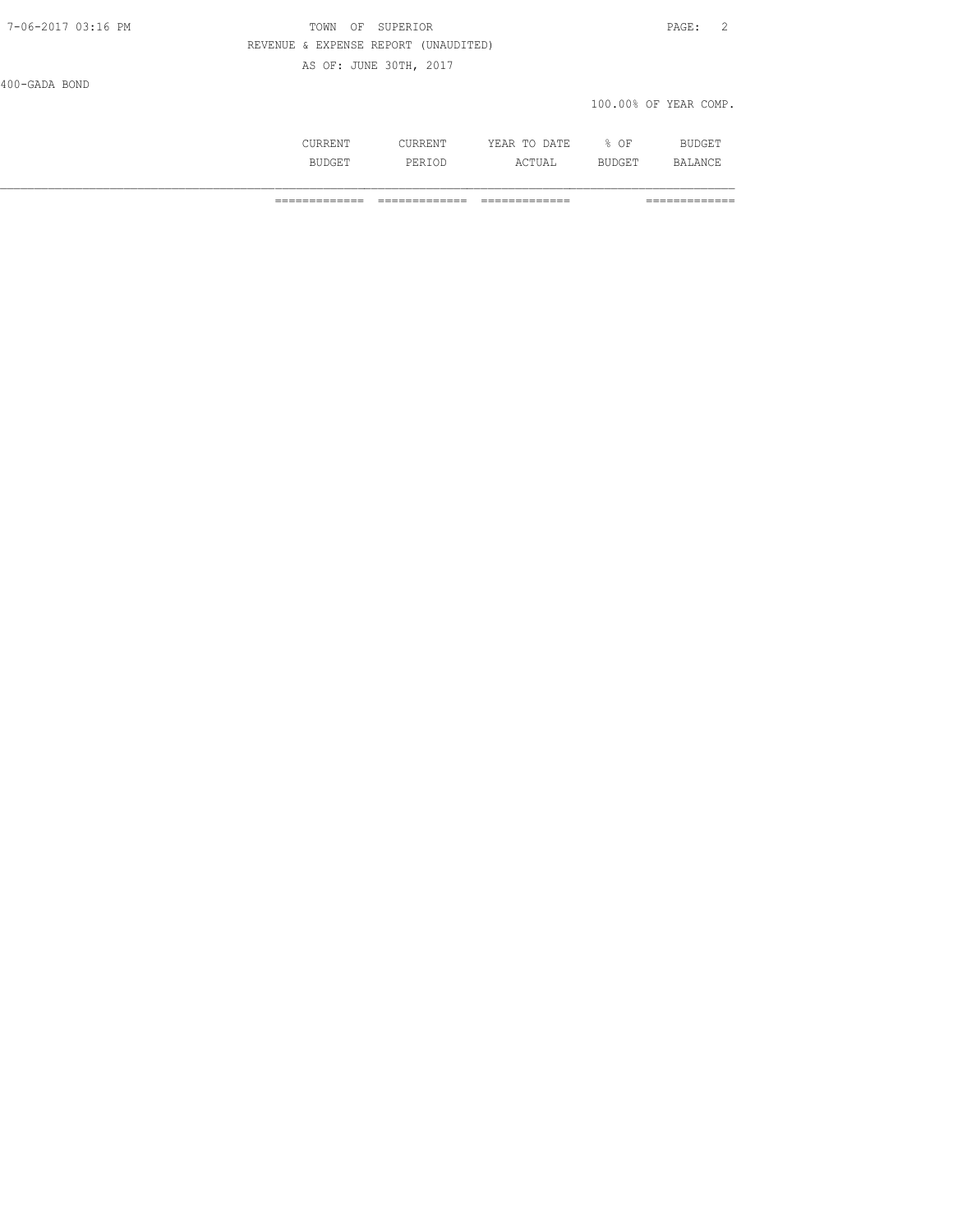TOWN OF SUPERIOR

REVENUE & EXPENSE REPORT (UNAUDITED)

AS OF: JUNE 30TH, 2017

400-GADA BOND

100.00% OF YEAR COMP.

| | CURRENT BUDGET | CURRENT PERIOD | YEAR TO DATE ACTUAL | % OF BUDGET | BUDGET BALANCE |
|---|---|---|---|---|---|
| | ============= | ============= | ============= | | ============= |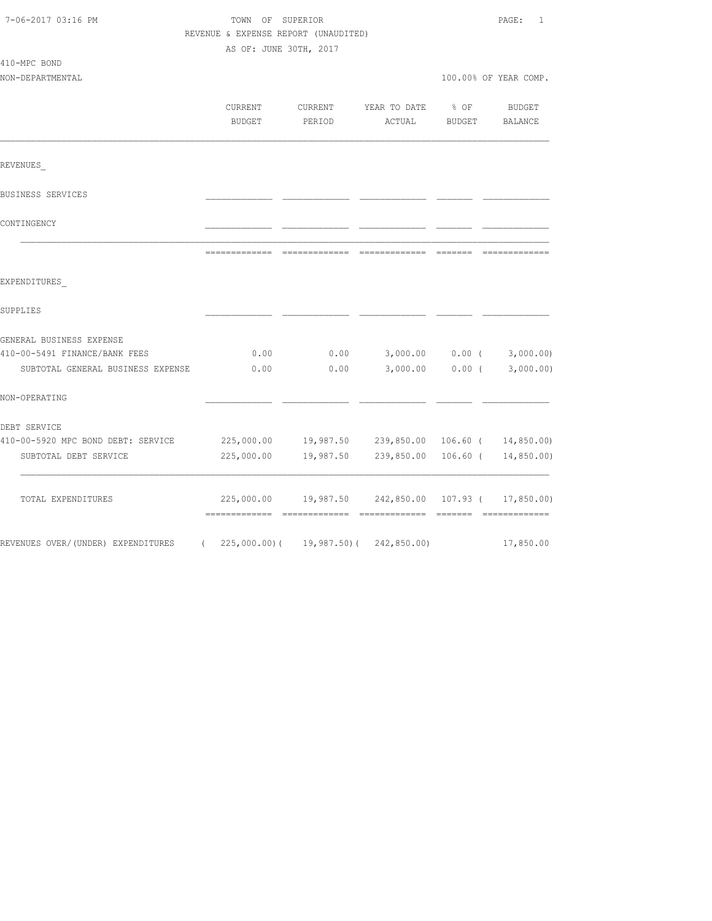TOWN OF SUPERIOR

REVENUE & EXPENSE REPORT (UNAUDITED)

AS OF: JUNE 30TH, 2017

410-MPC BOND

NON-DEPARTMENTAL

100.00% OF YEAR COMP.

| | CURRENT BUDGET | CURRENT PERIOD | YEAR TO DATE ACTUAL | % OF BUDGET | BUDGET BALANCE |
|---|---|---|---|---|---|
| **REVENUES** | | | | | |
| BUSINESS SERVICES | | | | | |
| CONTINGENCY | | | | | |
| **EXPENDITURES** | | | | | |
| SUPPLIES | | | | | |
| GENERAL BUSINESS EXPENSE | | | | | |
| 410-00-5491 FINANCE/BANK FEES | 0.00 | 0.00 | 3,000.00 | 0.00 | ( 3,000.00) |
| SUBTOTAL GENERAL BUSINESS EXPENSE | 0.00 | 0.00 | 3,000.00 | 0.00 | ( 3,000.00) |
| NON-OPERATING | | | | | |
| DEBT SERVICE | | | | | |
| 410-00-5920 MPC BOND DEBT: SERVICE | 225,000.00 | 19,987.50 | 239,850.00 | 106.60 | ( 14,850.00) |
| SUBTOTAL DEBT SERVICE | 225,000.00 | 19,987.50 | 239,850.00 | 106.60 | ( 14,850.00) |
| TOTAL EXPENDITURES | 225,000.00 | 19,987.50 | 242,850.00 | 107.93 | ( 17,850.00) |
| REVENUES OVER/(UNDER) EXPENDITURES | ( 225,000.00) | ( 19,987.50) | ( 242,850.00) | | 17,850.00 |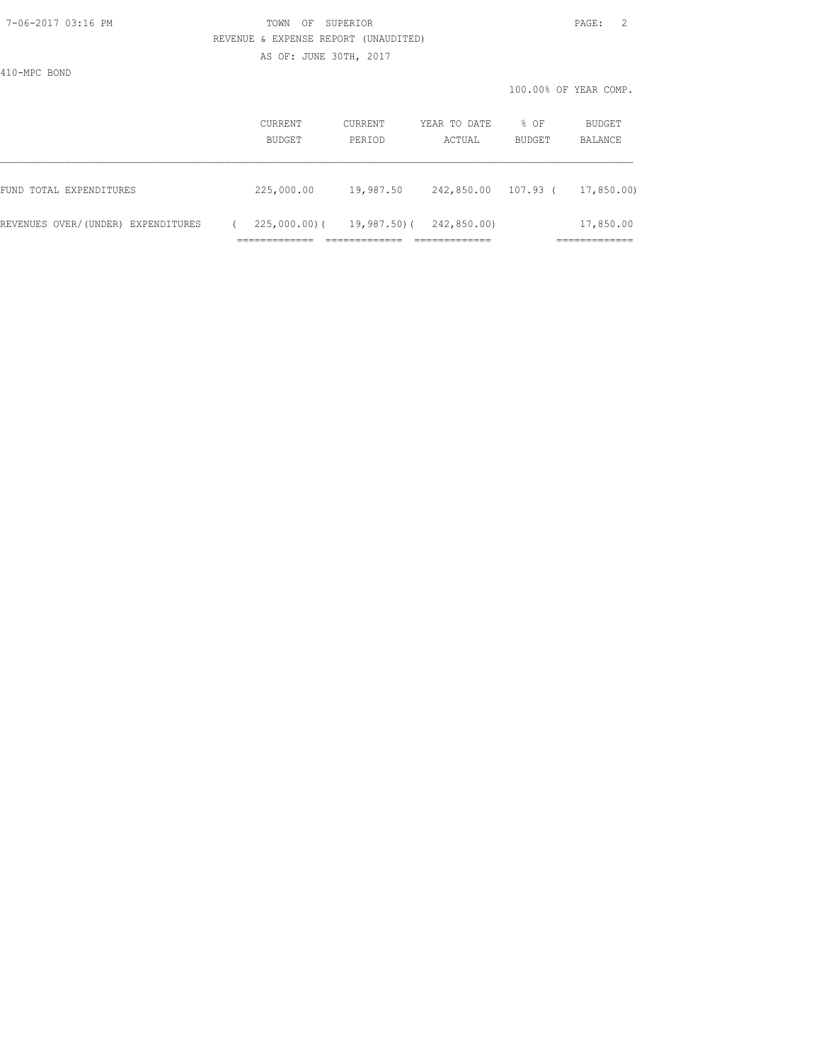TOWN OF SUPERIOR
REVENUE & EXPENSE REPORT (UNAUDITED)
AS OF: JUNE 30TH, 2017

410-MPC BOND

100.00% OF YEAR COMP.

| | CURRENT BUDGET | CURRENT PERIOD | YEAR TO DATE ACTUAL | % OF BUDGET | BUDGET BALANCE |
|---|---|---|---|---|---|
| FUND TOTAL EXPENDITURES | 225,000.00 | 19,987.50 | 242,850.00 | 107.93 | ( 17,850.00) |
| REVENUES OVER/(UNDER) EXPENDITURES | ( 225,000.00) | ( 19,987.50) | ( 242,850.00) | | 17,850.00 |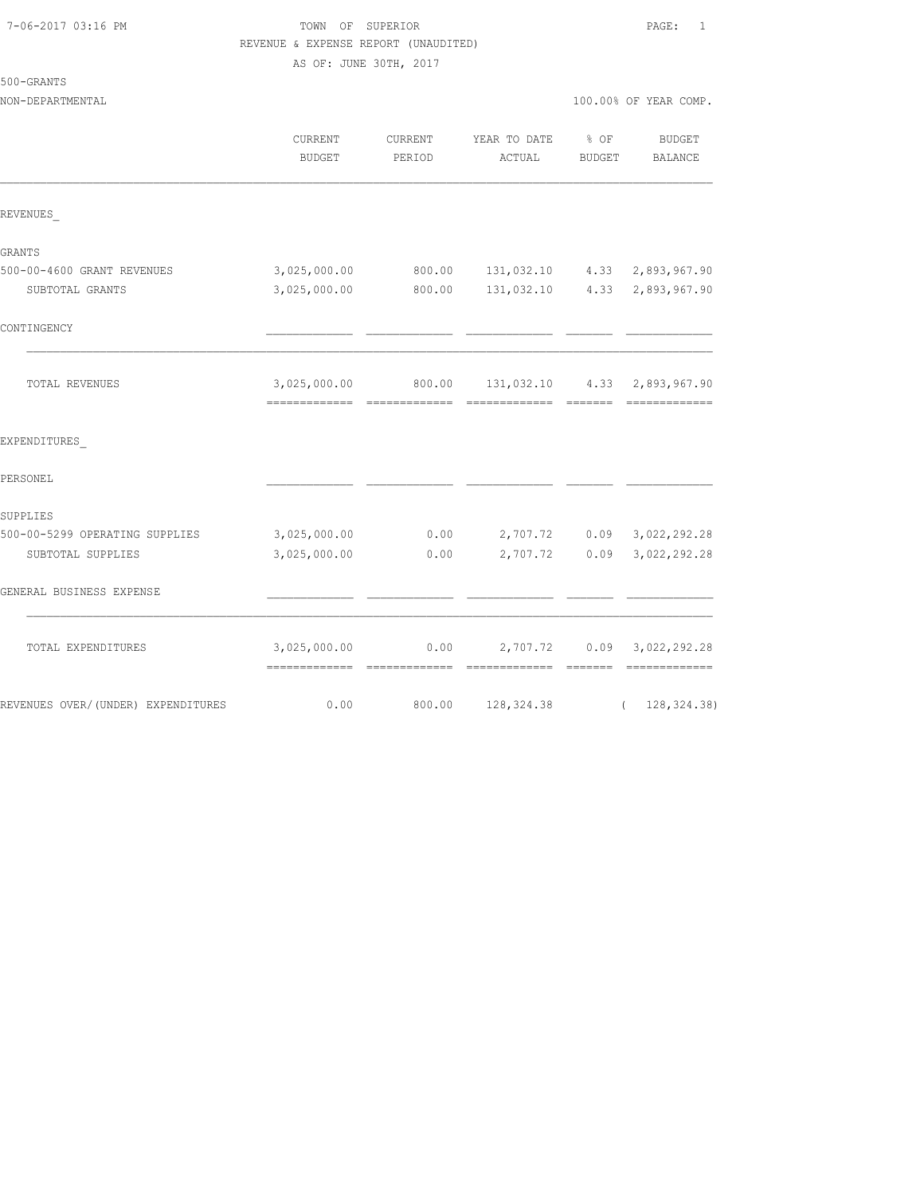TOWN OF SUPERIOR

REVENUE & EXPENSE REPORT (UNAUDITED)

AS OF: JUNE 30TH, 2017

500-GRANTS

NON-DEPARTMENTAL — 100.00% OF YEAR COMP.

| | CURRENT BUDGET | CURRENT PERIOD | YEAR TO DATE ACTUAL | % OF BUDGET | BUDGET BALANCE |
|---|---|---|---|---|---|
| REVENUES_ | | | | | |
| GRANTS | | | | | |
| 500-00-4600 GRANT REVENUES | 3,025,000.00 | 800.00 | 131,032.10 | 4.33 | 2,893,967.90 |
| SUBTOTAL GRANTS | 3,025,000.00 | 800.00 | 131,032.10 | 4.33 | 2,893,967.90 |
| CONTINGENCY | | | | | |
| TOTAL REVENUES | 3,025,000.00 | 800.00 | 131,032.10 | 4.33 | 2,893,967.90 |
| EXPENDITURES_ | | | | | |
| PERSONEL | | | | | |
| SUPPLIES | | | | | |
| 500-00-5299 OPERATING SUPPLIES | 3,025,000.00 | 0.00 | 2,707.72 | 0.09 | 3,022,292.28 |
| SUBTOTAL SUPPLIES | 3,025,000.00 | 0.00 | 2,707.72 | 0.09 | 3,022,292.28 |
| GENERAL BUSINESS EXPENSE | | | | | |
| TOTAL EXPENDITURES | 3,025,000.00 | 0.00 | 2,707.72 | 0.09 | 3,022,292.28 |
| REVENUES OVER/(UNDER) EXPENDITURES | 0.00 | 800.00 | 128,324.38 | | ( 128,324.38) |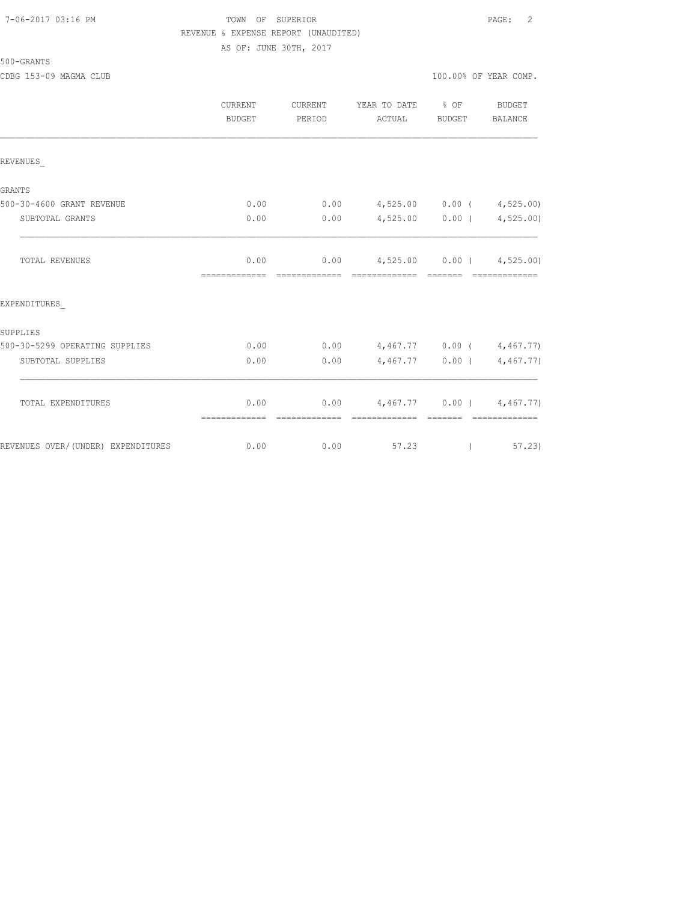TOWN OF SUPERIOR
REVENUE & EXPENSE REPORT (UNAUDITED)
AS OF: JUNE 30TH, 2017

500-GRANTS

CDBG 153-09 MAGMA CLUB

100.00% OF YEAR COMP.

| | CURRENT BUDGET | CURRENT PERIOD | YEAR TO DATE ACTUAL | % OF BUDGET | BUDGET BALANCE |
|---|---|---|---|---|---|
| REVENUES_ | | | | | |
| GRANTS | | | | | |
| 500-30-4600 GRANT REVENUE | 0.00 | 0.00 | 4,525.00 | 0.00 | ( 4,525.00) |
| SUBTOTAL GRANTS | 0.00 | 0.00 | 4,525.00 | 0.00 | ( 4,525.00) |
| TOTAL REVENUES | 0.00 | 0.00 | 4,525.00 | 0.00 | ( 4,525.00) |
| EXPENDITURES_ | | | | | |
| SUPPLIES | | | | | |
| 500-30-5299 OPERATING SUPPLIES | 0.00 | 0.00 | 4,467.77 | 0.00 | ( 4,467.77) |
| SUBTOTAL SUPPLIES | 0.00 | 0.00 | 4,467.77 | 0.00 | ( 4,467.77) |
| TOTAL EXPENDITURES | 0.00 | 0.00 | 4,467.77 | 0.00 | ( 4,467.77) |
| REVENUES OVER/(UNDER) EXPENDITURES | 0.00 | 0.00 | 57.23 | | ( 57.23) |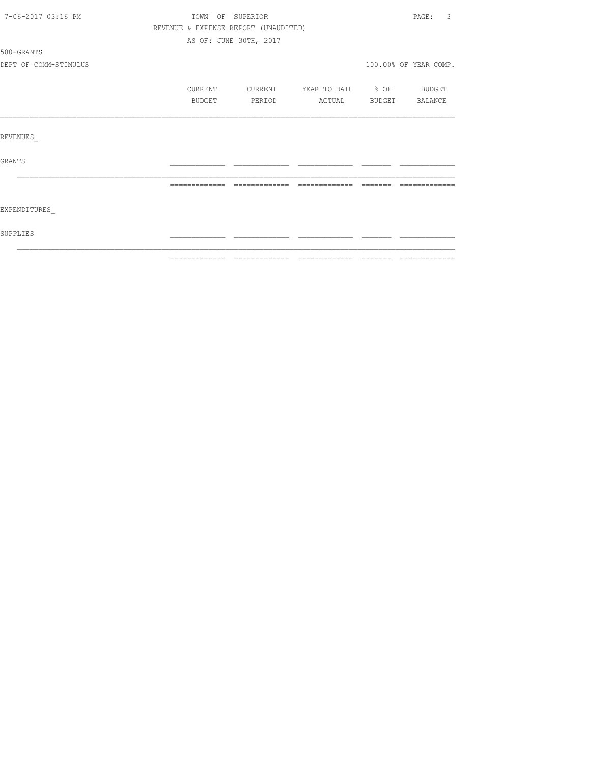TOWN OF SUPERIOR

REVENUE & EXPENSE REPORT (UNAUDITED)

AS OF: JUNE 30TH, 2017

500-GRANTS

DEPT OF COMM-STIMULUS

100.00% OF YEAR COMP.

| | CURRENT BUDGET | CURRENT PERIOD | YEAR TO DATE ACTUAL | % OF BUDGET | BUDGET BALANCE |
|---|---|---|---|---|---|
| REVENUES_ | | | | | |
| GRANTS | | | | | |
| EXPENDITURES_ | | | | | |
| SUPPLIES | | | | | |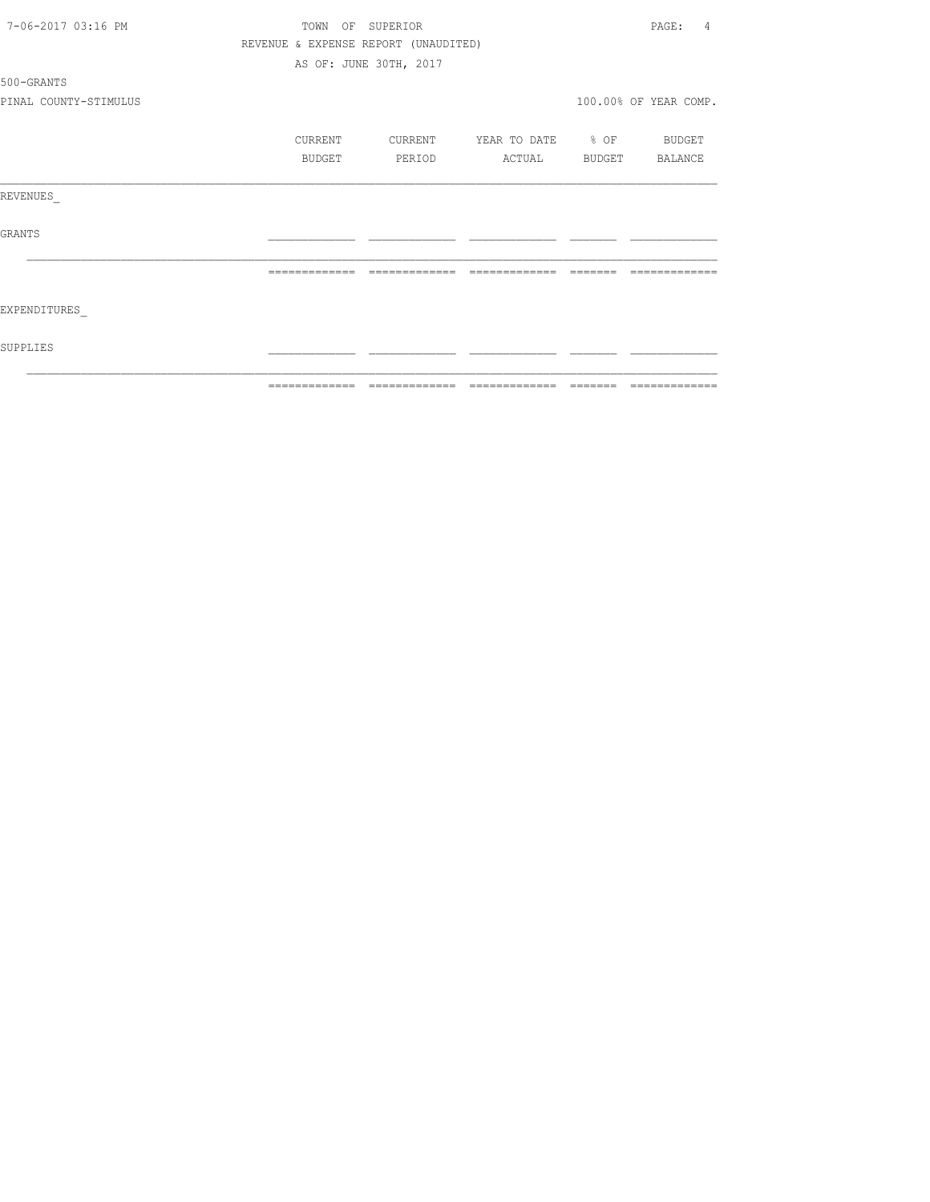TOWN OF SUPERIOR

REVENUE & EXPENSE REPORT (UNAUDITED)

AS OF: JUNE 30TH, 2017

500-GRANTS

PINAL COUNTY-STIMULUS

100.00% OF YEAR COMP.

| | CURRENT BUDGET | CURRENT PERIOD | YEAR TO DATE ACTUAL | % OF BUDGET | BUDGET BALANCE |
|---|---|---|---|---|---|
| REVENUES_ | | | | | |
| GRANTS | | | | | |
| | | | | | |
| EXPENDITURES_ | | | | | |
| SUPPLIES | | | | | |
| | | | | | |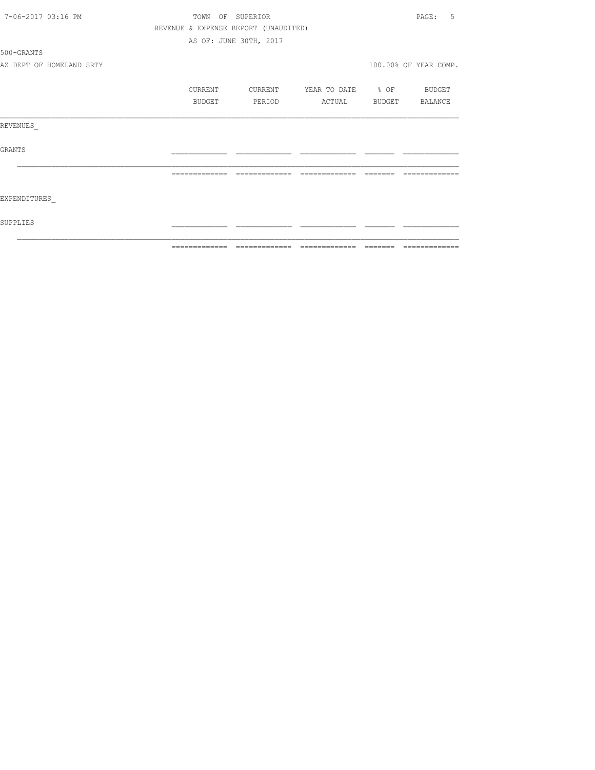TOWN OF SUPERIOR

REVENUE & EXPENSE REPORT (UNAUDITED)

AS OF: JUNE 30TH, 2017

500-GRANTS

AZ DEPT OF HOMELAND SRTY

100.00% OF YEAR COMP.

| | CURRENT BUDGET | CURRENT PERIOD | YEAR TO DATE ACTUAL | % OF BUDGET | BUDGET BALANCE |
|---|---|---|---|---|---|
| REVENUES_ | | | | | |
| GRANTS | | | | | |
| | | | | | |
| EXPENDITURES_ | | | | | |
| SUPPLIES | | | | | |
| | | | | | |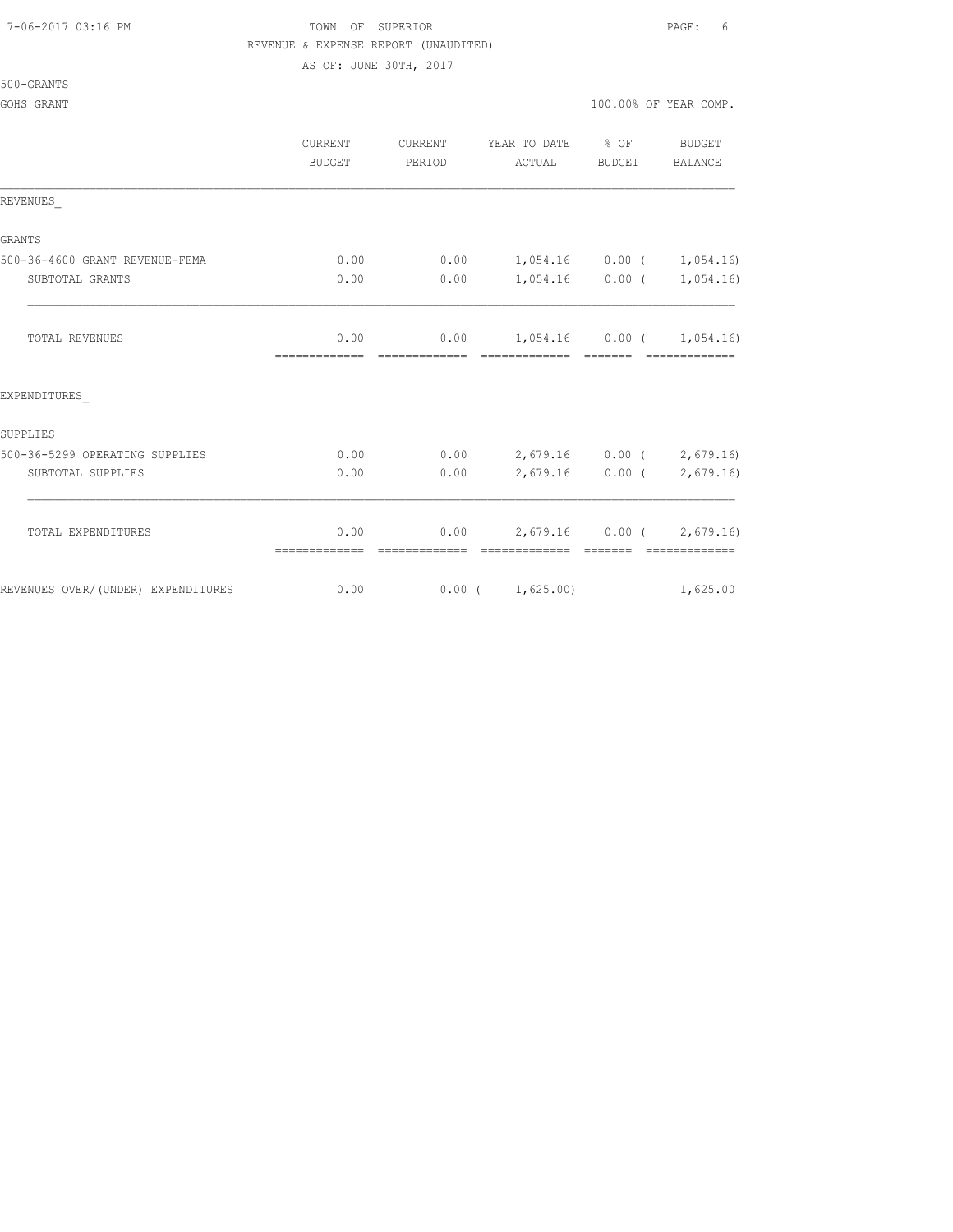TOWN OF SUPERIOR
REVENUE & EXPENSE REPORT (UNAUDITED)
AS OF: JUNE 30TH, 2017

500-GRANTS

GOHS GRANT — 100.00% OF YEAR COMP.

| | CURRENT BUDGET | CURRENT PERIOD | YEAR TO DATE ACTUAL | % OF BUDGET | BUDGET BALANCE |
|---|---|---|---|---|---|
| REVENUES_ | | | | | |
| GRANTS | | | | | |
| 500-36-4600 GRANT REVENUE-FEMA | 0.00 | 0.00 | 1,054.16 | 0.00 | ( 1,054.16) |
| SUBTOTAL GRANTS | 0.00 | 0.00 | 1,054.16 | 0.00 | ( 1,054.16) |
| TOTAL REVENUES | 0.00 | 0.00 | 1,054.16 | 0.00 | ( 1,054.16) |
| EXPENDITURES_ | | | | | |
| SUPPLIES | | | | | |
| 500-36-5299 OPERATING SUPPLIES | 0.00 | 0.00 | 2,679.16 | 0.00 | ( 2,679.16) |
| SUBTOTAL SUPPLIES | 0.00 | 0.00 | 2,679.16 | 0.00 | ( 2,679.16) |
| TOTAL EXPENDITURES | 0.00 | 0.00 | 2,679.16 | 0.00 | ( 2,679.16) |
| REVENUES OVER/(UNDER) EXPENDITURES | 0.00 | 0.00 | ( 1,625.00) | | 1,625.00 |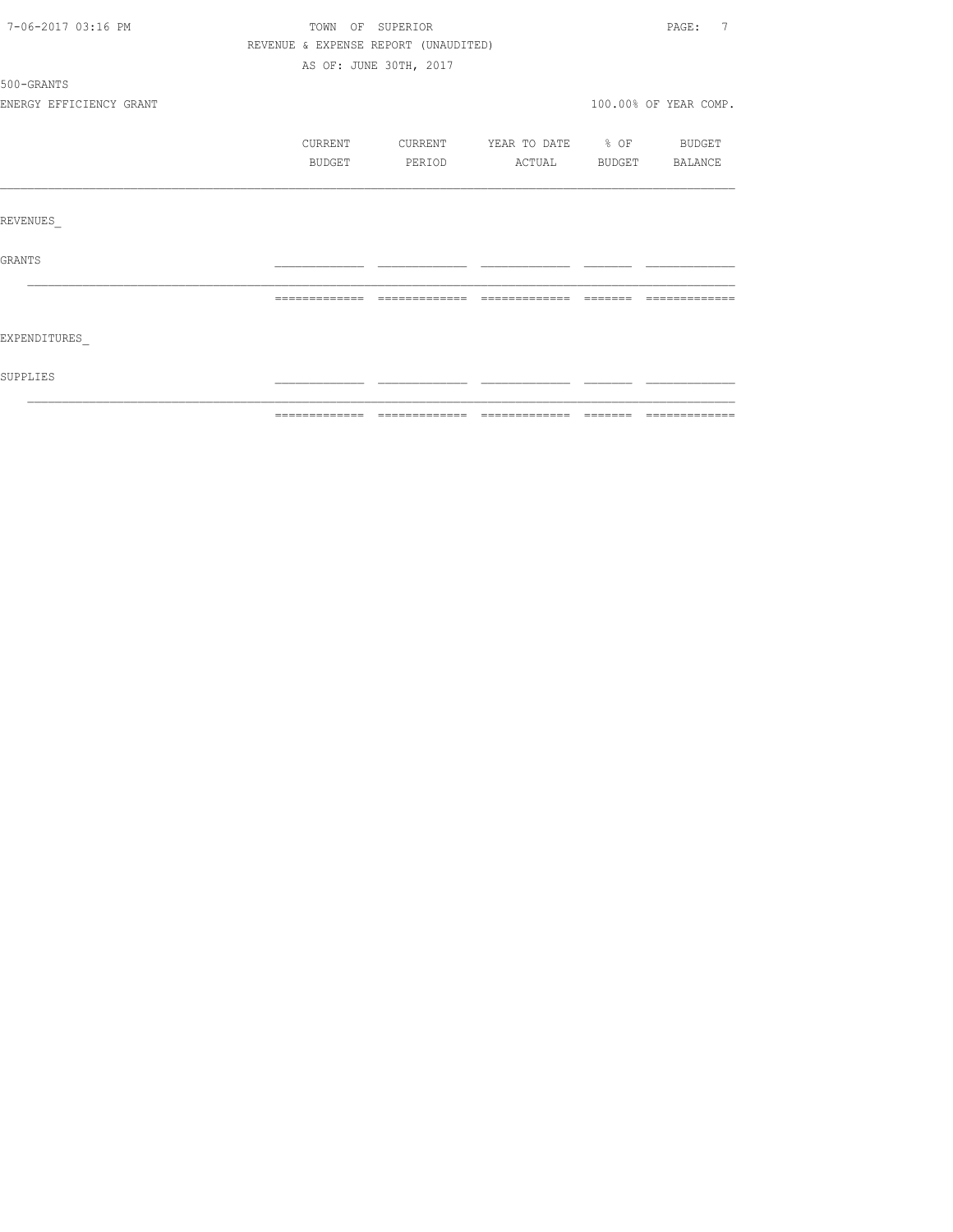TOWN OF SUPERIOR

REVENUE & EXPENSE REPORT (UNAUDITED)

AS OF: JUNE 30TH, 2017

500-GRANTS

ENERGY EFFICIENCY GRANT

100.00% OF YEAR COMP.

| | CURRENT BUDGET | CURRENT PERIOD | YEAR TO DATE ACTUAL | % OF BUDGET | BUDGET BALANCE |
|---|---|---|---|---|---|
| REVENUES | | | | | |
| GRANTS | | | | | |
| EXPENDITURES | | | | | |
| SUPPLIES | | | | | |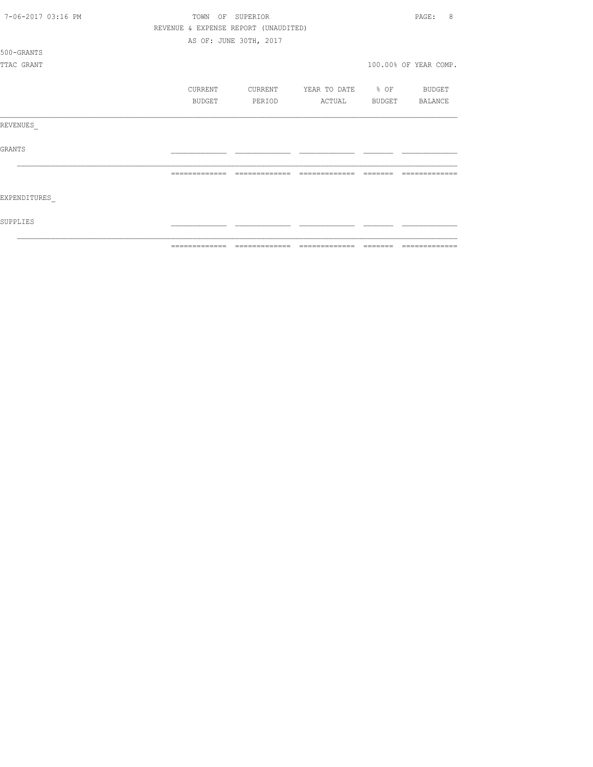TOWN OF SUPERIOR

REVENUE & EXPENSE REPORT (UNAUDITED)

AS OF: JUNE 30TH, 2017

500-GRANTS

TTAC GRANT

100.00% OF YEAR COMP.

| | CURRENT BUDGET | CURRENT PERIOD | YEAR TO DATE ACTUAL | % OF BUDGET | BUDGET BALANCE |
|---|---|---|---|---|---|
| REVENUES_ | | | | | |
| GRANTS | | | | | |
| | | | | | |
| EXPENDITURES_ | | | | | |
| SUPPLIES | | | | | |
| | | | | | |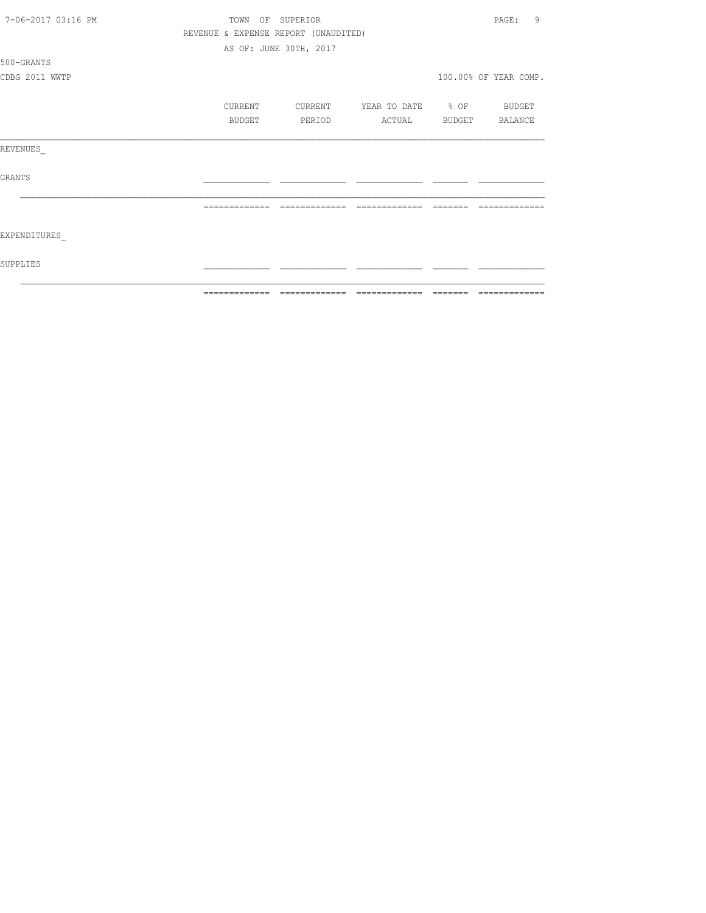TOWN OF SUPERIOR

REVENUE & EXPENSE REPORT (UNAUDITED)

AS OF: JUNE 30TH, 2017

500-GRANTS

CDBG 2011 WWTP

100.00% OF YEAR COMP.

| | CURRENT BUDGET | CURRENT PERIOD | YEAR TO DATE ACTUAL | % OF BUDGET | BUDGET BALANCE |
|---|---|---|---|---|---|
| REVENUES_ | | | | | |
| GRANTS | | | | | |
| | | | | | |
| EXPENDITURES_ | | | | | |
| SUPPLIES | | | | | |
| | | | | | |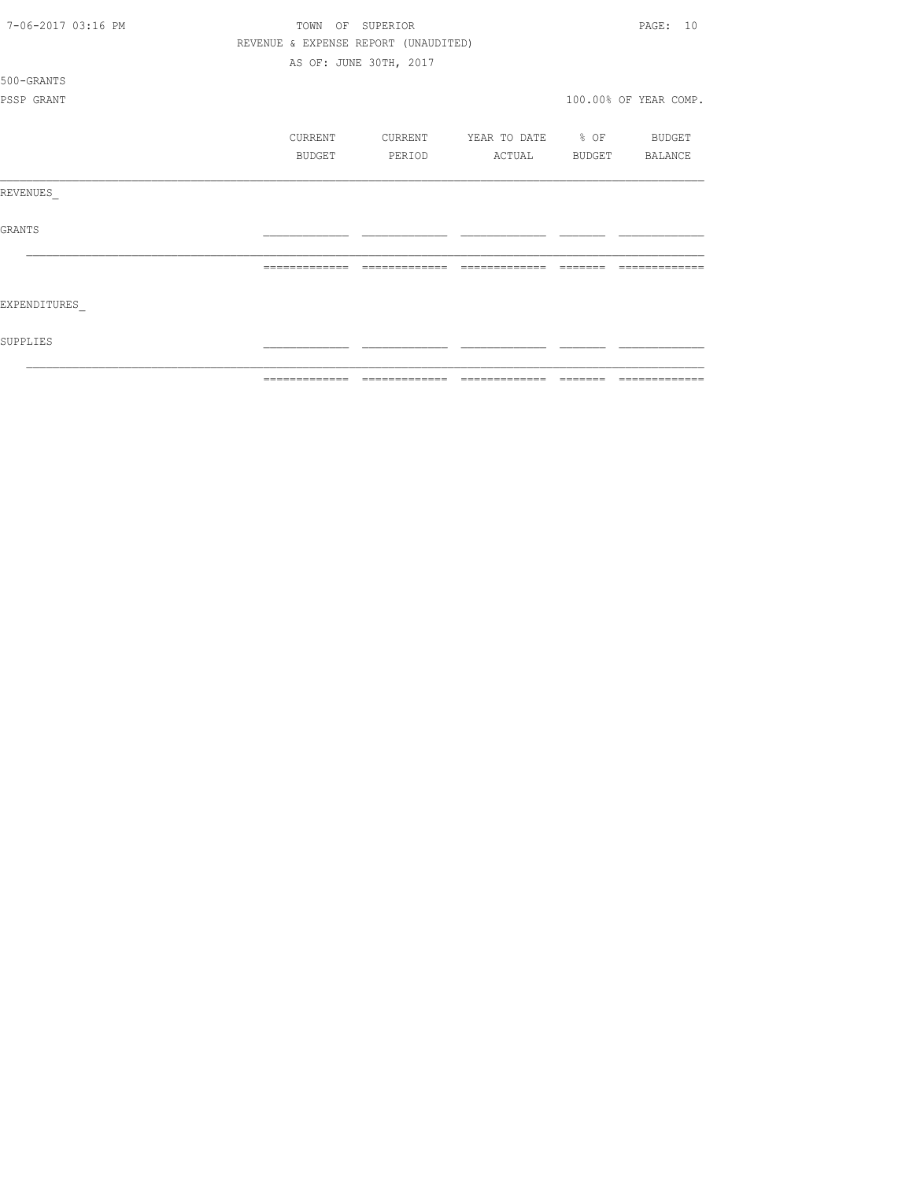TOWN OF SUPERIOR

REVENUE & EXPENSE REPORT (UNAUDITED)

AS OF: JUNE 30TH, 2017

500-GRANTS

PSSP GRANT

100.00% OF YEAR COMP.

| | CURRENT BUDGET | CURRENT PERIOD | YEAR TO DATE ACTUAL | % OF BUDGET | BUDGET BALANCE |
|---|---|---|---|---|---|
| REVENUES_ | | | | | |
| GRANTS | | | | | |
| | | | | | |
| EXPENDITURES_ | | | | | |
| SUPPLIES | | | | | |
| | | | | | |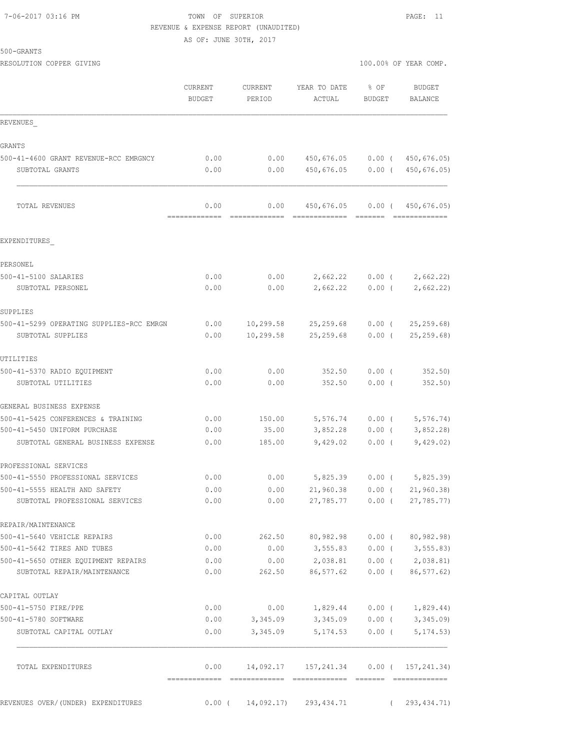TOWN OF SUPERIOR
REVENUE & EXPENSE REPORT (UNAUDITED)
AS OF: JUNE 30TH, 2017

500-GRANTS
RESOLUTION COPPER GIVING

100.00% OF YEAR COMP.

| | CURRENT BUDGET | CURRENT PERIOD | YEAR TO DATE ACTUAL | % OF BUDGET | BUDGET BALANCE |
|---|---|---|---|---|---|
| **REVENUES** | | | | | |
| GRANTS | | | | | |
| 500-41-4600 GRANT REVENUE-RCC EMRGNCY | 0.00 | 0.00 | 450,676.05 | 0.00 | ( 450,676.05) |
| SUBTOTAL GRANTS | 0.00 | 0.00 | 450,676.05 | 0.00 | ( 450,676.05) |
| TOTAL REVENUES | 0.00 | 0.00 | 450,676.05 | 0.00 | ( 450,676.05) |
| **EXPENDITURES** | | | | | |
| PERSONEL | | | | | |
| 500-41-5100 SALARIES | 0.00 | 0.00 | 2,662.22 | 0.00 | ( 2,662.22) |
| SUBTOTAL PERSONEL | 0.00 | 0.00 | 2,662.22 | 0.00 | ( 2,662.22) |
| SUPPLIES | | | | | |
| 500-41-5299 OPERATING SUPPLIES-RCC EMRGN | 0.00 | 10,299.58 | 25,259.68 | 0.00 | ( 25,259.68) |
| SUBTOTAL SUPPLIES | 0.00 | 10,299.58 | 25,259.68 | 0.00 | ( 25,259.68) |
| UTILITIES | | | | | |
| 500-41-5370 RADIO EQUIPMENT | 0.00 | 0.00 | 352.50 | 0.00 | ( 352.50) |
| SUBTOTAL UTILITIES | 0.00 | 0.00 | 352.50 | 0.00 | ( 352.50) |
| GENERAL BUSINESS EXPENSE | | | | | |
| 500-41-5425 CONFERENCES & TRAINING | 0.00 | 150.00 | 5,576.74 | 0.00 | ( 5,576.74) |
| 500-41-5450 UNIFORM PURCHASE | 0.00 | 35.00 | 3,852.28 | 0.00 | ( 3,852.28) |
| SUBTOTAL GENERAL BUSINESS EXPENSE | 0.00 | 185.00 | 9,429.02 | 0.00 | ( 9,429.02) |
| PROFESSIONAL SERVICES | | | | | |
| 500-41-5550 PROFESSIONAL SERVICES | 0.00 | 0.00 | 5,825.39 | 0.00 | ( 5,825.39) |
| 500-41-5555 HEALTH AND SAFETY | 0.00 | 0.00 | 21,960.38 | 0.00 | ( 21,960.38) |
| SUBTOTAL PROFESSIONAL SERVICES | 0.00 | 0.00 | 27,785.77 | 0.00 | ( 27,785.77) |
| REPAIR/MAINTENANCE | | | | | |
| 500-41-5640 VEHICLE REPAIRS | 0.00 | 262.50 | 80,982.98 | 0.00 | ( 80,982.98) |
| 500-41-5642 TIRES AND TUBES | 0.00 | 0.00 | 3,555.83 | 0.00 | ( 3,555.83) |
| 500-41-5650 OTHER EQUIPMENT REPAIRS | 0.00 | 0.00 | 2,038.81 | 0.00 | ( 2,038.81) |
| SUBTOTAL REPAIR/MAINTENANCE | 0.00 | 262.50 | 86,577.62 | 0.00 | ( 86,577.62) |
| CAPITAL OUTLAY | | | | | |
| 500-41-5750 FIRE/PPE | 0.00 | 0.00 | 1,829.44 | 0.00 | ( 1,829.44) |
| 500-41-5780 SOFTWARE | 0.00 | 3,345.09 | 3,345.09 | 0.00 | ( 3,345.09) |
| SUBTOTAL CAPITAL OUTLAY | 0.00 | 3,345.09 | 5,174.53 | 0.00 | ( 5,174.53) |
| TOTAL EXPENDITURES | 0.00 | 14,092.17 | 157,241.34 | 0.00 | ( 157,241.34) |
| REVENUES OVER/(UNDER) EXPENDITURES | 0.00 | ( 14,092.17) | 293,434.71 | | ( 293,434.71) |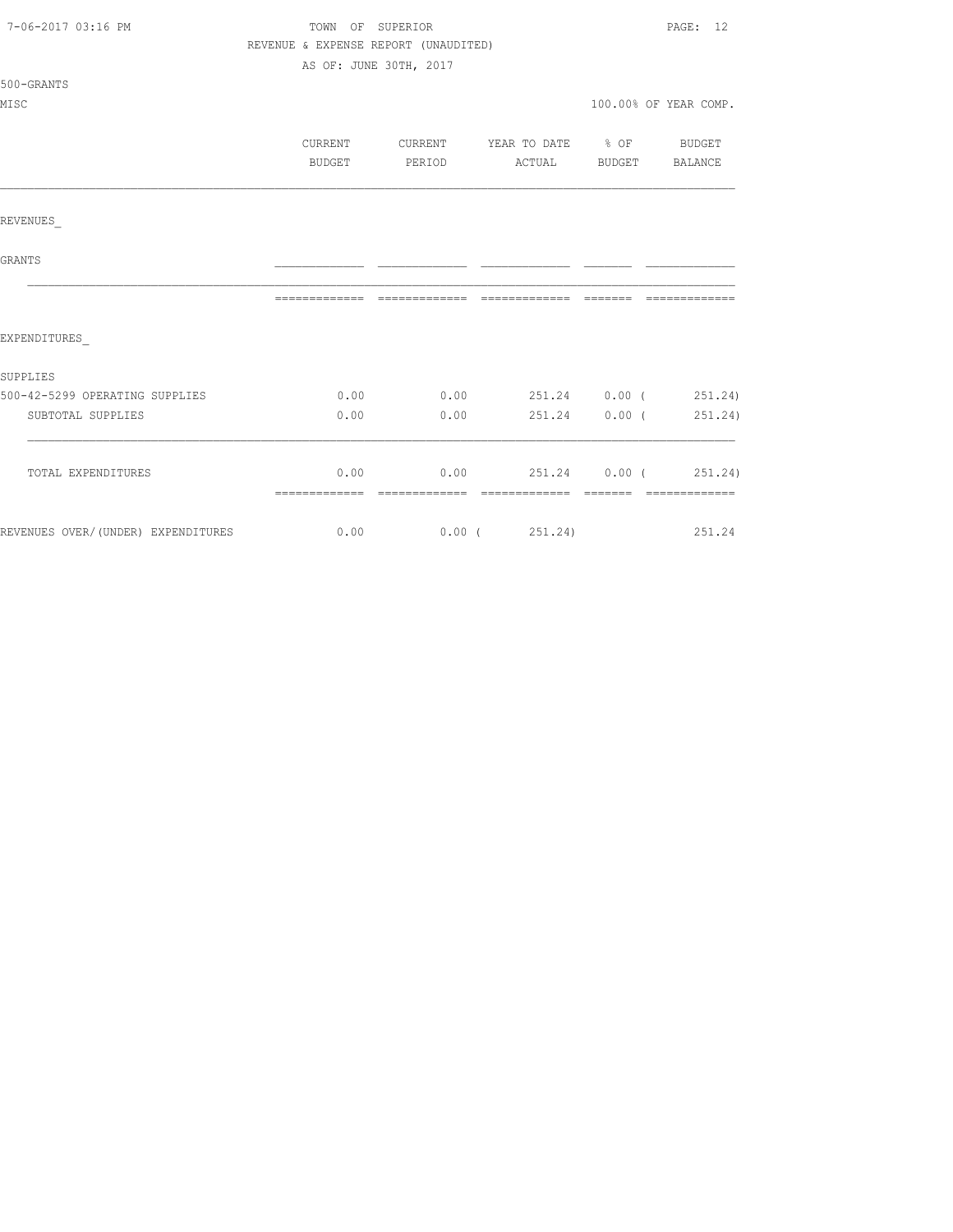TOWN OF SUPERIOR
REVENUE & EXPENSE REPORT (UNAUDITED)
AS OF: JUNE 30TH, 2017

500-GRANTS
MISC

100.00% OF YEAR COMP.

| | CURRENT BUDGET | CURRENT PERIOD | YEAR TO DATE ACTUAL | % OF BUDGET | BUDGET BALANCE |
|---|---|---|---|---|---|
| REVENUES_ | | | | | |
| GRANTS | | | | | |
| EXPENDITURES_ | | | | | |
| SUPPLIES | | | | | |
| 500-42-5299 OPERATING SUPPLIES | 0.00 | 0.00 | 251.24 | 0.00 | ( 251.24) |
| SUBTOTAL SUPPLIES | 0.00 | 0.00 | 251.24 | 0.00 | ( 251.24) |
| TOTAL EXPENDITURES | 0.00 | 0.00 | 251.24 | 0.00 | ( 251.24) |
| REVENUES OVER/(UNDER) EXPENDITURES | 0.00 | 0.00 | ( 251.24) | | 251.24 |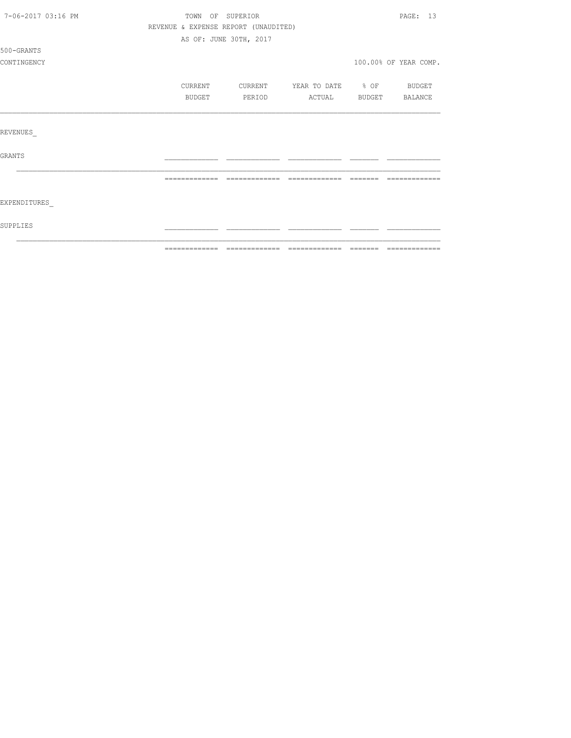TOWN OF SUPERIOR
REVENUE & EXPENSE REPORT (UNAUDITED)
AS OF: JUNE 30TH, 2017

500-GRANTS
CONTINGENCY

100.00% OF YEAR COMP.

| | CURRENT BUDGET | CURRENT PERIOD | YEAR TO DATE ACTUAL | % OF BUDGET | BUDGET BALANCE |
|---|---|---|---|---|---|
| REVENUES_ | | | | | |
| GRANTS | | | | | |
| EXPENDITURES_ | | | | | |
| SUPPLIES | | | | | |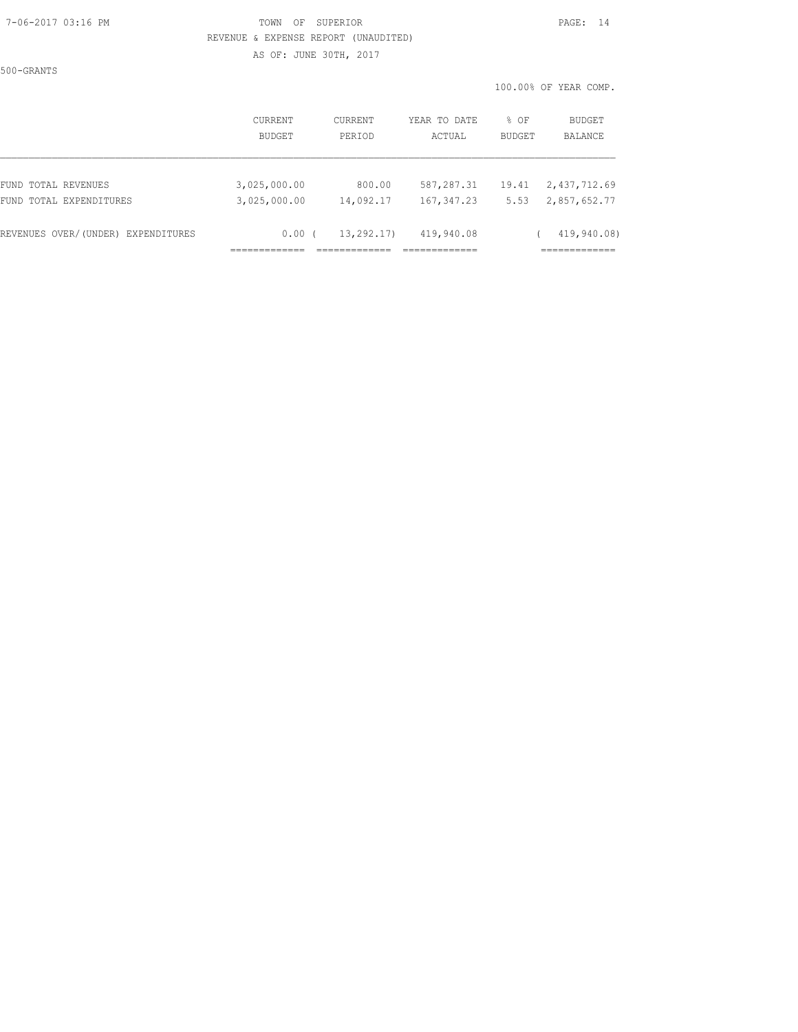TOWN OF SUPERIOR
REVENUE & EXPENSE REPORT (UNAUDITED)
AS OF: JUNE 30TH, 2017

500-GRANTS

100.00% OF YEAR COMP.

| | CURRENT BUDGET | CURRENT PERIOD | YEAR TO DATE ACTUAL | % OF BUDGET | BUDGET BALANCE |
|---|---|---|---|---|---|
| FUND TOTAL REVENUES | 3,025,000.00 | 800.00 | 587,287.31 | 19.41 | 2,437,712.69 |
| FUND TOTAL EXPENDITURES | 3,025,000.00 | 14,092.17 | 167,347.23 | 5.53 | 2,857,652.77 |
| REVENUES OVER/(UNDER) EXPENDITURES | 0.00 | ( 13,292.17) | 419,940.08 | | ( 419,940.08) |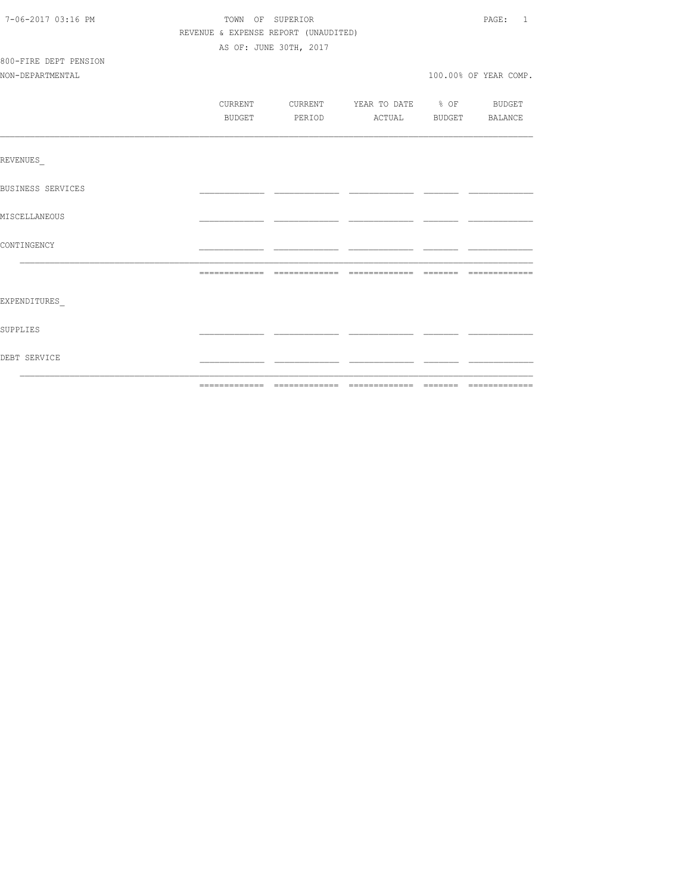TOWN OF SUPERIOR

REVENUE & EXPENSE REPORT (UNAUDITED)

AS OF: JUNE 30TH, 2017

800-FIRE DEPT PENSION

NON-DEPARTMENTAL

100.00% OF YEAR COMP.

| | CURRENT BUDGET | CURRENT PERIOD | YEAR TO DATE ACTUAL | % OF BUDGET | BUDGET BALANCE |
|---|---|---|---|---|---|
| REVENUES_ | | | | | |
| BUSINESS SERVICES | | | | | |
| MISCELLANEOUS | | | | | |
| CONTINGENCY | | | | | |
| | | | | | |
| EXPENDITURES_ | | | | | |
| SUPPLIES | | | | | |
| DEBT SERVICE | | | | | |
| | | | | | |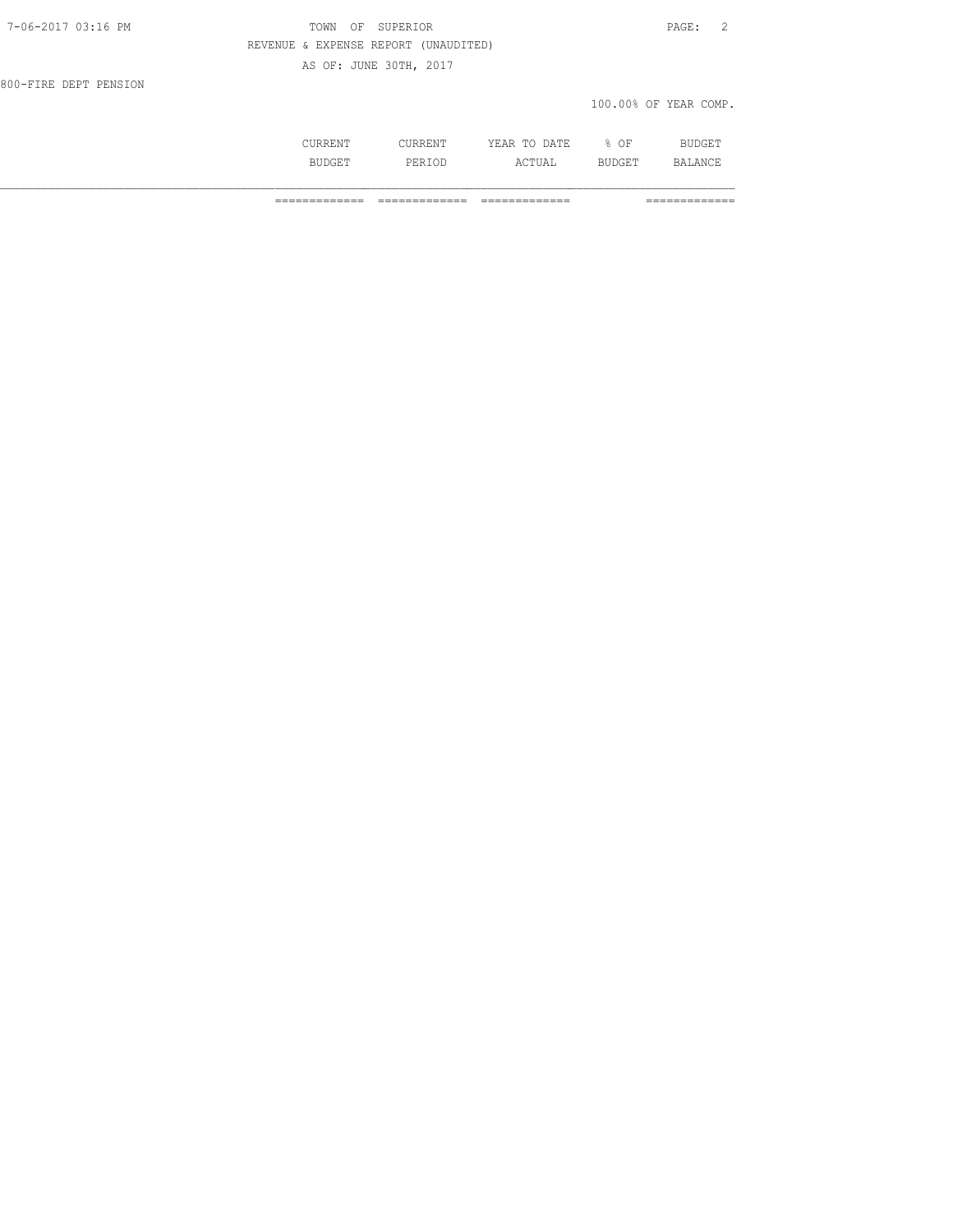800-FIRE DEPT PENSION

100.00% OF YEAR COMP.

| | CURRENT BUDGET | CURRENT PERIOD | YEAR TO DATE ACTUAL | % OF BUDGET | BUDGET BALANCE |
|---|---|---|---|---|---|
| | ============= | ============= | ============= | | ============= |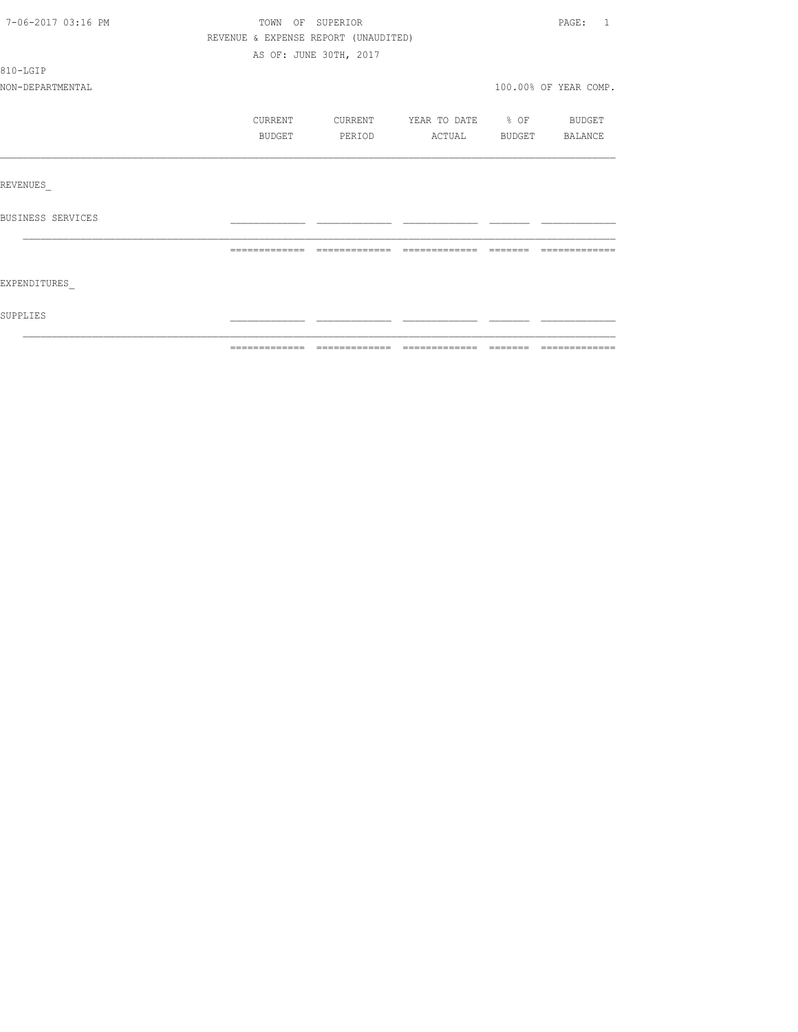TOWN OF SUPERIOR

REVENUE & EXPENSE REPORT (UNAUDITED)

AS OF: JUNE 30TH, 2017

810-LGIP

NON-DEPARTMENTAL

100.00% OF YEAR COMP.

| | CURRENT BUDGET | CURRENT PERIOD | YEAR TO DATE ACTUAL | % OF BUDGET | BUDGET BALANCE |
|---|---|---|---|---|---|
| REVENUES_ | | | | | |
| BUSINESS SERVICES | | | | | |
| | | | | | |
| EXPENDITURES_ | | | | | |
| SUPPLIES | | | | | |
| | | | | | |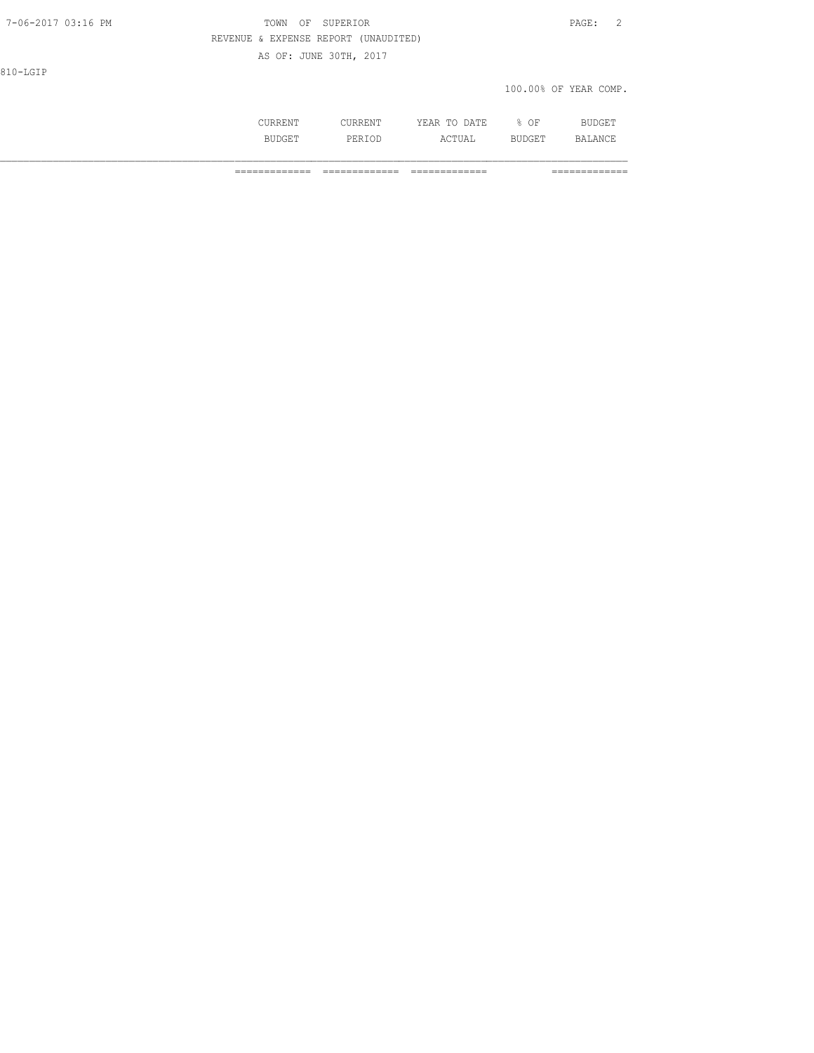810-LGIP

100.00% OF YEAR COMP.

| | CURRENT BUDGET | CURRENT PERIOD | YEAR TO DATE ACTUAL | % OF BUDGET | BUDGET BALANCE |
|---|---|---|---|---|---|
| | ============= | ============= | ============= | | ============= |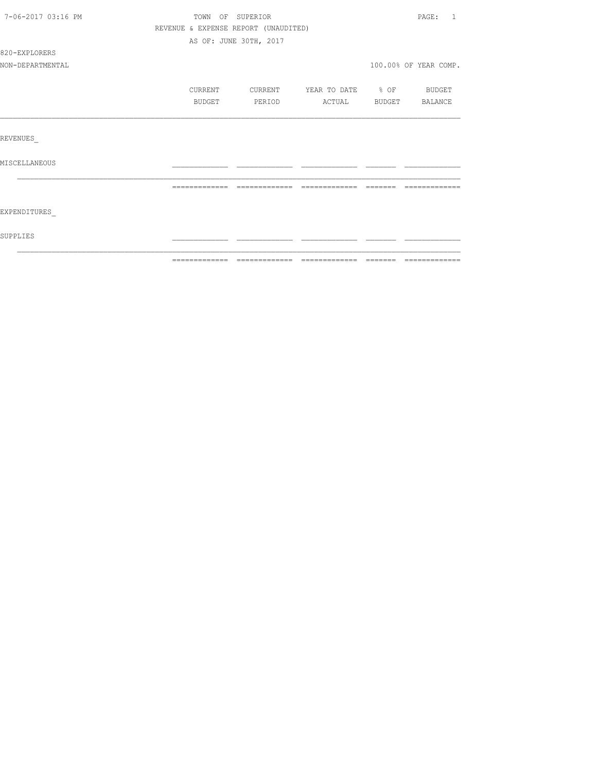TOWN OF SUPERIOR

REVENUE & EXPENSE REPORT (UNAUDITED)

AS OF: JUNE 30TH, 2017

820-EXPLORERS

NON-DEPARTMENTAL

100.00% OF YEAR COMP.

| | CURRENT BUDGET | CURRENT PERIOD | YEAR TO DATE ACTUAL | % OF BUDGET | BUDGET BALANCE |
|---|---|---|---|---|---|
| REVENUES_ | | | | | |
| MISCELLANEOUS | | | | | |
| | | | | | |
| EXPENDITURES_ | | | | | |
| SUPPLIES | | | | | |
| | | | | | |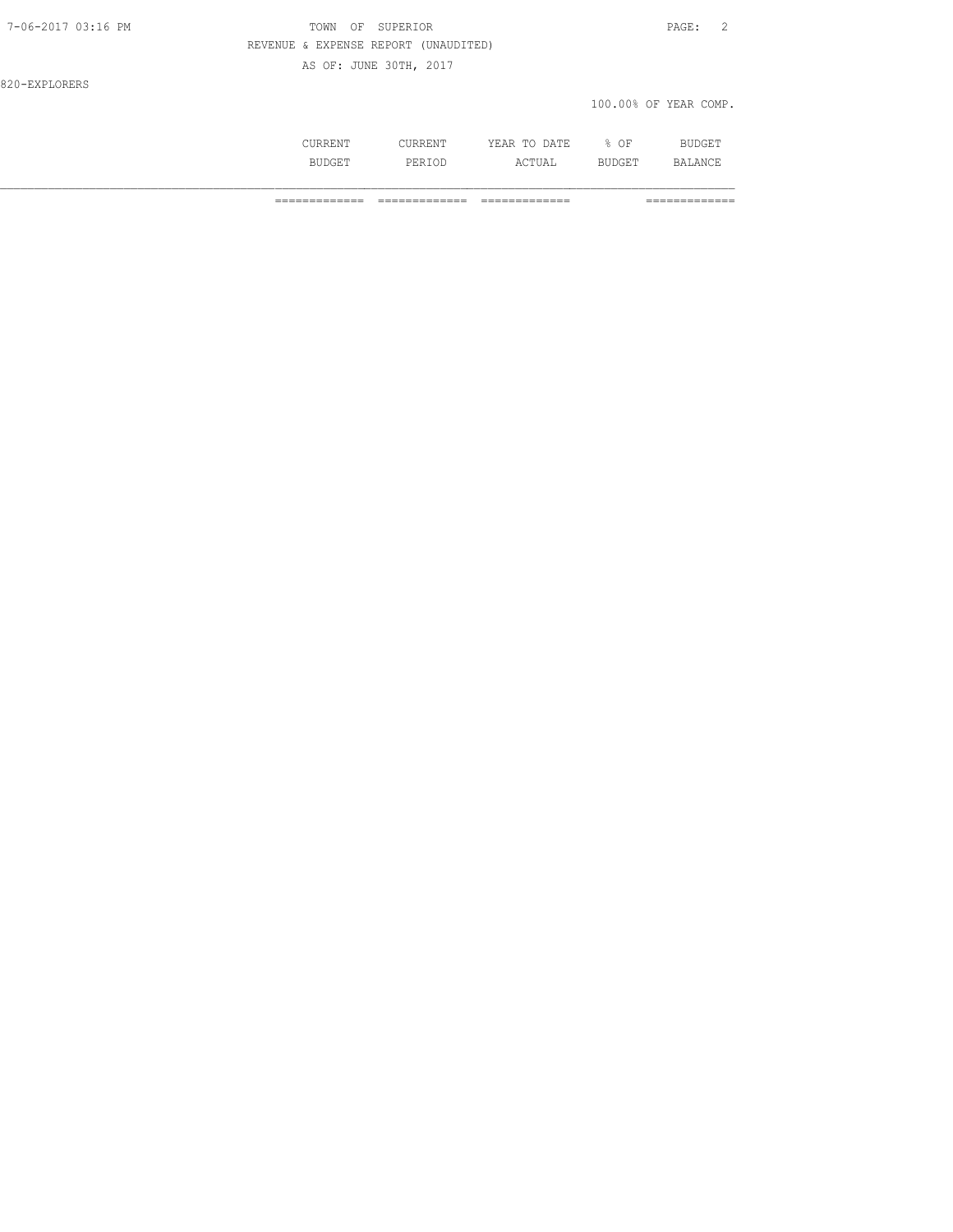REVENUE & EXPENSE REPORT (UNAUDITED)

AS OF: JUNE 30TH, 2017

820-EXPLORERS

100.00% OF YEAR COMP.

| | CURRENT BUDGET | CURRENT PERIOD | YEAR TO DATE ACTUAL | % OF BUDGET | BUDGET BALANCE |
|---|---|---|---|---|---|
| | ============= | ============= | ============= | | ============= |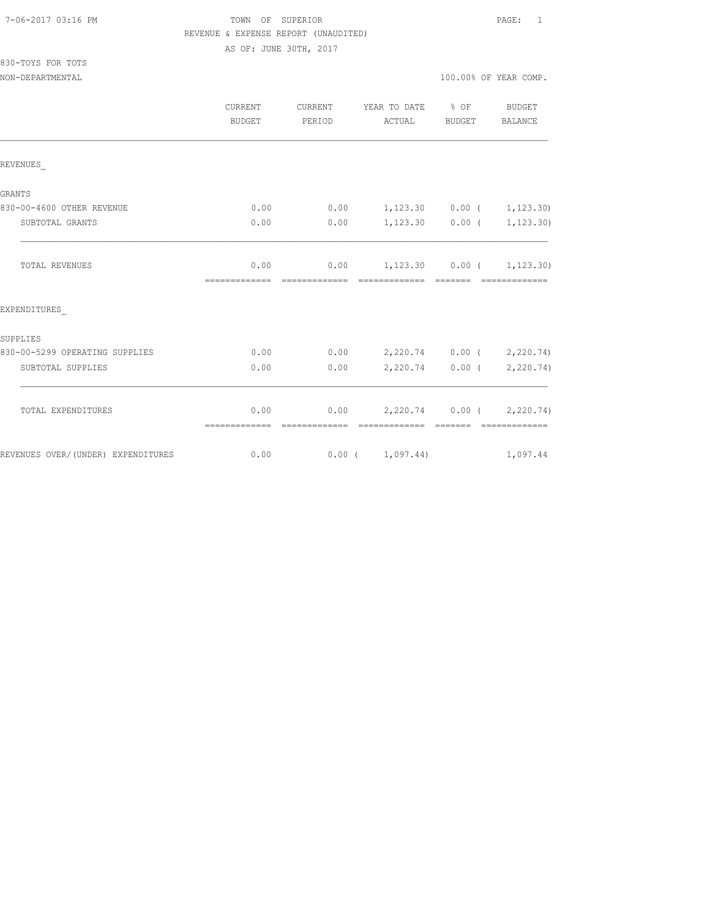TOWN OF SUPERIOR

REVENUE & EXPENSE REPORT (UNAUDITED)

AS OF: JUNE 30TH, 2017

830-TOYS FOR TOTS

NON-DEPARTMENTAL — 100.00% OF YEAR COMP.

| | CURRENT BUDGET | CURRENT PERIOD | YEAR TO DATE ACTUAL | % OF BUDGET | BUDGET BALANCE |
|---|---|---|---|---|---|
| REVENUES_ | | | | | |
| GRANTS | | | | | |
| 830-00-4600 OTHER REVENUE | 0.00 | 0.00 | 1,123.30 | 0.00 | ( 1,123.30) |
| SUBTOTAL GRANTS | 0.00 | 0.00 | 1,123.30 | 0.00 | ( 1,123.30) |
| TOTAL REVENUES | 0.00 | 0.00 | 1,123.30 | 0.00 | ( 1,123.30) |
| EXPENDITURES_ | | | | | |
| SUPPLIES | | | | | |
| 830-00-5299 OPERATING SUPPLIES | 0.00 | 0.00 | 2,220.74 | 0.00 | ( 2,220.74) |
| SUBTOTAL SUPPLIES | 0.00 | 0.00 | 2,220.74 | 0.00 | ( 2,220.74) |
| TOTAL EXPENDITURES | 0.00 | 0.00 | 2,220.74 | 0.00 | ( 2,220.74) |
| REVENUES OVER/(UNDER) EXPENDITURES | 0.00 | 0.00 | ( 1,097.44) | | 1,097.44 |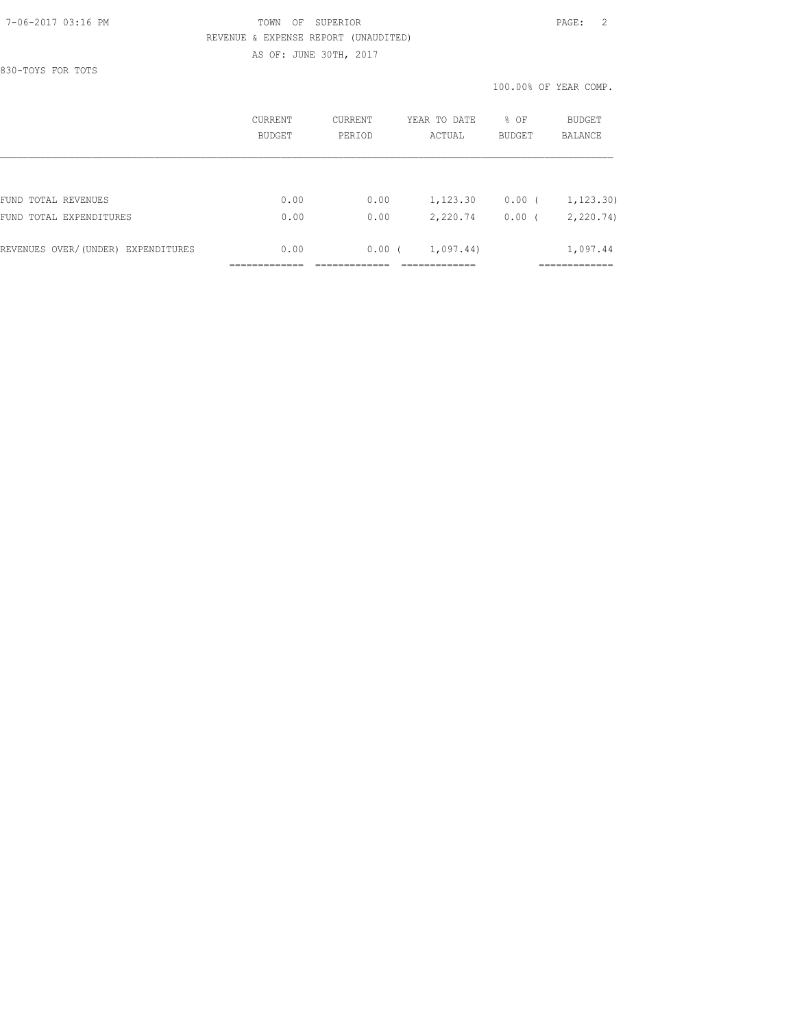TOWN OF SUPERIOR

REVENUE & EXPENSE REPORT (UNAUDITED)

AS OF: JUNE 30TH, 2017

830-TOYS FOR TOTS

100.00% OF YEAR COMP.

| | CURRENT BUDGET | CURRENT PERIOD | YEAR TO DATE ACTUAL | % OF BUDGET | BUDGET BALANCE |
|---|---|---|---|---|---|
| FUND TOTAL REVENUES | 0.00 | 0.00 | 1,123.30 | 0.00 | ( 1,123.30) |
| FUND TOTAL EXPENDITURES | 0.00 | 0.00 | 2,220.74 | 0.00 | ( 2,220.74) |
| REVENUES OVER/(UNDER) EXPENDITURES | 0.00 | 0.00 | ( 1,097.44) | | 1,097.44 |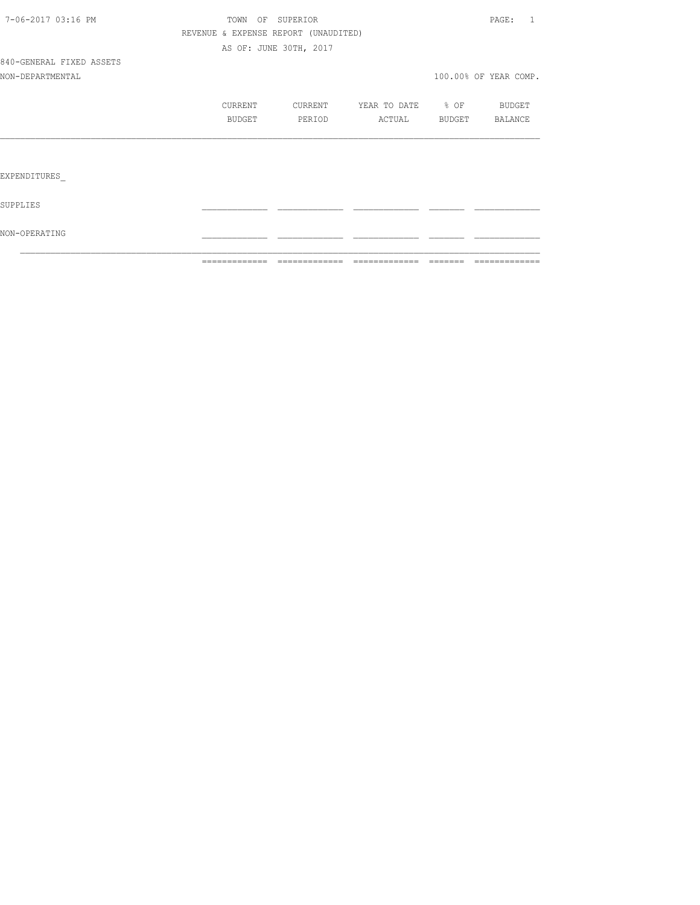TOWN OF SUPERIOR

REVENUE & EXPENSE REPORT (UNAUDITED)

AS OF: JUNE 30TH, 2017

840-GENERAL FIXED ASSETS

NON-DEPARTMENTAL

100.00% OF YEAR COMP.

| | CURRENT BUDGET | CURRENT PERIOD | YEAR TO DATE ACTUAL | % OF BUDGET | BUDGET BALANCE |
|---|---|---|---|---|---|
| EXPENDITURES_ | | | | | |
| SUPPLIES | | | | | |
| NON-OPERATING | | | | | |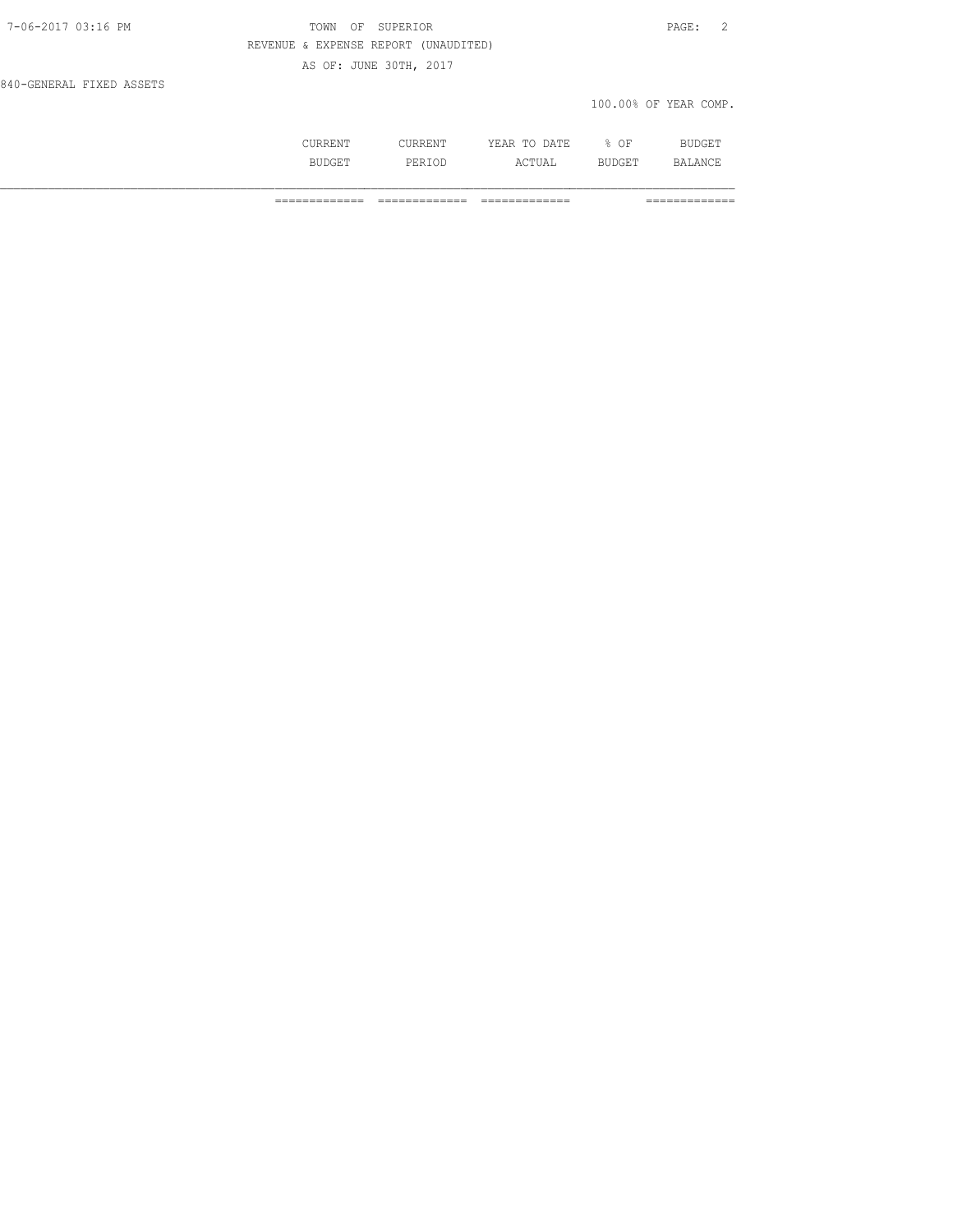TOWN OF SUPERIOR

REVENUE & EXPENSE REPORT (UNAUDITED)

AS OF: JUNE 30TH, 2017

840-GENERAL FIXED ASSETS

100.00% OF YEAR COMP.

| | CURRENT BUDGET | CURRENT PERIOD | YEAR TO DATE ACTUAL | % OF BUDGET | BUDGET BALANCE |
|---|---|---|---|---|---|
| | ============= | ============= | ============= | | ============= |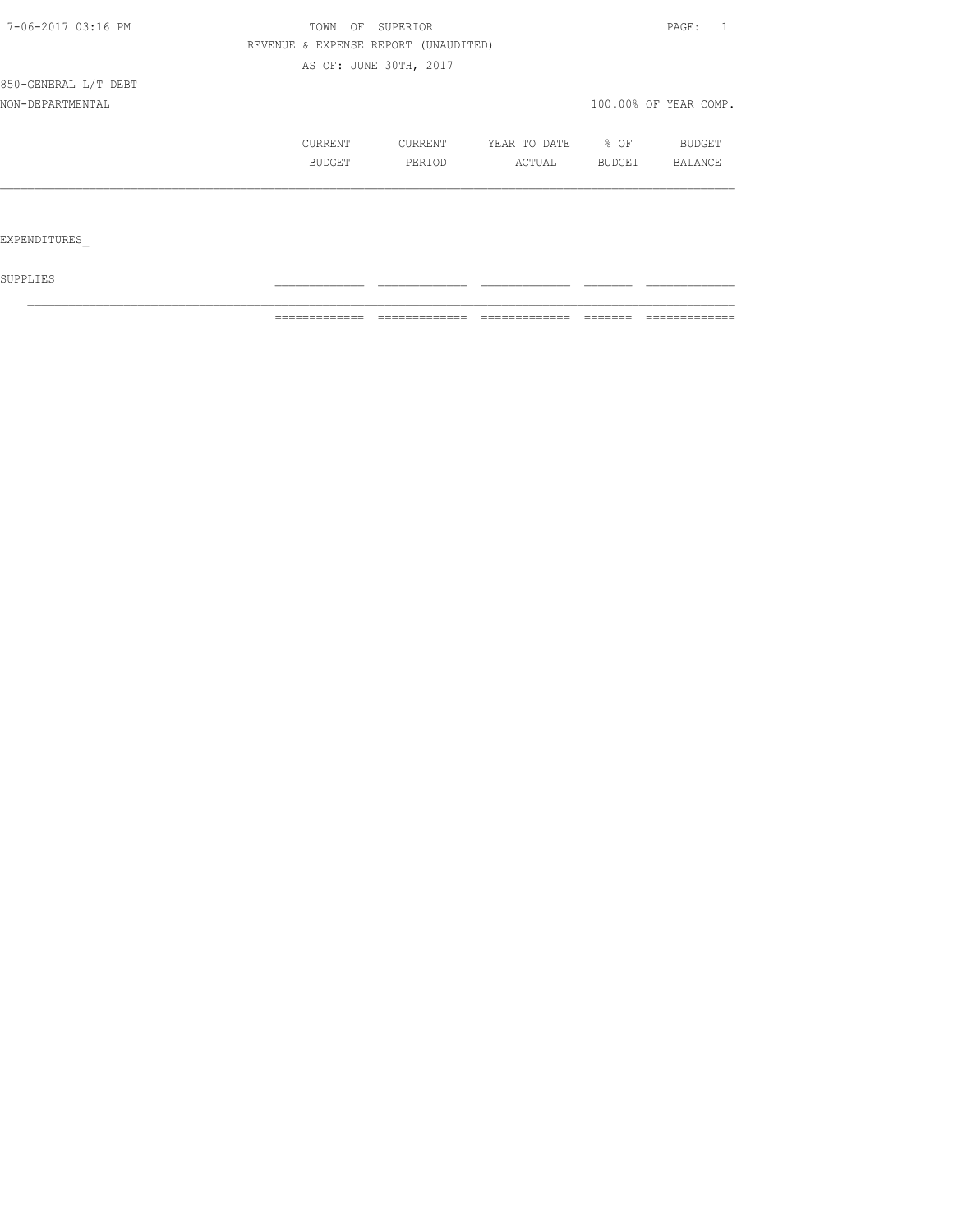TOWN OF SUPERIOR

REVENUE & EXPENSE REPORT (UNAUDITED)

AS OF: JUNE 30TH, 2017

850-GENERAL L/T DEBT

NON-DEPARTMENTAL

100.00% OF YEAR COMP.

| | CURRENT BUDGET | CURRENT PERIOD | YEAR TO DATE ACTUAL | % OF BUDGET | BUDGET BALANCE |
|---|---|---|---|---|---|
| EXPENDITURES_ | | | | | |
| SUPPLIES | | | | | |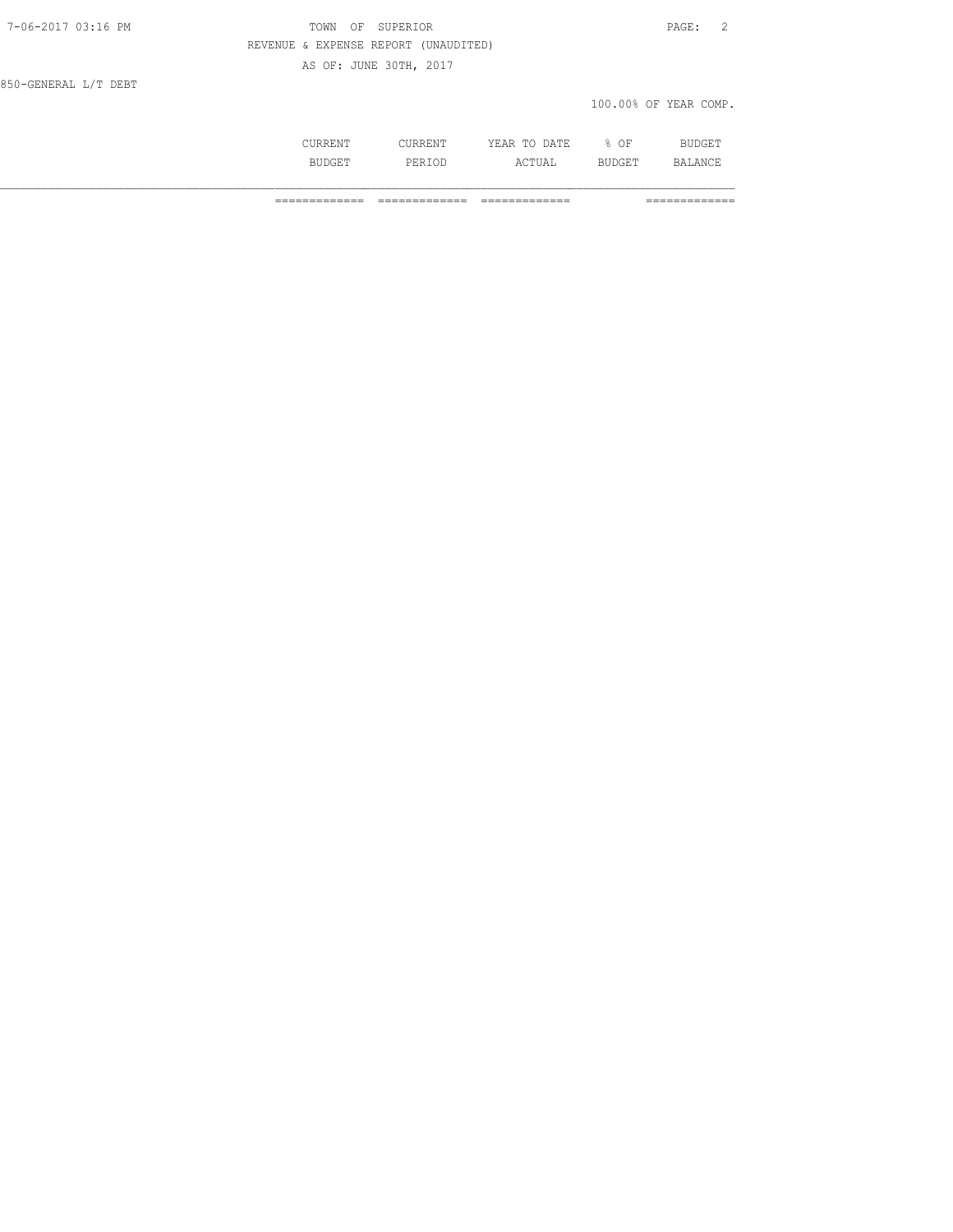TOWN OF SUPERIOR

REVENUE & EXPENSE REPORT (UNAUDITED)

AS OF: JUNE 30TH, 2017

850-GENERAL L/T DEBT

100.00% OF YEAR COMP.

| | CURRENT BUDGET | CURRENT PERIOD | YEAR TO DATE ACTUAL | % OF BUDGET | BUDGET BALANCE |
|---|---|---|---|---|---|
| | ============= | ============= | ============= | | ============= |